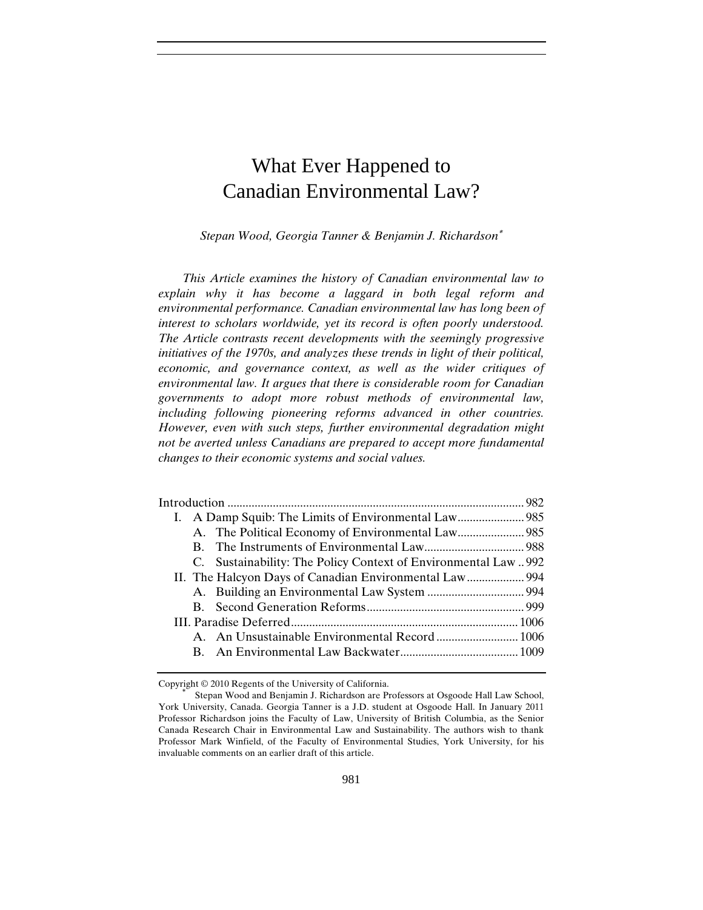# What Ever Happened to Canadian Environmental Law?

*Stepan Wood, Georgia Tanner & Benjamin J. Richardson*[*]

*This Article examines the history of Canadian environmental law to explain why it has become a laggard in both legal reform and environmental performance. Canadian environmental law has long been of interest to scholars worldwide, yet its record is often poorly understood. The Article contrasts recent developments with the seemingly progressive initiatives of the 1970s, and analyzes these trends in light of their political, economic, and governance context, as well as the wider critiques of environmental law. It argues that there is considerable room for Canadian governments to adopt more robust methods of environmental law, including following pioneering reforms advanced in other countries. However, even with such steps, further environmental degradation might not be averted unless Canadians are prepared to accept more fundamental changes to their economic systems and social values.*

Introduction ........ 982
- I. A Damp Squib: The Limits of Environmental Law ........ 985
  - A. The Political Economy of Environmental Law ........ 985
  - B. The Instruments of Environmental Law ........ 988
  - C. Sustainability: The Policy Context of Environmental Law ........ 992
- II. The Halcyon Days of Canadian Environmental Law ........ 994
  - A. Building an Environmental Law System ........ 994
  - B. Second Generation Reforms ........ 999
- III. Paradise Deferred ........ 1006
  - A. An Unsustainable Environmental Record ........ 1006
  - B. An Environmental Law Backwater ........ 1009

Copyright © 2010 Regents of the University of California.

[*] Stepan Wood and Benjamin J. Richardson are Professors at Osgoode Hall Law School, York University, Canada. Georgia Tanner is a J.D. student at Osgoode Hall. In January 2011 Professor Richardson joins the Faculty of Law, University of British Columbia, as the Senior Canada Research Chair in Environmental Law and Sustainability. The authors wish to thank Professor Mark Winfield, of the Faculty of Environmental Studies, York University, for his invaluable comments on an earlier draft of this article.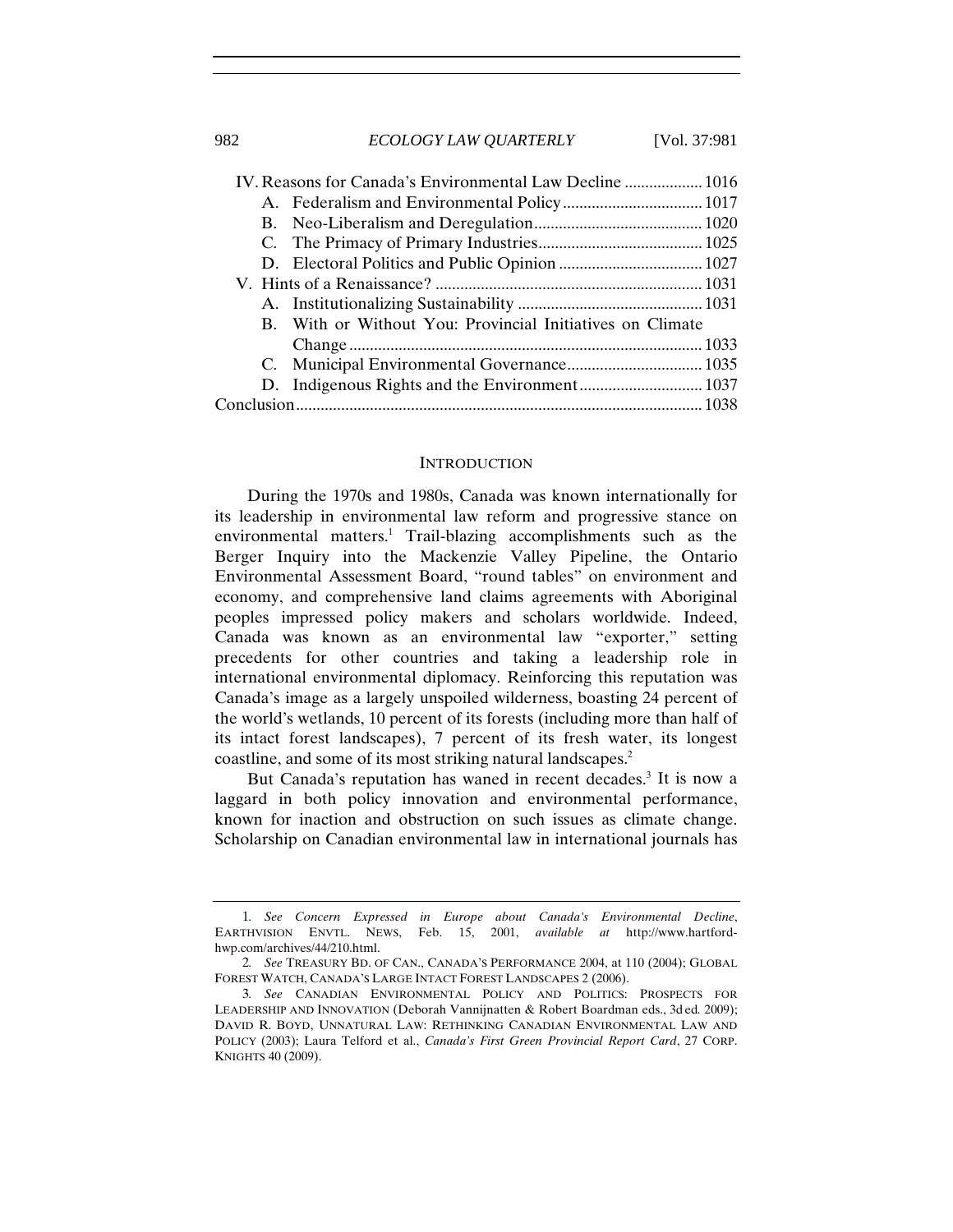IV. Reasons for Canada's Environmental Law Decline ................... 1016
   A. Federalism and Environmental Policy .................................. 1017
   B. Neo-Liberalism and Deregulation ......................................... 1020
   C. The Primacy of Primary Industries ........................................ 1025
   D. Electoral Politics and Public Opinion ................................... 1027
V. Hints of a Renaissance? ................................................................. 1031
   A. Institutionalizing Sustainability ............................................. 1031
   B. With or Without You: Provincial Initiatives on Climate Change ..................................................................................... 1033
   C. Municipal Environmental Governance ................................. 1035
   D. Indigenous Rights and the Environment .............................. 1037
Conclusion .................................................................................................. 1038

## INTRODUCTION

During the 1970s and 1980s, Canada was known internationally for its leadership in environmental law reform and progressive stance on environmental matters.[1] Trail-blazing accomplishments such as the Berger Inquiry into the Mackenzie Valley Pipeline, the Ontario Environmental Assessment Board, "round tables" on environment and economy, and comprehensive land claims agreements with Aboriginal peoples impressed policy makers and scholars worldwide. Indeed, Canada was known as an environmental law "exporter," setting precedents for other countries and taking a leadership role in international environmental diplomacy. Reinforcing this reputation was Canada's image as a largely unspoiled wilderness, boasting 24 percent of the world's wetlands, 10 percent of its forests (including more than half of its intact forest landscapes), 7 percent of its fresh water, its longest coastline, and some of its most striking natural landscapes.[2]

But Canada's reputation has waned in recent decades.[3] It is now a laggard in both policy innovation and environmental performance, known for inaction and obstruction on such issues as climate change. Scholarship on Canadian environmental law in international journals has

---

1. *See Concern Expressed in Europe about Canada's Environmental Decline*, EARTHVISION ENVTL. NEWS, Feb. 15, 2001, *available at* http://www.hartford-hwp.com/archives/44/210.html.

2. *See* TREASURY BD. OF CAN., CANADA'S PERFORMANCE 2004, at 110 (2004); GLOBAL FOREST WATCH, CANADA'S LARGE INTACT FOREST LANDSCAPES 2 (2006).

3. *See* CANADIAN ENVIRONMENTAL POLICY AND POLITICS: PROSPECTS FOR LEADERSHIP AND INNOVATION (Deborah Vannijnatten & Robert Boardman eds., 3d ed. 2009); DAVID R. BOYD, UNNATURAL LAW: RETHINKING CANADIAN ENVIRONMENTAL LAW AND POLICY (2003); Laura Telford et al., *Canada's First Green Provincial Report Card*, 27 CORP. KNIGHTS 40 (2009).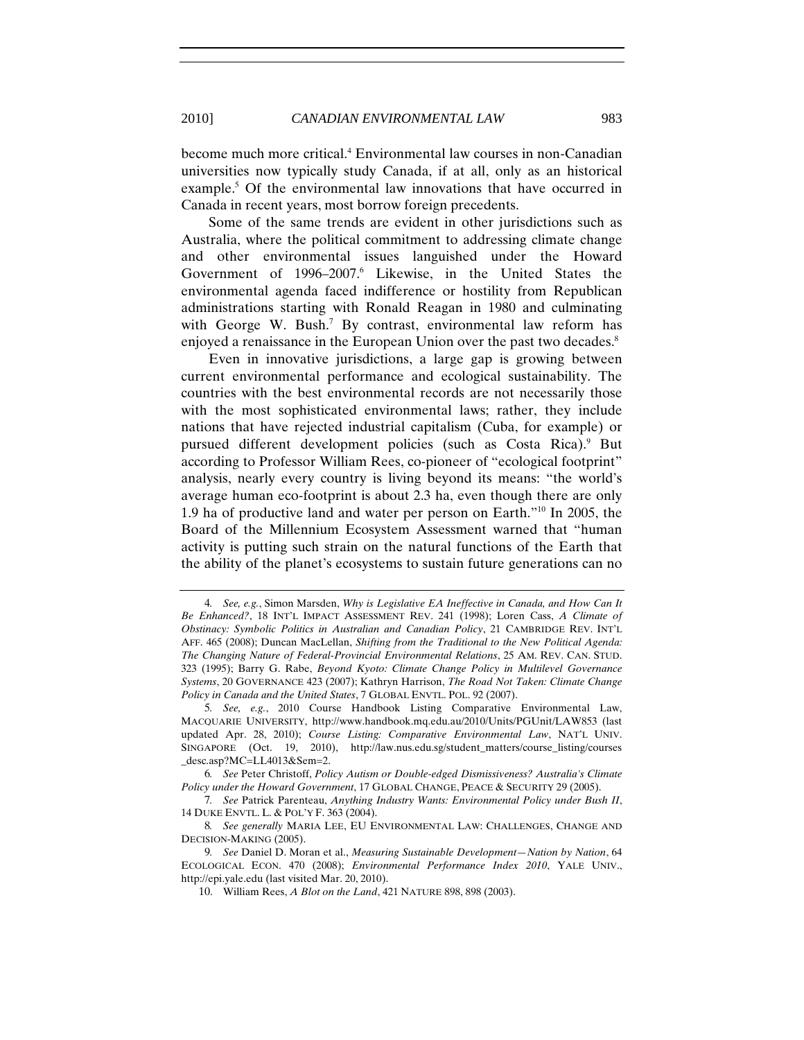become much more critical.[4] Environmental law courses in non-Canadian universities now typically study Canada, if at all, only as an historical example.[5] Of the environmental law innovations that have occurred in Canada in recent years, most borrow foreign precedents.

Some of the same trends are evident in other jurisdictions such as Australia, where the political commitment to addressing climate change and other environmental issues languished under the Howard Government of 1996–2007.[6] Likewise, in the United States the environmental agenda faced indifference or hostility from Republican administrations starting with Ronald Reagan in 1980 and culminating with George W. Bush.[7] By contrast, environmental law reform has enjoyed a renaissance in the European Union over the past two decades.[8]

Even in innovative jurisdictions, a large gap is growing between current environmental performance and ecological sustainability. The countries with the best environmental records are not necessarily those with the most sophisticated environmental laws; rather, they include nations that have rejected industrial capitalism (Cuba, for example) or pursued different development policies (such as Costa Rica).[9] But according to Professor William Rees, co-pioneer of "ecological footprint" analysis, nearly every country is living beyond its means: "the world's average human eco-footprint is about 2.3 ha, even though there are only 1.9 ha of productive land and water per person on Earth."[10] In 2005, the Board of the Millennium Ecosystem Assessment warned that "human activity is putting such strain on the natural functions of the Earth that the ability of the planet's ecosystems to sustain future generations can no

---

4. *See, e.g.*, Simon Marsden, *Why is Legislative EA Ineffective in Canada, and How Can It Be Enhanced?*, 18 INT'L IMPACT ASSESSMENT REV. 241 (1998); Loren Cass, *A Climate of Obstinacy: Symbolic Politics in Australian and Canadian Policy*, 21 CAMBRIDGE REV. INT'L AFF. 465 (2008); Duncan MacLellan, *Shifting from the Traditional to the New Political Agenda: The Changing Nature of Federal-Provincial Environmental Relations*, 25 AM. REV. CAN. STUD. 323 (1995); Barry G. Rabe, *Beyond Kyoto: Climate Change Policy in Multilevel Governance Systems*, 20 GOVERNANCE 423 (2007); Kathryn Harrison, *The Road Not Taken: Climate Change Policy in Canada and the United States*, 7 GLOBAL ENVTL. POL. 92 (2007).

5. *See, e.g.*, 2010 Course Handbook Listing Comparative Environmental Law, MACQUARIE UNIVERSITY, http://www.handbook.mq.edu.au/2010/Units/PGUnit/LAW853 (last updated Apr. 28, 2010); *Course Listing: Comparative Environmental Law*, NAT'L UNIV. SINGAPORE (Oct. 19, 2010), http://law.nus.edu.sg/student_matters/course_listing/courses_desc.asp?MC=LL4013&Sem=2.

6. *See* Peter Christoff, *Policy Autism or Double-edged Dismissiveness? Australia's Climate Policy under the Howard Government*, 17 GLOBAL CHANGE, PEACE & SECURITY 29 (2005).

7. *See* Patrick Parenteau, *Anything Industry Wants: Environmental Policy under Bush II*, 14 DUKE ENVTL. L. & POL'Y F. 363 (2004).

8. *See generally* MARIA LEE, EU ENVIRONMENTAL LAW: CHALLENGES, CHANGE AND DECISION-MAKING (2005).

9. *See* Daniel D. Moran et al., *Measuring Sustainable Development—Nation by Nation*, 64 ECOLOGICAL ECON. 470 (2008); *Environmental Performance Index 2010*, YALE UNIV., http://epi.yale.edu (last visited Mar. 20, 2010).

10. William Rees, *A Blot on the Land*, 421 NATURE 898, 898 (2003).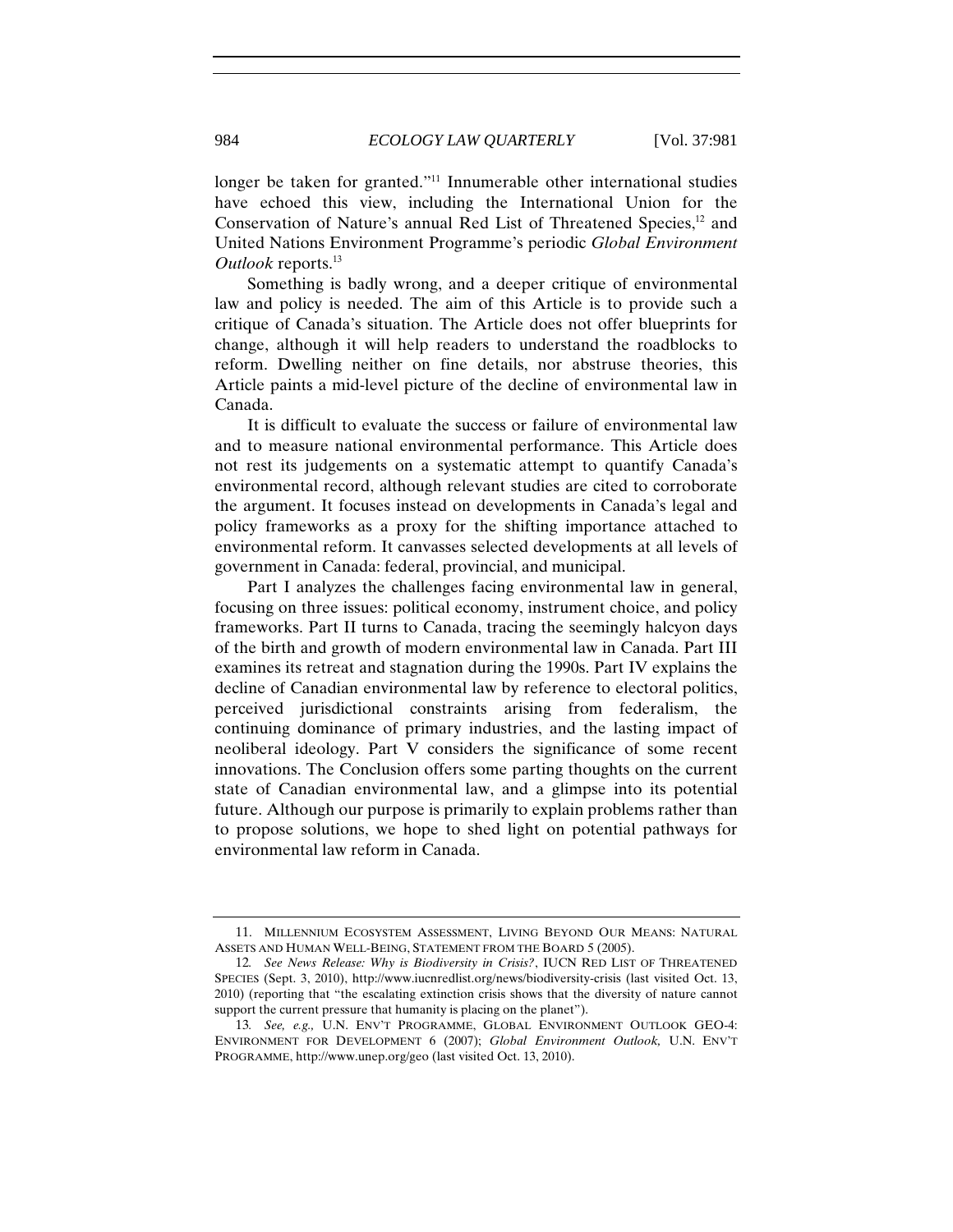longer be taken for granted."[11] Innumerable other international studies have echoed this view, including the International Union for the Conservation of Nature's annual Red List of Threatened Species,[12] and United Nations Environment Programme's periodic *Global Environment Outlook* reports.[13]

Something is badly wrong, and a deeper critique of environmental law and policy is needed. The aim of this Article is to provide such a critique of Canada's situation. The Article does not offer blueprints for change, although it will help readers to understand the roadblocks to reform. Dwelling neither on fine details, nor abstruse theories, this Article paints a mid-level picture of the decline of environmental law in Canada.

It is difficult to evaluate the success or failure of environmental law and to measure national environmental performance. This Article does not rest its judgements on a systematic attempt to quantify Canada's environmental record, although relevant studies are cited to corroborate the argument. It focuses instead on developments in Canada's legal and policy frameworks as a proxy for the shifting importance attached to environmental reform. It canvasses selected developments at all levels of government in Canada: federal, provincial, and municipal.

Part I analyzes the challenges facing environmental law in general, focusing on three issues: political economy, instrument choice, and policy frameworks. Part II turns to Canada, tracing the seemingly halcyon days of the birth and growth of modern environmental law in Canada. Part III examines its retreat and stagnation during the 1990s. Part IV explains the decline of Canadian environmental law by reference to electoral politics, perceived jurisdictional constraints arising from federalism, the continuing dominance of primary industries, and the lasting impact of neoliberal ideology. Part V considers the significance of some recent innovations. The Conclusion offers some parting thoughts on the current state of Canadian environmental law, and a glimpse into its potential future. Although our purpose is primarily to explain problems rather than to propose solutions, we hope to shed light on potential pathways for environmental law reform in Canada.

---

11. MILLENNIUM ECOSYSTEM ASSESSMENT, LIVING BEYOND OUR MEANS: NATURAL ASSETS AND HUMAN WELL-BEING, STATEMENT FROM THE BOARD 5 (2005).

12. *See News Release: Why is Biodiversity in Crisis?*, IUCN RED LIST OF THREATENED SPECIES (Sept. 3, 2010), http://www.iucnredlist.org/news/biodiversity-crisis (last visited Oct. 13, 2010) (reporting that "the escalating extinction crisis shows that the diversity of nature cannot support the current pressure that humanity is placing on the planet").

13. *See, e.g.,* U.N. ENV'T PROGRAMME, GLOBAL ENVIRONMENT OUTLOOK GEO-4: ENVIRONMENT FOR DEVELOPMENT 6 (2007); *Global Environment Outlook,* U.N. ENV'T PROGRAMME, http://www.unep.org/geo (last visited Oct. 13, 2010).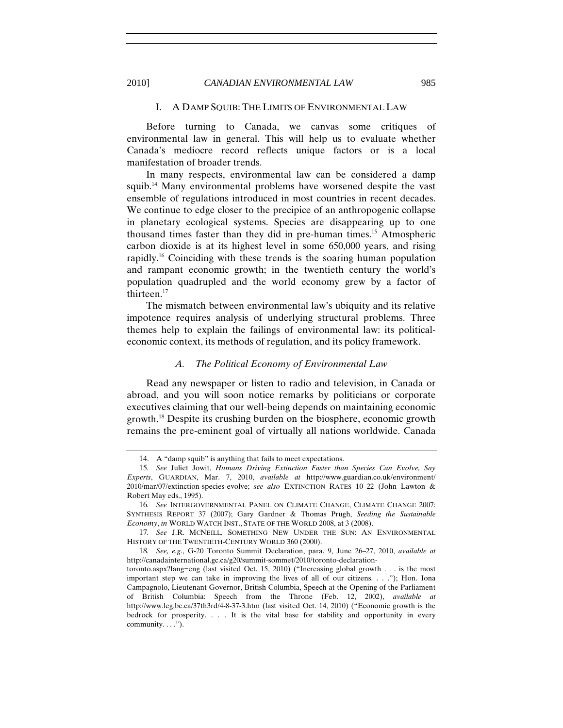## I. A DAMP SQUIB: THE LIMITS OF ENVIRONMENTAL LAW

Before turning to Canada, we canvas some critiques of environmental law in general. This will help us to evaluate whether Canada's mediocre record reflects unique factors or is a local manifestation of broader trends.

In many respects, environmental law can be considered a damp squib.[14] Many environmental problems have worsened despite the vast ensemble of regulations introduced in most countries in recent decades. We continue to edge closer to the precipice of an anthropogenic collapse in planetary ecological systems. Species are disappearing up to one thousand times faster than they did in pre-human times.[15] Atmospheric carbon dioxide is at its highest level in some 650,000 years, and rising rapidly.[16] Coinciding with these trends is the soaring human population and rampant economic growth; in the twentieth century the world's population quadrupled and the world economy grew by a factor of thirteen.[17]

The mismatch between environmental law's ubiquity and its relative impotence requires analysis of underlying structural problems. Three themes help to explain the failings of environmental law: its political-economic context, its methods of regulation, and its policy framework.

### *A. The Political Economy of Environmental Law*

Read any newspaper or listen to radio and television, in Canada or abroad, and you will soon notice remarks by politicians or corporate executives claiming that our well-being depends on maintaining economic growth.[18] Despite its crushing burden on the biosphere, economic growth remains the pre-eminent goal of virtually all nations worldwide. Canada

---

14. A "damp squib" is anything that fails to meet expectations.

15. *See* Juliet Jowit, *Humans Driving Extinction Faster than Species Can Evolve, Say Experts*, GUARDIAN, Mar. 7, 2010, *available at* http://www.guardian.co.uk/environment/2010/mar/07/extinction-species-evolve; *see also* EXTINCTION RATES 10–22 (John Lawton & Robert May eds., 1995).

16. *See* INTERGOVERNMENTAL PANEL ON CLIMATE CHANGE, CLIMATE CHANGE 2007: SYNTHESIS REPORT 37 (2007); Gary Gardner & Thomas Prugh, *Seeding the Sustainable Economy*, *in* WORLD WATCH INST., STATE OF THE WORLD 2008, at 3 (2008).

17. *See* J.R. MCNEILL, SOMETHING NEW UNDER THE SUN: AN ENVIRONMENTAL HISTORY OF THE TWENTIETH-CENTURY WORLD 360 (2000).

18. *See, e.g.*, G-20 Toronto Summit Declaration, para. 9, June 26–27, 2010, *available at* http://canadainternational.gc.ca/g20/summit-sommet/2010/toronto-declaration-toronto.aspx?lang=eng (last visited Oct. 15, 2010) ("Increasing global growth . . . is the most important step we can take in improving the lives of all of our citizens. . . ."); Hon. Iona Campagnolo, Lieutenant Governor, British Columbia, Speech at the Opening of the Parliament of British Columbia: Speech from the Throne (Feb. 12, 2002), *available at* http://www.leg.bc.ca/37th3rd/4-8-37-3.htm (last visited Oct. 14, 2010) ("Economic growth is the bedrock for prosperity. . . . It is the vital base for stability and opportunity in every community. . . .").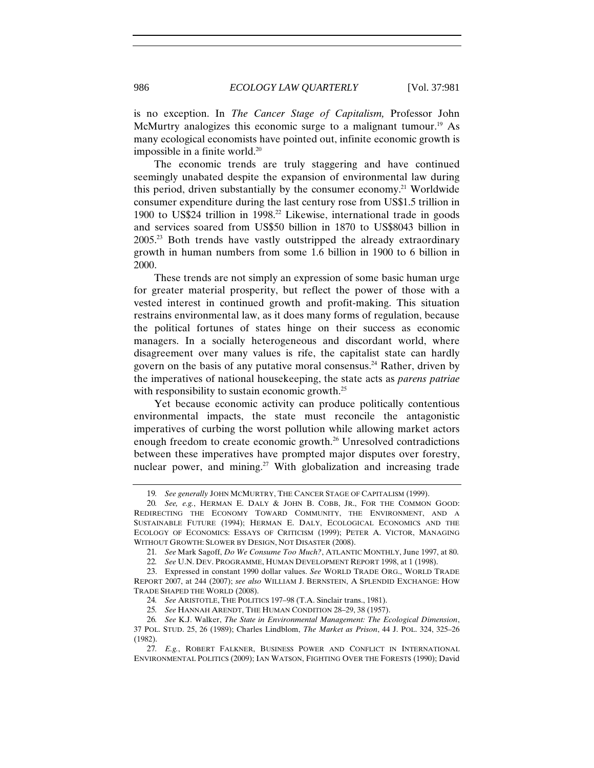is no exception. In *The Cancer Stage of Capitalism,* Professor John McMurtry analogizes this economic surge to a malignant tumour.[19] As many ecological economists have pointed out, infinite economic growth is impossible in a finite world.[20]

The economic trends are truly staggering and have continued seemingly unabated despite the expansion of environmental law during this period, driven substantially by the consumer economy.[21] Worldwide consumer expenditure during the last century rose from US$1.5 trillion in 1900 to US$24 trillion in 1998.[22] Likewise, international trade in goods and services soared from US$50 billion in 1870 to US$8043 billion in 2005.[23] Both trends have vastly outstripped the already extraordinary growth in human numbers from some 1.6 billion in 1900 to 6 billion in 2000.

These trends are not simply an expression of some basic human urge for greater material prosperity, but reflect the power of those with a vested interest in continued growth and profit-making. This situation restrains environmental law, as it does many forms of regulation, because the political fortunes of states hinge on their success as economic managers. In a socially heterogeneous and discordant world, where disagreement over many values is rife, the capitalist state can hardly govern on the basis of any putative moral consensus.[24] Rather, driven by the imperatives of national housekeeping, the state acts as *parens patriae* with responsibility to sustain economic growth.[25]

Yet because economic activity can produce politically contentious environmental impacts, the state must reconcile the antagonistic imperatives of curbing the worst pollution while allowing market actors enough freedom to create economic growth.[26] Unresolved contradictions between these imperatives have prompted major disputes over forestry, nuclear power, and mining.[27] With globalization and increasing trade

---

19. *See generally* JOHN MCMURTRY, THE CANCER STAGE OF CAPITALISM (1999).

20. *See, e.g.*, HERMAN E. DALY & JOHN B. COBB, JR., FOR THE COMMON GOOD: REDIRECTING THE ECONOMY TOWARD COMMUNITY, THE ENVIRONMENT, AND A SUSTAINABLE FUTURE (1994); HERMAN E. DALY, ECOLOGICAL ECONOMICS AND THE ECOLOGY OF ECONOMICS: ESSAYS OF CRITICISM (1999); PETER A. VICTOR, MANAGING WITHOUT GROWTH: SLOWER BY DESIGN, NOT DISASTER (2008).

21. *See* Mark Sagoff, *Do We Consume Too Much?*, ATLANTIC MONTHLY, June 1997, at 80.

22. *See* U.N. DEV. PROGRAMME, HUMAN DEVELOPMENT REPORT 1998, at 1 (1998).

23. Expressed in constant 1990 dollar values. *See* WORLD TRADE ORG., WORLD TRADE REPORT 2007, at 244 (2007); *see also* WILLIAM J. BERNSTEIN, A SPLENDID EXCHANGE: HOW TRADE SHAPED THE WORLD (2008).

24. *See* ARISTOTLE, THE POLITICS 197–98 (T.A. Sinclair trans., 1981).

25. *See* HANNAH ARENDT, THE HUMAN CONDITION 28–29, 38 (1957).

26. *See* K.J. Walker, *The State in Environmental Management: The Ecological Dimension*, 37 POL. STUD. 25, 26 (1989); Charles Lindblom, *The Market as Prison*, 44 J. POL. 324, 325–26 (1982).

27. *E.g.*, ROBERT FALKNER, BUSINESS POWER AND CONFLICT IN INTERNATIONAL ENVIRONMENTAL POLITICS (2009); IAN WATSON, FIGHTING OVER THE FORESTS (1990); David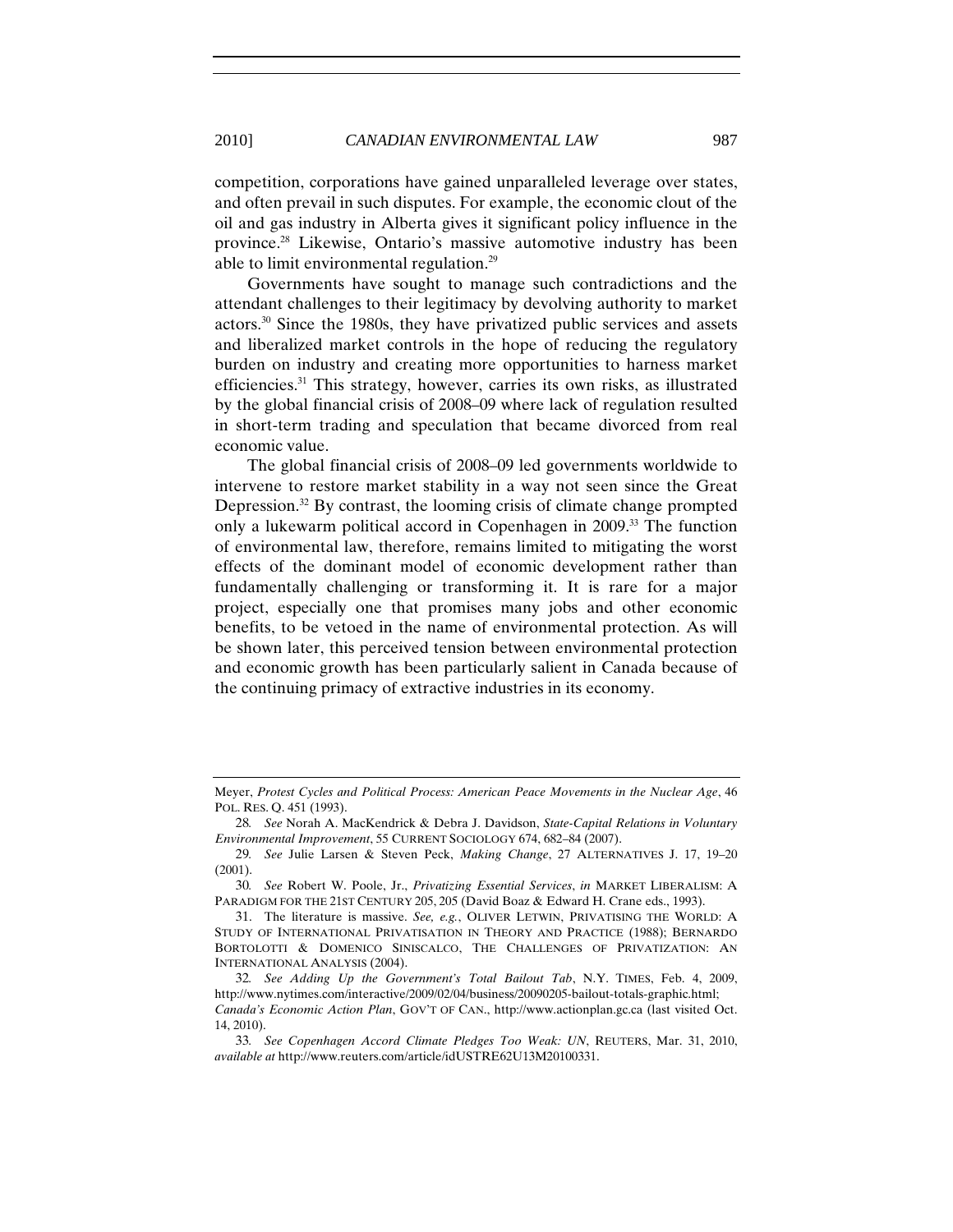competition, corporations have gained unparalleled leverage over states, and often prevail in such disputes. For example, the economic clout of the oil and gas industry in Alberta gives it significant policy influence in the province.[28] Likewise, Ontario's massive automotive industry has been able to limit environmental regulation.[29]

Governments have sought to manage such contradictions and the attendant challenges to their legitimacy by devolving authority to market actors.[30] Since the 1980s, they have privatized public services and assets and liberalized market controls in the hope of reducing the regulatory burden on industry and creating more opportunities to harness market efficiencies.[31] This strategy, however, carries its own risks, as illustrated by the global financial crisis of 2008–09 where lack of regulation resulted in short-term trading and speculation that became divorced from real economic value.

The global financial crisis of 2008–09 led governments worldwide to intervene to restore market stability in a way not seen since the Great Depression.[32] By contrast, the looming crisis of climate change prompted only a lukewarm political accord in Copenhagen in 2009.[33] The function of environmental law, therefore, remains limited to mitigating the worst effects of the dominant model of economic development rather than fundamentally challenging or transforming it. It is rare for a major project, especially one that promises many jobs and other economic benefits, to be vetoed in the name of environmental protection. As will be shown later, this perceived tension between environmental protection and economic growth has been particularly salient in Canada because of the continuing primacy of extractive industries in its economy.

---

Meyer, *Protest Cycles and Political Process: American Peace Movements in the Nuclear Age*, 46 POL. RES. Q. 451 (1993).

28. *See* Norah A. MacKendrick & Debra J. Davidson, *State-Capital Relations in Voluntary Environmental Improvement*, 55 CURRENT SOCIOLOGY 674, 682–84 (2007).

29. *See* Julie Larsen & Steven Peck, *Making Change*, 27 ALTERNATIVES J. 17, 19–20 (2001).

30. *See* Robert W. Poole, Jr., *Privatizing Essential Services*, *in* MARKET LIBERALISM: A PARADIGM FOR THE 21ST CENTURY 205, 205 (David Boaz & Edward H. Crane eds., 1993).

31. The literature is massive. *See, e.g.*, OLIVER LETWIN, PRIVATISING THE WORLD: A STUDY OF INTERNATIONAL PRIVATISATION IN THEORY AND PRACTICE (1988); BERNARDO BORTOLOTTI & DOMENICO SINISCALCO, THE CHALLENGES OF PRIVATIZATION: AN INTERNATIONAL ANALYSIS (2004).

32. *See Adding Up the Government's Total Bailout Tab*, N.Y. TIMES, Feb. 4, 2009, http://www.nytimes.com/interactive/2009/02/04/business/20090205-bailout-totals-graphic.html; *Canada's Economic Action Plan*, GOV'T OF CAN., http://www.actionplan.gc.ca (last visited Oct. 14, 2010).

33. *See Copenhagen Accord Climate Pledges Too Weak: UN*, REUTERS, Mar. 31, 2010, *available at* http://www.reuters.com/article/idUSTRE62U13M20100331.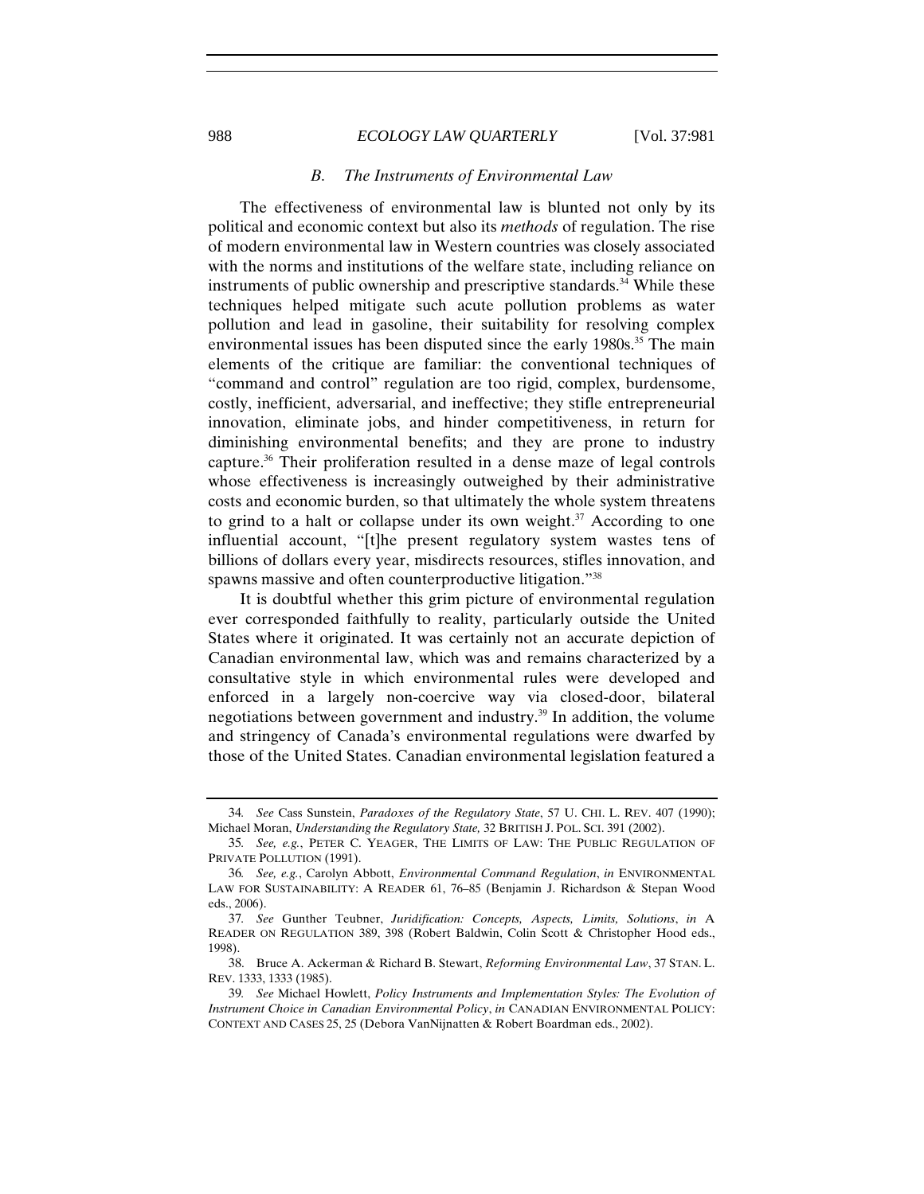### *B. The Instruments of Environmental Law*

The effectiveness of environmental law is blunted not only by its political and economic context but also its *methods* of regulation. The rise of modern environmental law in Western countries was closely associated with the norms and institutions of the welfare state, including reliance on instruments of public ownership and prescriptive standards.[34] While these techniques helped mitigate such acute pollution problems as water pollution and lead in gasoline, their suitability for resolving complex environmental issues has been disputed since the early 1980s.[35] The main elements of the critique are familiar: the conventional techniques of "command and control" regulation are too rigid, complex, burdensome, costly, inefficient, adversarial, and ineffective; they stifle entrepreneurial innovation, eliminate jobs, and hinder competitiveness, in return for diminishing environmental benefits; and they are prone to industry capture.[36] Their proliferation resulted in a dense maze of legal controls whose effectiveness is increasingly outweighed by their administrative costs and economic burden, so that ultimately the whole system threatens to grind to a halt or collapse under its own weight.[37] According to one influential account, "[t]he present regulatory system wastes tens of billions of dollars every year, misdirects resources, stifles innovation, and spawns massive and often counterproductive litigation."[38]

It is doubtful whether this grim picture of environmental regulation ever corresponded faithfully to reality, particularly outside the United States where it originated. It was certainly not an accurate depiction of Canadian environmental law, which was and remains characterized by a consultative style in which environmental rules were developed and enforced in a largely non-coercive way via closed-door, bilateral negotiations between government and industry.[39] In addition, the volume and stringency of Canada's environmental regulations were dwarfed by those of the United States. Canadian environmental legislation featured a

---

34. *See* Cass Sunstein, *Paradoxes of the Regulatory State*, 57 U. CHI. L. REV. 407 (1990); Michael Moran, *Understanding the Regulatory State,* 32 BRITISH J. POL. SCI. 391 (2002).

35. *See, e.g.*, PETER C. YEAGER, THE LIMITS OF LAW: THE PUBLIC REGULATION OF PRIVATE POLLUTION (1991).

36. *See, e.g.*, Carolyn Abbott, *Environmental Command Regulation*, *in* ENVIRONMENTAL LAW FOR SUSTAINABILITY: A READER 61, 76–85 (Benjamin J. Richardson & Stepan Wood eds., 2006).

37. *See* Gunther Teubner, *Juridification: Concepts, Aspects, Limits, Solutions*, *in* A READER ON REGULATION 389, 398 (Robert Baldwin, Colin Scott & Christopher Hood eds., 1998).

38. Bruce A. Ackerman & Richard B. Stewart, *Reforming Environmental Law*, 37 STAN. L. REV. 1333, 1333 (1985).

39. *See* Michael Howlett, *Policy Instruments and Implementation Styles: The Evolution of Instrument Choice in Canadian Environmental Policy*, *in* CANADIAN ENVIRONMENTAL POLICY: CONTEXT AND CASES 25, 25 (Debora VanNijnatten & Robert Boardman eds., 2002).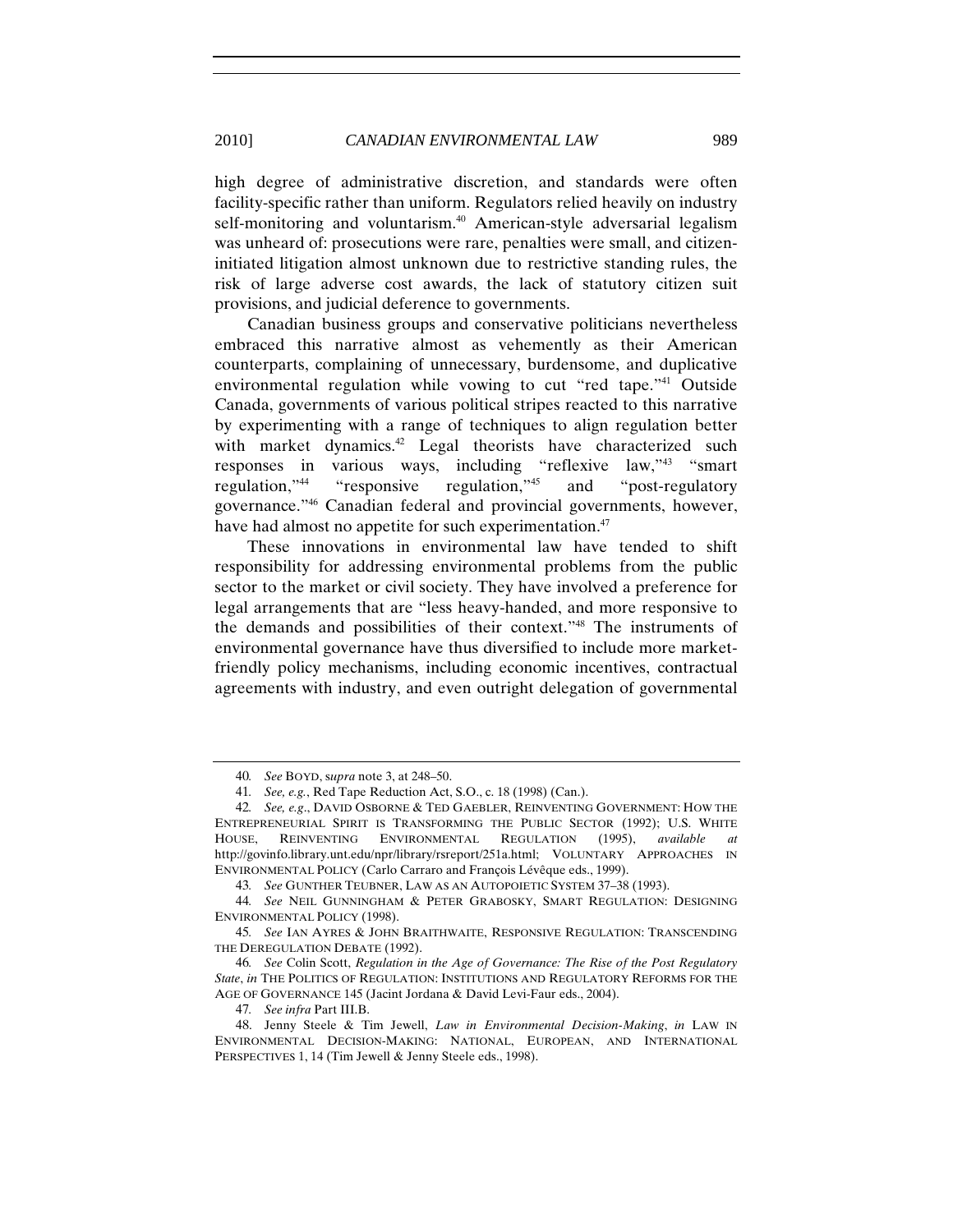high degree of administrative discretion, and standards were often facility-specific rather than uniform. Regulators relied heavily on industry self-monitoring and voluntarism.[40] American-style adversarial legalism was unheard of: prosecutions were rare, penalties were small, and citizen-initiated litigation almost unknown due to restrictive standing rules, the risk of large adverse cost awards, the lack of statutory citizen suit provisions, and judicial deference to governments.

Canadian business groups and conservative politicians nevertheless embraced this narrative almost as vehemently as their American counterparts, complaining of unnecessary, burdensome, and duplicative environmental regulation while vowing to cut "red tape."[41] Outside Canada, governments of various political stripes reacted to this narrative by experimenting with a range of techniques to align regulation better with market dynamics.[42] Legal theorists have characterized such responses in various ways, including "reflexive law,"[43] "smart regulation,"[44] "responsive regulation,"[45] and "post-regulatory governance."[46] Canadian federal and provincial governments, however, have had almost no appetite for such experimentation.[47]

These innovations in environmental law have tended to shift responsibility for addressing environmental problems from the public sector to the market or civil society. They have involved a preference for legal arrangements that are "less heavy-handed, and more responsive to the demands and possibilities of their context."[48] The instruments of environmental governance have thus diversified to include more market-friendly policy mechanisms, including economic incentives, contractual agreements with industry, and even outright delegation of governmental

---

40. *See* BOYD, *supra* note 3, at 248–50.

41. *See, e.g.*, Red Tape Reduction Act, S.O., c. 18 (1998) (Can.).

42. *See, e.g.*, DAVID OSBORNE & TED GAEBLER, REINVENTING GOVERNMENT: HOW THE ENTREPRENEURIAL SPIRIT IS TRANSFORMING THE PUBLIC SECTOR (1992); U.S. WHITE HOUSE, REINVENTING ENVIRONMENTAL REGULATION (1995), *available at* http://govinfo.library.unt.edu/npr/library/rsreport/251a.html; VOLUNTARY APPROACHES IN ENVIRONMENTAL POLICY (Carlo Carraro and François Lévêque eds., 1999).

43. *See* GUNTHER TEUBNER, LAW AS AN AUTOPOIETIC SYSTEM 37–38 (1993).

44. *See* NEIL GUNNINGHAM & PETER GRABOSKY, SMART REGULATION: DESIGNING ENVIRONMENTAL POLICY (1998).

45. *See* IAN AYRES & JOHN BRAITHWAITE, RESPONSIVE REGULATION: TRANSCENDING THE DEREGULATION DEBATE (1992).

46. *See* Colin Scott, *Regulation in the Age of Governance: The Rise of the Post Regulatory State*, *in* THE POLITICS OF REGULATION: INSTITUTIONS AND REGULATORY REFORMS FOR THE AGE OF GOVERNANCE 145 (Jacint Jordana & David Levi-Faur eds., 2004).

47. *See infra* Part III.B.

48. Jenny Steele & Tim Jewell, *Law in Environmental Decision-Making*, *in* LAW IN ENVIRONMENTAL DECISION-MAKING: NATIONAL, EUROPEAN, AND INTERNATIONAL PERSPECTIVES 1, 14 (Tim Jewell & Jenny Steele eds., 1998).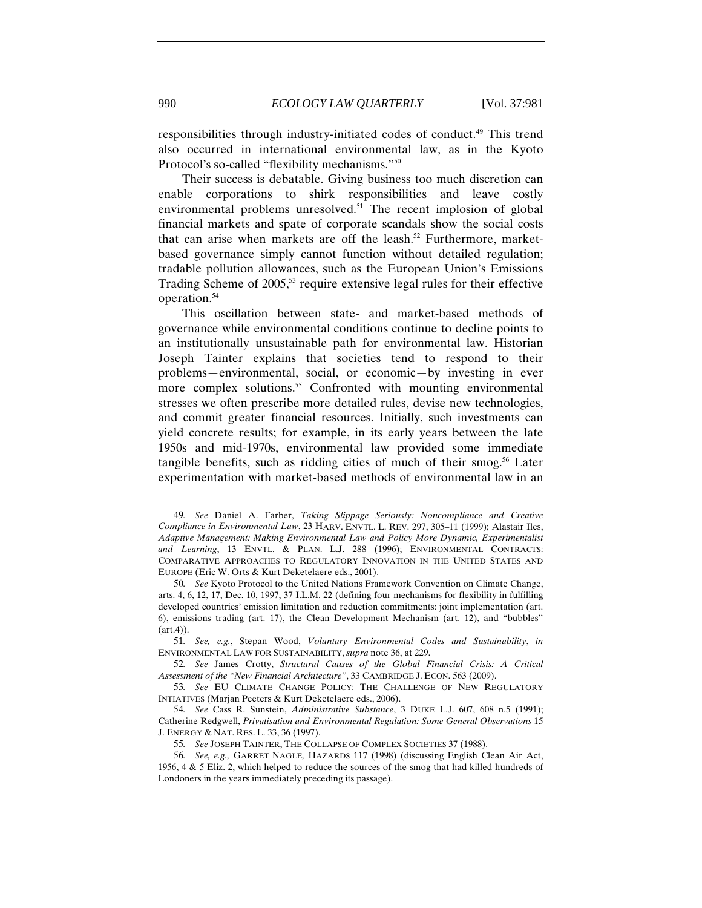responsibilities through industry-initiated codes of conduct.[49] This trend also occurred in international environmental law, as in the Kyoto Protocol's so-called "flexibility mechanisms."[50]

Their success is debatable. Giving business too much discretion can enable corporations to shirk responsibilities and leave costly environmental problems unresolved.[51] The recent implosion of global financial markets and spate of corporate scandals show the social costs that can arise when markets are off the leash.[52] Furthermore, market-based governance simply cannot function without detailed regulation; tradable pollution allowances, such as the European Union's Emissions Trading Scheme of 2005,[53] require extensive legal rules for their effective operation.[54]

This oscillation between state- and market-based methods of governance while environmental conditions continue to decline points to an institutionally unsustainable path for environmental law. Historian Joseph Tainter explains that societies tend to respond to their problems—environmental, social, or economic—by investing in ever more complex solutions.[55] Confronted with mounting environmental stresses we often prescribe more detailed rules, devise new technologies, and commit greater financial resources. Initially, such investments can yield concrete results; for example, in its early years between the late 1950s and mid-1970s, environmental law provided some immediate tangible benefits, such as ridding cities of much of their smog.[56] Later experimentation with market-based methods of environmental law in an

---

49. *See* Daniel A. Farber, *Taking Slippage Seriously: Noncompliance and Creative Compliance in Environmental Law*, 23 HARV. ENVTL. L. REV. 297, 305–11 (1999); Alastair Iles, *Adaptive Management: Making Environmental Law and Policy More Dynamic, Experimentalist and Learning*, 13 ENVTL. & PLAN. L.J. 288 (1996); ENVIRONMENTAL CONTRACTS: COMPARATIVE APPROACHES TO REGULATORY INNOVATION IN THE UNITED STATES AND EUROPE (Eric W. Orts & Kurt Deketelaere eds., 2001).

50. *See* Kyoto Protocol to the United Nations Framework Convention on Climate Change, arts. 4, 6, 12, 17, Dec. 10, 1997, 37 I.L.M. 22 (defining four mechanisms for flexibility in fulfilling developed countries' emission limitation and reduction commitments: joint implementation (art. 6), emissions trading (art. 17), the Clean Development Mechanism (art. 12), and "bubbles" (art.4)).

51. *See, e.g.*, Stepan Wood, *Voluntary Environmental Codes and Sustainability*, *in* ENVIRONMENTAL LAW FOR SUSTAINABILITY, *supra* note 36, at 229.

52. *See* James Crotty, *Structural Causes of the Global Financial Crisis: A Critical Assessment of the "New Financial Architecture"*, 33 CAMBRIDGE J. ECON. 563 (2009).

53. *See* EU CLIMATE CHANGE POLICY: THE CHALLENGE OF NEW REGULATORY INTIATIVES (Marjan Peeters & Kurt Deketelaere eds., 2006).

54. *See* Cass R. Sunstein, *Administrative Substance*, 3 DUKE L.J. 607, 608 n.5 (1991); Catherine Redgwell, *Privatisation and Environmental Regulation: Some General Observations* 15 J. ENERGY & NAT. RES. L. 33, 36 (1997).

55. *See* JOSEPH TAINTER, THE COLLAPSE OF COMPLEX SOCIETIES 37 (1988).

56. *See, e.g.,* GARRET NAGLE, HAZARDS 117 (1998) (discussing English Clean Air Act, 1956, 4 & 5 Eliz. 2, which helped to reduce the sources of the smog that had killed hundreds of Londoners in the years immediately preceding its passage).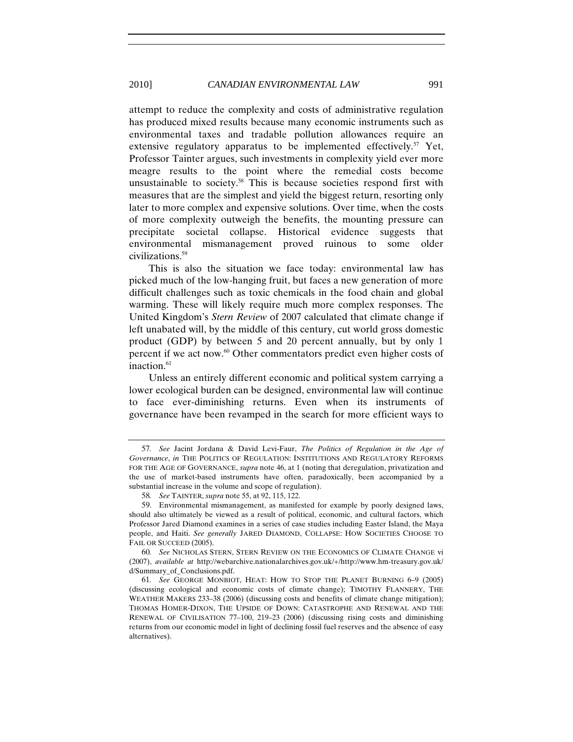attempt to reduce the complexity and costs of administrative regulation has produced mixed results because many economic instruments such as environmental taxes and tradable pollution allowances require an extensive regulatory apparatus to be implemented effectively.[57] Yet, Professor Tainter argues, such investments in complexity yield ever more meagre results to the point where the remedial costs become unsustainable to society.[58] This is because societies respond first with measures that are the simplest and yield the biggest return, resorting only later to more complex and expensive solutions. Over time, when the costs of more complexity outweigh the benefits, the mounting pressure can precipitate societal collapse. Historical evidence suggests that environmental mismanagement proved ruinous to some older civilizations.[59]

This is also the situation we face today: environmental law has picked much of the low-hanging fruit, but faces a new generation of more difficult challenges such as toxic chemicals in the food chain and global warming. These will likely require much more complex responses. The United Kingdom's *Stern Review* of 2007 calculated that climate change if left unabated will, by the middle of this century, cut world gross domestic product (GDP) by between 5 and 20 percent annually, but by only 1 percent if we act now.[60] Other commentators predict even higher costs of inaction.[61]

Unless an entirely different economic and political system carrying a lower ecological burden can be designed, environmental law will continue to face ever-diminishing returns. Even when its instruments of governance have been revamped in the search for more efficient ways to

---

57. *See* Jacint Jordana & David Levi-Faur, *The Politics of Regulation in the Age of Governance*, *in* THE POLITICS OF REGULATION: INSTITUTIONS AND REGULATORY REFORMS FOR THE AGE OF GOVERNANCE, *supra* note 46, at 1 (noting that deregulation, privatization and the use of market-based instruments have often, paradoxically, been accompanied by a substantial increase in the volume and scope of regulation).

58. *See* TAINTER, *supra* note 55, at 92, 115, 122.

59. Environmental mismanagement, as manifested for example by poorly designed laws, should also ultimately be viewed as a result of political, economic, and cultural factors, which Professor Jared Diamond examines in a series of case studies including Easter Island, the Maya people, and Haiti. *See generally* JARED DIAMOND, COLLAPSE: HOW SOCIETIES CHOOSE TO FAIL OR SUCCEED (2005).

60. *See* NICHOLAS STERN, STERN REVIEW ON THE ECONOMICS OF CLIMATE CHANGE vi (2007), *available at* http://webarchive.nationalarchives.gov.uk/+/http://www.hm-treasury.gov.uk/d/Summary_of_Conclusions.pdf.

61. *See* GEORGE MONBIOT, HEAT: HOW TO STOP THE PLANET BURNING 6–9 (2005) (discussing ecological and economic costs of climate change); TIMOTHY FLANNERY, THE WEATHER MAKERS 233–38 (2006) (discussing costs and benefits of climate change mitigation); THOMAS HOMER-DIXON, THE UPSIDE OF DOWN: CATASTROPHE AND RENEWAL AND THE RENEWAL OF CIVILISATION 77–100, 219–23 (2006) (discussing rising costs and diminishing returns from our economic model in light of declining fossil fuel reserves and the absence of easy alternatives).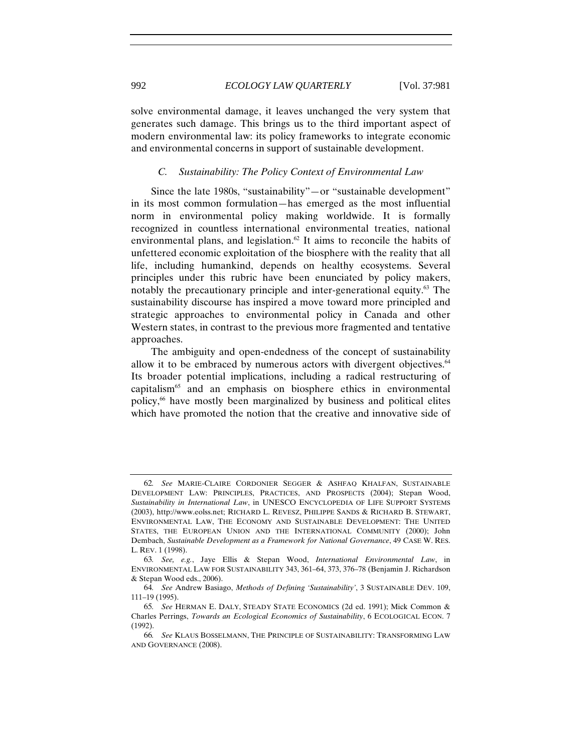solve environmental damage, it leaves unchanged the very system that generates such damage. This brings us to the third important aspect of modern environmental law: its policy frameworks to integrate economic and environmental concerns in support of sustainable development.

### *C. Sustainability: The Policy Context of Environmental Law*

Since the late 1980s, "sustainability"—or "sustainable development" in its most common formulation—has emerged as the most influential norm in environmental policy making worldwide. It is formally recognized in countless international environmental treaties, national environmental plans, and legislation.[62] It aims to reconcile the habits of unfettered economic exploitation of the biosphere with the reality that all life, including humankind, depends on healthy ecosystems. Several principles under this rubric have been enunciated by policy makers, notably the precautionary principle and inter-generational equity.[63] The sustainability discourse has inspired a move toward more principled and strategic approaches to environmental policy in Canada and other Western states, in contrast to the previous more fragmented and tentative approaches.

The ambiguity and open-endedness of the concept of sustainability allow it to be embraced by numerous actors with divergent objectives.[64] Its broader potential implications, including a radical restructuring of capitalism[65] and an emphasis on biosphere ethics in environmental policy,[66] have mostly been marginalized by business and political elites which have promoted the notion that the creative and innovative side of

---

62. *See* MARIE-CLAIRE CORDONIER SEGGER & ASHFAQ KHALFAN, SUSTAINABLE DEVELOPMENT LAW: PRINCIPLES, PRACTICES, AND PROSPECTS (2004); Stepan Wood, *Sustainability in International Law*, in UNESCO ENCYCLOPEDIA OF LIFE SUPPORT SYSTEMS (2003), http://www.eolss.net; RICHARD L. REVESZ, PHILIPPE SANDS & RICHARD B. STEWART, ENVIRONMENTAL LAW, THE ECONOMY AND SUSTAINABLE DEVELOPMENT: THE UNITED STATES, THE EUROPEAN UNION AND THE INTERNATIONAL COMMUNITY (2000); John Dembach, *Sustainable Development as a Framework for National Governance*, 49 CASE W. RES. L. REV. 1 (1998).

63. *See, e.g.*, Jaye Ellis & Stepan Wood, *International Environmental Law*, in ENVIRONMENTAL LAW FOR SUSTAINABILITY 343, 361–64, 373, 376–78 (Benjamin J. Richardson & Stepan Wood eds., 2006).

64. *See* Andrew Basiago, *Methods of Defining 'Sustainability'*, 3 SUSTAINABLE DEV. 109, 111–19 (1995).

65. *See* HERMAN E. DALY, STEADY STATE ECONOMICS (2d ed. 1991); Mick Common & Charles Perrings, *Towards an Ecological Economics of Sustainability*, 6 ECOLOGICAL ECON. 7 (1992).

66. *See* KLAUS BOSSELMANN, THE PRINCIPLE OF SUSTAINABILITY: TRANSFORMING LAW AND GOVERNANCE (2008).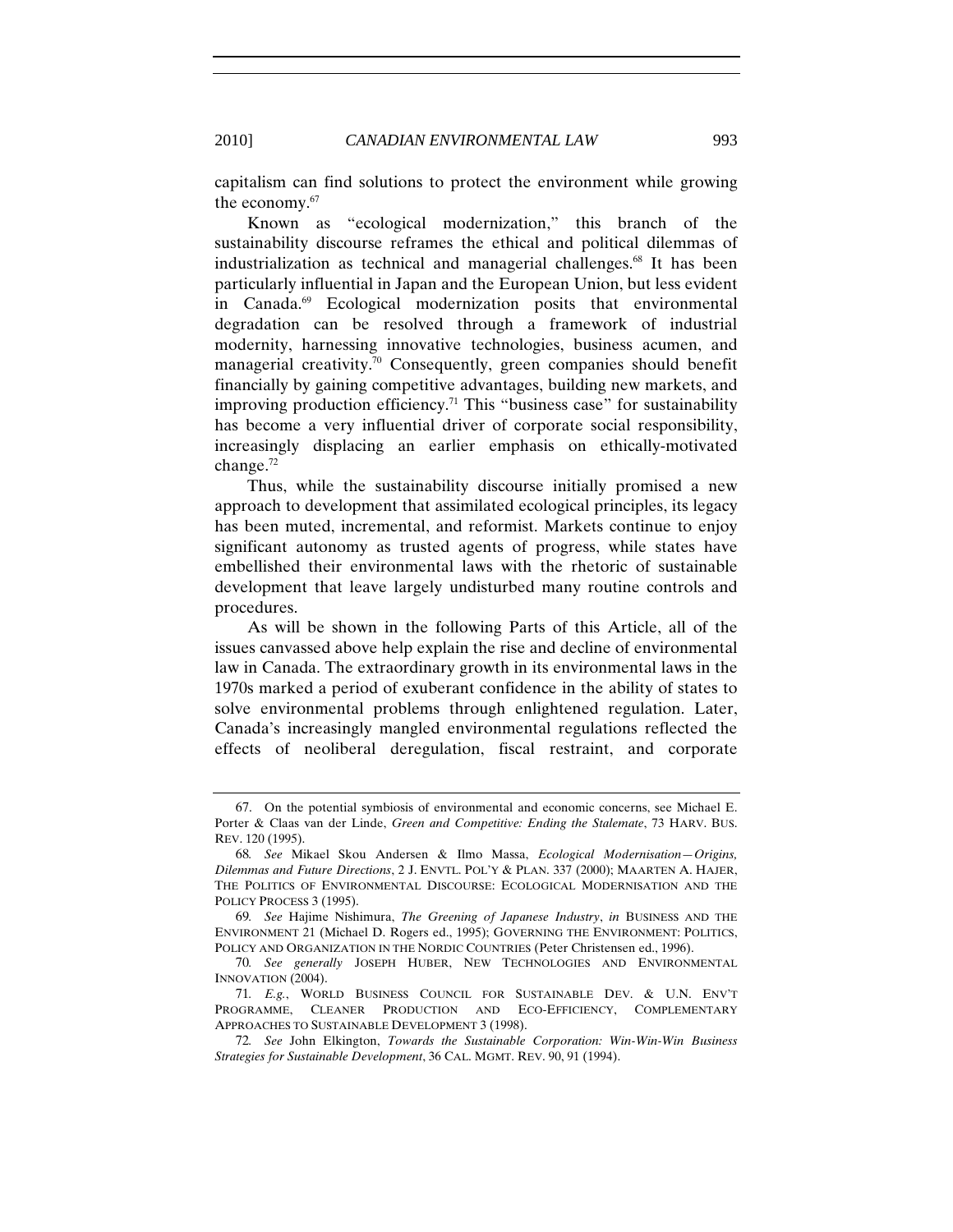capitalism can find solutions to protect the environment while growing the economy.[67]

Known as "ecological modernization," this branch of the sustainability discourse reframes the ethical and political dilemmas of industrialization as technical and managerial challenges.[68] It has been particularly influential in Japan and the European Union, but less evident in Canada.[69] Ecological modernization posits that environmental degradation can be resolved through a framework of industrial modernity, harnessing innovative technologies, business acumen, and managerial creativity.[70] Consequently, green companies should benefit financially by gaining competitive advantages, building new markets, and improving production efficiency.[71] This "business case" for sustainability has become a very influential driver of corporate social responsibility, increasingly displacing an earlier emphasis on ethically-motivated change.[72]

Thus, while the sustainability discourse initially promised a new approach to development that assimilated ecological principles, its legacy has been muted, incremental, and reformist. Markets continue to enjoy significant autonomy as trusted agents of progress, while states have embellished their environmental laws with the rhetoric of sustainable development that leave largely undisturbed many routine controls and procedures.

As will be shown in the following Parts of this Article, all of the issues canvassed above help explain the rise and decline of environmental law in Canada. The extraordinary growth in its environmental laws in the 1970s marked a period of exuberant confidence in the ability of states to solve environmental problems through enlightened regulation. Later, Canada's increasingly mangled environmental regulations reflected the effects of neoliberal deregulation, fiscal restraint, and corporate

---

67. On the potential symbiosis of environmental and economic concerns, see Michael E. Porter & Claas van der Linde, *Green and Competitive: Ending the Stalemate*, 73 HARV. BUS. REV. 120 (1995).

68. *See* Mikael Skou Andersen & Ilmo Massa, *Ecological Modernisation—Origins, Dilemmas and Future Directions*, 2 J. ENVTL. POL'Y & PLAN. 337 (2000); MAARTEN A. HAJER, THE POLITICS OF ENVIRONMENTAL DISCOURSE: ECOLOGICAL MODERNISATION AND THE POLICY PROCESS 3 (1995).

69. *See* Hajime Nishimura, *The Greening of Japanese Industry*, *in* BUSINESS AND THE ENVIRONMENT 21 (Michael D. Rogers ed., 1995); GOVERNING THE ENVIRONMENT: POLITICS, POLICY AND ORGANIZATION IN THE NORDIC COUNTRIES (Peter Christensen ed., 1996).

70. *See generally* JOSEPH HUBER, NEW TECHNOLOGIES AND ENVIRONMENTAL INNOVATION (2004).

71. *E.g.*, WORLD BUSINESS COUNCIL FOR SUSTAINABLE DEV. & U.N. ENV'T PROGRAMME, CLEANER PRODUCTION AND ECO-EFFICIENCY, COMPLEMENTARY APPROACHES TO SUSTAINABLE DEVELOPMENT 3 (1998).

72. *See* John Elkington, *Towards the Sustainable Corporation: Win-Win-Win Business Strategies for Sustainable Development*, 36 CAL. MGMT. REV. 90, 91 (1994).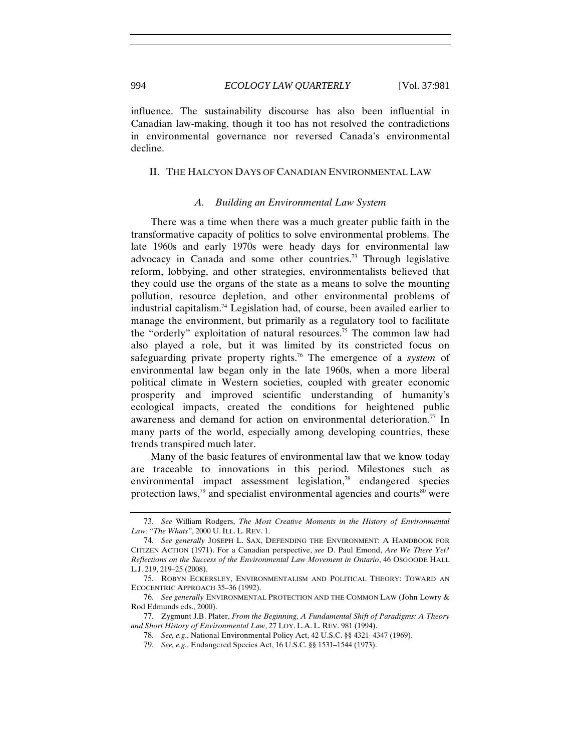influence. The sustainability discourse has also been influential in Canadian law-making, though it too has not resolved the contradictions in environmental governance nor reversed Canada's environmental decline.

## II. THE HALCYON DAYS OF CANADIAN ENVIRONMENTAL LAW

### *A. Building an Environmental Law System*

There was a time when there was a much greater public faith in the transformative capacity of politics to solve environmental problems. The late 1960s and early 1970s were heady days for environmental law advocacy in Canada and some other countries.[73] Through legislative reform, lobbying, and other strategies, environmentalists believed that they could use the organs of the state as a means to solve the mounting pollution, resource depletion, and other environmental problems of industrial capitalism.[74] Legislation had, of course, been availed earlier to manage the environment, but primarily as a regulatory tool to facilitate the "orderly" exploitation of natural resources.[75] The common law had also played a role, but it was limited by its constricted focus on safeguarding private property rights.[76] The emergence of a *system* of environmental law began only in the late 1960s, when a more liberal political climate in Western societies, coupled with greater economic prosperity and improved scientific understanding of humanity's ecological impacts, created the conditions for heightened public awareness and demand for action on environmental deterioration.[77] In many parts of the world, especially among developing countries, these trends transpired much later.

Many of the basic features of environmental law that we know today are traceable to innovations in this period. Milestones such as environmental impact assessment legislation,[78] endangered species protection laws,[79] and specialist environmental agencies and courts[80] were

---

73. *See* William Rodgers, *The Most Creative Moments in the History of Environmental Law: "The Whats"*, 2000 U. ILL. L. REV. 1.

74. *See generally* JOSEPH L. SAX, DEFENDING THE ENVIRONMENT: A HANDBOOK FOR CITIZEN ACTION (1971). For a Canadian perspective, *see* D. Paul Emond, *Are We There Yet? Reflections on the Success of the Environmental Law Movement in Ontario*, 46 OSGOODE HALL L.J. 219, 219–25 (2008).

75. ROBYN ECKERSLEY, ENVIRONMENTALISM AND POLITICAL THEORY: TOWARD AN ECOCENTRIC APPROACH 35–36 (1992).

76. *See generally* ENVIRONMENTAL PROTECTION AND THE COMMON LAW (John Lowry & Rod Edmunds eds., 2000).

77. Zygmunt J.B. Plater, *From the Beginning, A Fundamental Shift of Paradigms: A Theory and Short History of Environmental Law*, 27 LOY. L.A. L. REV. 981 (1994).

78. *See, e.g.*, National Environmental Policy Act, 42 U.S.C. §§ 4321–4347 (1969).

79. *See, e.g.*, Endangered Species Act, 16 U.S.C. §§ 1531–1544 (1973).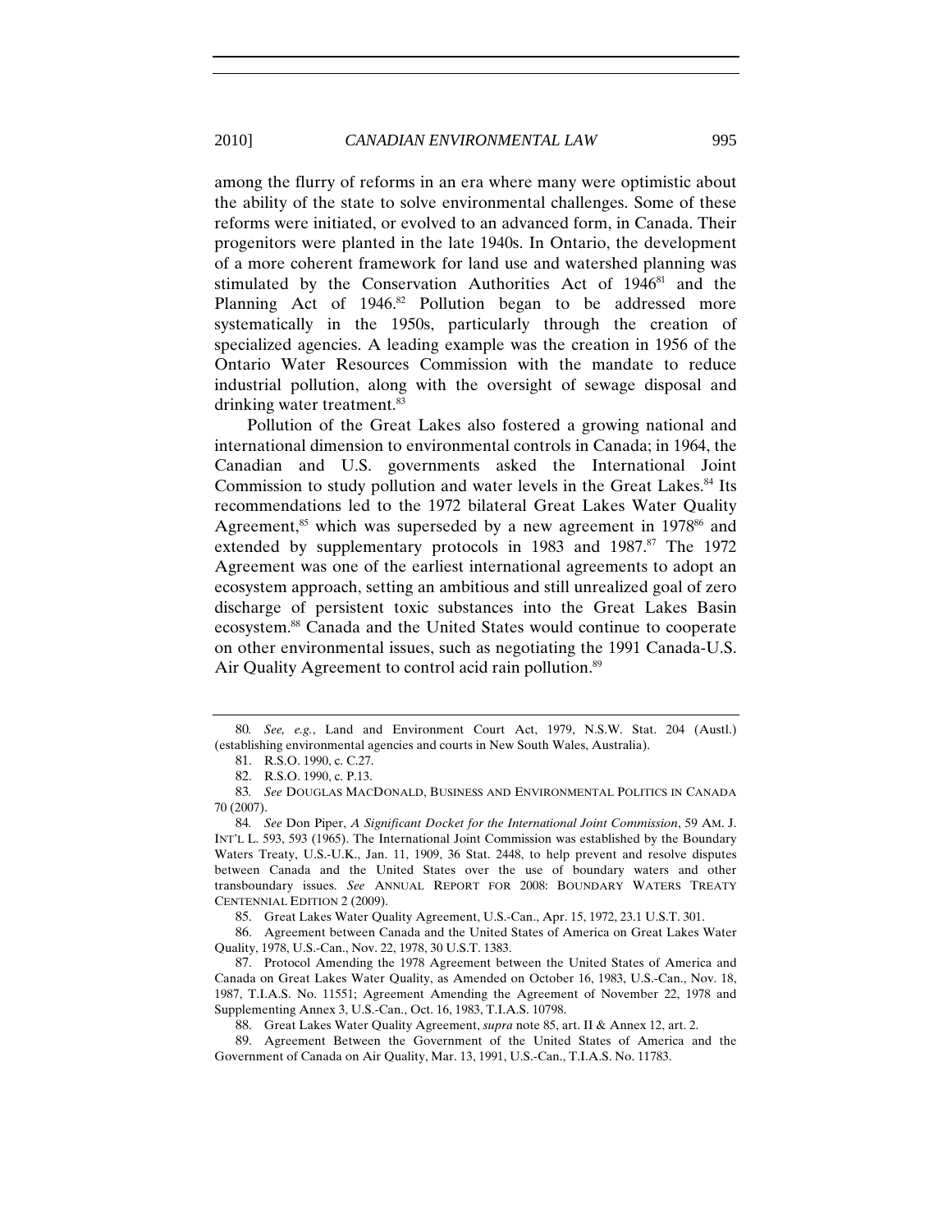among the flurry of reforms in an era where many were optimistic about the ability of the state to solve environmental challenges. Some of these reforms were initiated, or evolved to an advanced form, in Canada. Their progenitors were planted in the late 1940s. In Ontario, the development of a more coherent framework for land use and watershed planning was stimulated by the Conservation Authorities Act of 1946[81] and the Planning Act of 1946.[82] Pollution began to be addressed more systematically in the 1950s, particularly through the creation of specialized agencies. A leading example was the creation in 1956 of the Ontario Water Resources Commission with the mandate to reduce industrial pollution, along with the oversight of sewage disposal and drinking water treatment.[83]

Pollution of the Great Lakes also fostered a growing national and international dimension to environmental controls in Canada; in 1964, the Canadian and U.S. governments asked the International Joint Commission to study pollution and water levels in the Great Lakes.[84] Its recommendations led to the 1972 bilateral Great Lakes Water Quality Agreement,[85] which was superseded by a new agreement in 1978[86] and extended by supplementary protocols in 1983 and 1987.[87] The 1972 Agreement was one of the earliest international agreements to adopt an ecosystem approach, setting an ambitious and still unrealized goal of zero discharge of persistent toxic substances into the Great Lakes Basin ecosystem.[88] Canada and the United States would continue to cooperate on other environmental issues, such as negotiating the 1991 Canada-U.S. Air Quality Agreement to control acid rain pollution.[89]

---

80. *See, e.g.*, Land and Environment Court Act, 1979, N.S.W. Stat. 204 (Austl.) (establishing environmental agencies and courts in New South Wales, Australia).

81. R.S.O. 1990, c. C.27.

82. R.S.O. 1990, c. P.13.

83. *See* DOUGLAS MACDONALD, BUSINESS AND ENVIRONMENTAL POLITICS IN CANADA 70 (2007).

84. *See* Don Piper, *A Significant Docket for the International Joint Commission*, 59 AM. J. INT'L L. 593, 593 (1965). The International Joint Commission was established by the Boundary Waters Treaty, U.S.-U.K., Jan. 11, 1909, 36 Stat. 2448, to help prevent and resolve disputes between Canada and the United States over the use of boundary waters and other transboundary issues. *See* ANNUAL REPORT FOR 2008: BOUNDARY WATERS TREATY CENTENNIAL EDITION 2 (2009).

85. Great Lakes Water Quality Agreement, U.S.-Can., Apr. 15, 1972, 23.1 U.S.T. 301.

86. Agreement between Canada and the United States of America on Great Lakes Water Quality, 1978, U.S.-Can., Nov. 22, 1978, 30 U.S.T. 1383.

87. Protocol Amending the 1978 Agreement between the United States of America and Canada on Great Lakes Water Quality, as Amended on October 16, 1983, U.S.-Can., Nov. 18, 1987, T.I.A.S. No. 11551; Agreement Amending the Agreement of November 22, 1978 and Supplementing Annex 3, U.S.-Can., Oct. 16, 1983, T.I.A.S. 10798.

88. Great Lakes Water Quality Agreement, *supra* note 85, art. II & Annex 12, art. 2.

89. Agreement Between the Government of the United States of America and the Government of Canada on Air Quality, Mar. 13, 1991, U.S.-Can., T.I.A.S. No. 11783.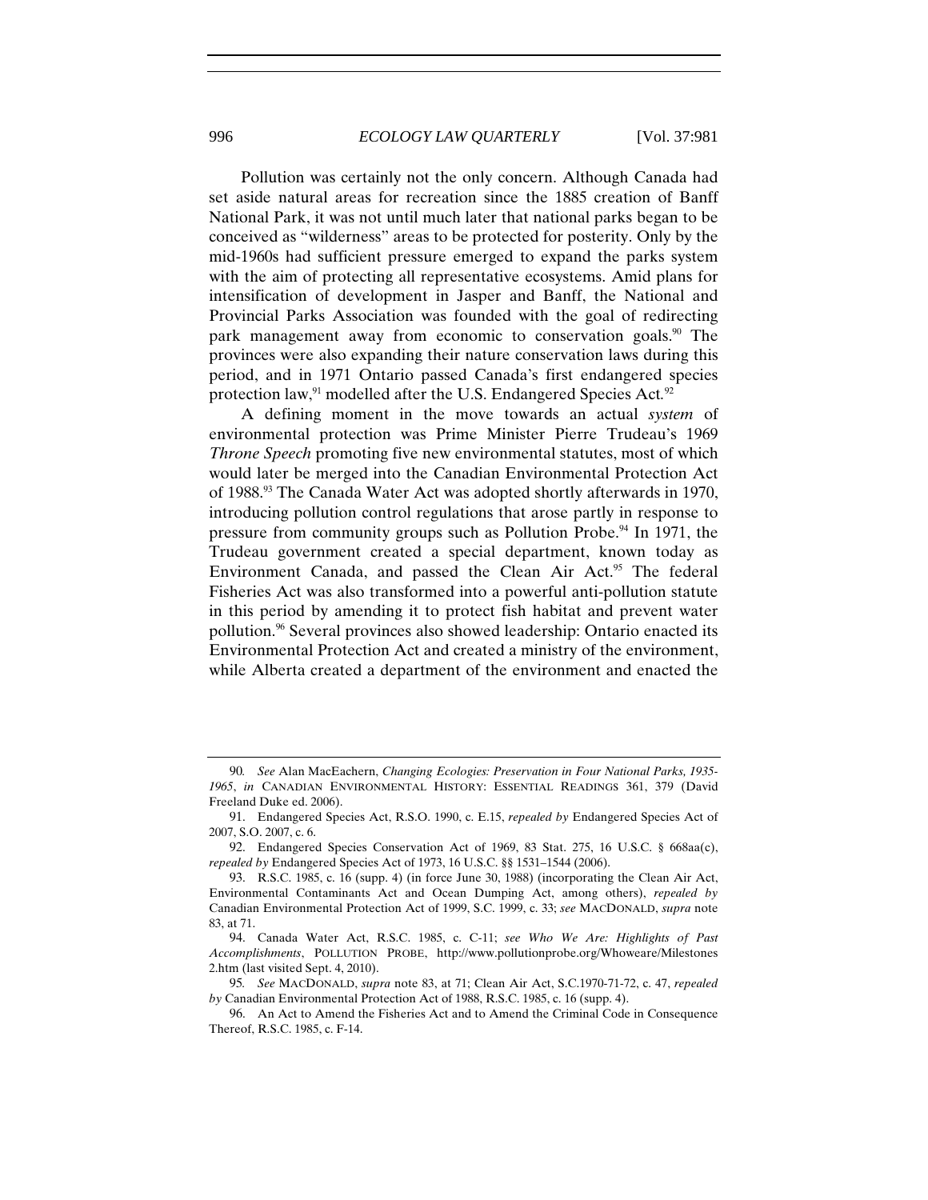Pollution was certainly not the only concern. Although Canada had set aside natural areas for recreation since the 1885 creation of Banff National Park, it was not until much later that national parks began to be conceived as "wilderness" areas to be protected for posterity. Only by the mid-1960s had sufficient pressure emerged to expand the parks system with the aim of protecting all representative ecosystems. Amid plans for intensification of development in Jasper and Banff, the National and Provincial Parks Association was founded with the goal of redirecting park management away from economic to conservation goals.[90] The provinces were also expanding their nature conservation laws during this period, and in 1971 Ontario passed Canada's first endangered species protection law,[91] modelled after the U.S. Endangered Species Act.[92]

A defining moment in the move towards an actual *system* of environmental protection was Prime Minister Pierre Trudeau's 1969 *Throne Speech* promoting five new environmental statutes, most of which would later be merged into the Canadian Environmental Protection Act of 1988.[93] The Canada Water Act was adopted shortly afterwards in 1970, introducing pollution control regulations that arose partly in response to pressure from community groups such as Pollution Probe.[94] In 1971, the Trudeau government created a special department, known today as Environment Canada, and passed the Clean Air Act.[95] The federal Fisheries Act was also transformed into a powerful anti-pollution statute in this period by amending it to protect fish habitat and prevent water pollution.[96] Several provinces also showed leadership: Ontario enacted its Environmental Protection Act and created a ministry of the environment, while Alberta created a department of the environment and enacted the

---

90. *See* Alan MacEachern, *Changing Ecologies: Preservation in Four National Parks, 1935-1965*, *in* CANADIAN ENVIRONMENTAL HISTORY: ESSENTIAL READINGS 361, 379 (David Freeland Duke ed. 2006).

91. Endangered Species Act, R.S.O. 1990, c. E.15, *repealed by* Endangered Species Act of 2007, S.O. 2007, c. 6.

92. Endangered Species Conservation Act of 1969, 83 Stat. 275, 16 U.S.C. § 668aa(c), *repealed by* Endangered Species Act of 1973, 16 U.S.C. §§ 1531–1544 (2006).

93. R.S.C. 1985, c. 16 (supp. 4) (in force June 30, 1988) (incorporating the Clean Air Act, Environmental Contaminants Act and Ocean Dumping Act, among others), *repealed by* Canadian Environmental Protection Act of 1999, S.C. 1999, c. 33; *see* MACDONALD, *supra* note 83, at 71.

94. Canada Water Act, R.S.C. 1985, c. C-11; *see Who We Are: Highlights of Past Accomplishments*, POLLUTION PROBE, http://www.pollutionprobe.org/Whoweare/Milestones 2.htm (last visited Sept. 4, 2010).

95. *See* MACDONALD, *supra* note 83, at 71; Clean Air Act, S.C.1970-71-72, c. 47, *repealed by* Canadian Environmental Protection Act of 1988, R.S.C. 1985, c. 16 (supp. 4).

96. An Act to Amend the Fisheries Act and to Amend the Criminal Code in Consequence Thereof, R.S.C. 1985, c. F-14.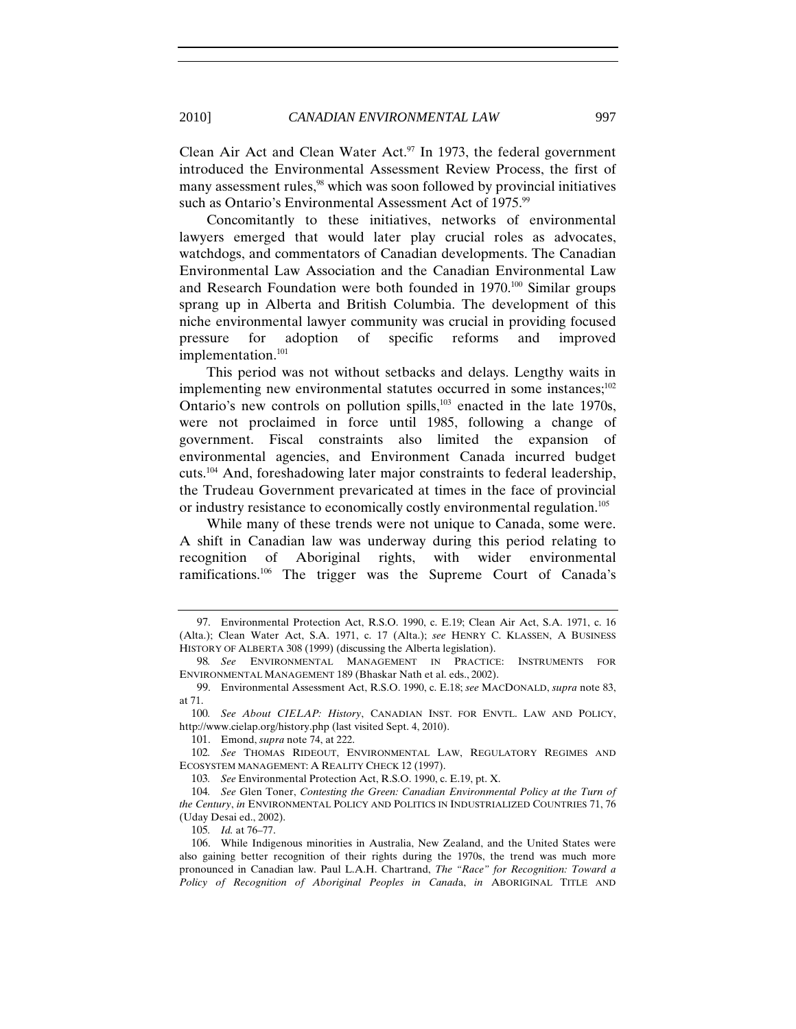Clean Air Act and Clean Water Act.[97] In 1973, the federal government introduced the Environmental Assessment Review Process, the first of many assessment rules,[98] which was soon followed by provincial initiatives such as Ontario's Environmental Assessment Act of 1975.[99]

Concomitantly to these initiatives, networks of environmental lawyers emerged that would later play crucial roles as advocates, watchdogs, and commentators of Canadian developments. The Canadian Environmental Law Association and the Canadian Environmental Law and Research Foundation were both founded in 1970.[100] Similar groups sprang up in Alberta and British Columbia. The development of this niche environmental lawyer community was crucial in providing focused pressure for adoption of specific reforms and improved implementation.[101]

This period was not without setbacks and delays. Lengthy waits in implementing new environmental statutes occurred in some instances;[102] Ontario's new controls on pollution spills,[103] enacted in the late 1970s, were not proclaimed in force until 1985, following a change of government. Fiscal constraints also limited the expansion of environmental agencies, and Environment Canada incurred budget cuts.[104] And, foreshadowing later major constraints to federal leadership, the Trudeau Government prevaricated at times in the face of provincial or industry resistance to economically costly environmental regulation.[105]

While many of these trends were not unique to Canada, some were. A shift in Canadian law was underway during this period relating to recognition of Aboriginal rights, with wider environmental ramifications.[106] The trigger was the Supreme Court of Canada's

---

97. Environmental Protection Act, R.S.O. 1990, c. E.19; Clean Air Act, S.A. 1971, c. 16 (Alta.); Clean Water Act, S.A. 1971, c. 17 (Alta.); *see* HENRY C. KLASSEN, A BUSINESS HISTORY OF ALBERTA 308 (1999) (discussing the Alberta legislation).

98. *See* ENVIRONMENTAL MANAGEMENT IN PRACTICE: INSTRUMENTS FOR ENVIRONMENTAL MANAGEMENT 189 (Bhaskar Nath et al. eds., 2002).

99. Environmental Assessment Act, R.S.O. 1990, c. E.18; *see* MACDONALD, *supra* note 83, at 71.

100. *See About CIELAP: History*, CANADIAN INST. FOR ENVTL. LAW AND POLICY, http://www.cielap.org/history.php (last visited Sept. 4, 2010).

101. Emond, *supra* note 74, at 222.

102. *See* THOMAS RIDEOUT, ENVIRONMENTAL LAW, REGULATORY REGIMES AND ECOSYSTEM MANAGEMENT: A REALITY CHECK 12 (1997).

103. *See* Environmental Protection Act, R.S.O. 1990, c. E.19, pt. X.

104. *See* Glen Toner, *Contesting the Green: Canadian Environmental Policy at the Turn of the Century*, *in* ENVIRONMENTAL POLICY AND POLITICS IN INDUSTRIALIZED COUNTRIES 71, 76 (Uday Desai ed., 2002).

105. *Id.* at 76–77.

106. While Indigenous minorities in Australia, New Zealand, and the United States were also gaining better recognition of their rights during the 1970s, the trend was much more pronounced in Canadian law. Paul L.A.H. Chartrand, *The "Race" for Recognition: Toward a Policy of Recognition of Aboriginal Peoples in Canada*, *in* ABORIGINAL TITLE AND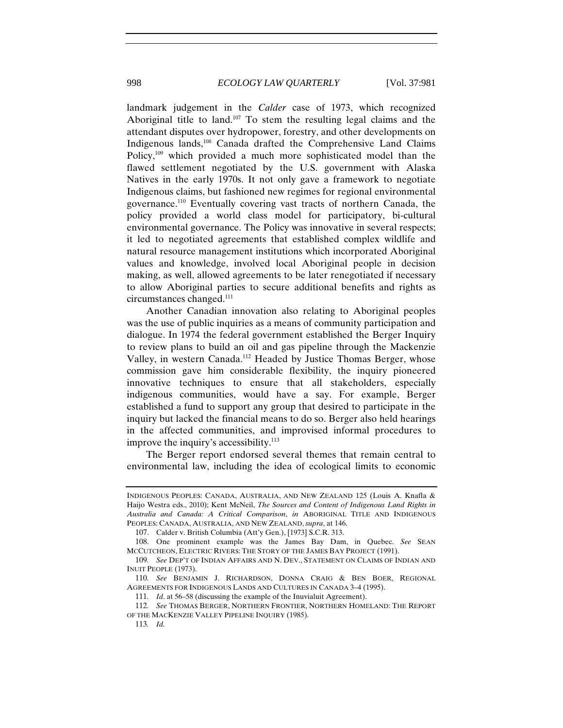landmark judgement in the *Calder* case of 1973, which recognized Aboriginal title to land.[107] To stem the resulting legal claims and the attendant disputes over hydropower, forestry, and other developments on Indigenous lands,[108] Canada drafted the Comprehensive Land Claims Policy,[109] which provided a much more sophisticated model than the flawed settlement negotiated by the U.S. government with Alaska Natives in the early 1970s. It not only gave a framework to negotiate Indigenous claims, but fashioned new regimes for regional environmental governance.[110] Eventually covering vast tracts of northern Canada, the policy provided a world class model for participatory, bi-cultural environmental governance. The Policy was innovative in several respects; it led to negotiated agreements that established complex wildlife and natural resource management institutions which incorporated Aboriginal values and knowledge, involved local Aboriginal people in decision making, as well, allowed agreements to be later renegotiated if necessary to allow Aboriginal parties to secure additional benefits and rights as circumstances changed.[111]

Another Canadian innovation also relating to Aboriginal peoples was the use of public inquiries as a means of community participation and dialogue. In 1974 the federal government established the Berger Inquiry to review plans to build an oil and gas pipeline through the Mackenzie Valley, in western Canada.[112] Headed by Justice Thomas Berger, whose commission gave him considerable flexibility, the inquiry pioneered innovative techniques to ensure that all stakeholders, especially indigenous communities, would have a say. For example, Berger established a fund to support any group that desired to participate in the inquiry but lacked the financial means to do so. Berger also held hearings in the affected communities, and improvised informal procedures to improve the inquiry's accessibility.[113]

The Berger report endorsed several themes that remain central to environmental law, including the idea of ecological limits to economic

---

INDIGENOUS PEOPLES: CANADA, AUSTRALIA, AND NEW ZEALAND 125 (Louis A. Knafla & Haijo Westra eds., 2010); Kent McNeil, *The Sources and Content of Indigenous Land Rights in Australia and Canada: A Critical Comparison*, *in* ABORIGINAL TITLE AND INDIGENOUS PEOPLES: CANADA, AUSTRALIA, AND NEW ZEALAND, *supra*, at 146.

107. Calder v. British Columbia (Att'y Gen.), [1973] S.C.R. 313.

108. One prominent example was the James Bay Dam, in Quebec. *See* SEAN MCCUTCHEON, ELECTRIC RIVERS: THE STORY OF THE JAMES BAY PROJECT (1991).

109. *See* DEP'T OF INDIAN AFFAIRS AND N. DEV., STATEMENT ON CLAIMS OF INDIAN AND INUIT PEOPLE (1973).

110. *See* BENJAMIN J. RICHARDSON, DONNA CRAIG & BEN BOER, REGIONAL AGREEMENTS FOR INDIGENOUS LANDS AND CULTURES IN CANADA 3–4 (1995).

111. *Id*. at 56–58 (discussing the example of the Inuvialuit Agreement).

112. *See* THOMAS BERGER, NORTHERN FRONTIER, NORTHERN HOMELAND: THE REPORT OF THE MACKENZIE VALLEY PIPELINE INQUIRY (1985).

113. *Id.*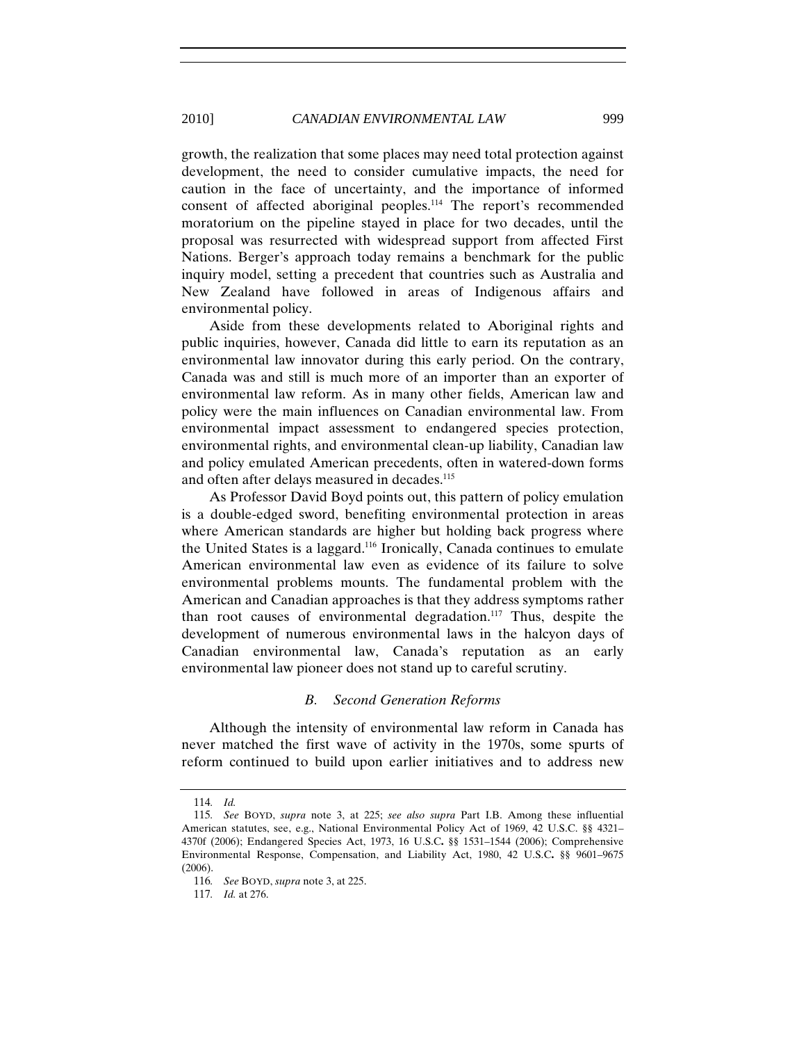growth, the realization that some places may need total protection against development, the need to consider cumulative impacts, the need for caution in the face of uncertainty, and the importance of informed consent of affected aboriginal peoples.[114] The report's recommended moratorium on the pipeline stayed in place for two decades, until the proposal was resurrected with widespread support from affected First Nations. Berger's approach today remains a benchmark for the public inquiry model, setting a precedent that countries such as Australia and New Zealand have followed in areas of Indigenous affairs and environmental policy.

Aside from these developments related to Aboriginal rights and public inquiries, however, Canada did little to earn its reputation as an environmental law innovator during this early period. On the contrary, Canada was and still is much more of an importer than an exporter of environmental law reform. As in many other fields, American law and policy were the main influences on Canadian environmental law. From environmental impact assessment to endangered species protection, environmental rights, and environmental clean-up liability, Canadian law and policy emulated American precedents, often in watered-down forms and often after delays measured in decades.[115]

As Professor David Boyd points out, this pattern of policy emulation is a double-edged sword, benefiting environmental protection in areas where American standards are higher but holding back progress where the United States is a laggard.[116] Ironically, Canada continues to emulate American environmental law even as evidence of its failure to solve environmental problems mounts. The fundamental problem with the American and Canadian approaches is that they address symptoms rather than root causes of environmental degradation.[117] Thus, despite the development of numerous environmental laws in the halcyon days of Canadian environmental law, Canada's reputation as an early environmental law pioneer does not stand up to careful scrutiny.

### *B. Second Generation Reforms*

Although the intensity of environmental law reform in Canada has never matched the first wave of activity in the 1970s, some spurts of reform continued to build upon earlier initiatives and to address new

---

114. *Id.*

115. *See* BOYD, *supra* note 3, at 225; *see also supra* Part I.B. Among these influential American statutes, see, e.g., National Environmental Policy Act of 1969, 42 U.S.C. §§ 4321–4370f (2006); Endangered Species Act, 1973, 16 U.S.C. §§ 1531–1544 (2006); Comprehensive Environmental Response, Compensation, and Liability Act, 1980, 42 U.S.C. §§ 9601–9675 (2006).

116. *See* BOYD, *supra* note 3, at 225.

117. *Id.* at 276.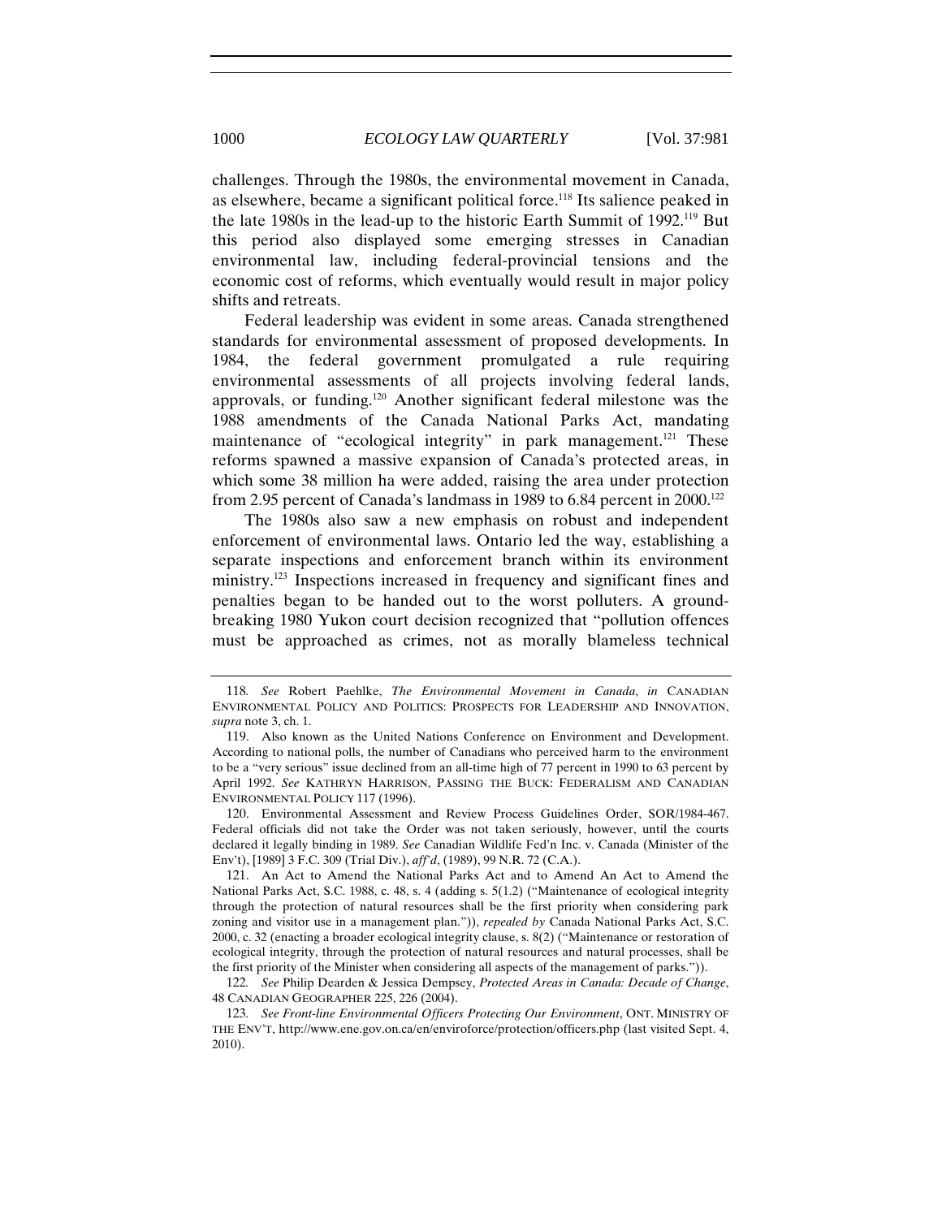challenges. Through the 1980s, the environmental movement in Canada, as elsewhere, became a significant political force.[118] Its salience peaked in the late 1980s in the lead-up to the historic Earth Summit of 1992.[119] But this period also displayed some emerging stresses in Canadian environmental law, including federal-provincial tensions and the economic cost of reforms, which eventually would result in major policy shifts and retreats.

Federal leadership was evident in some areas. Canada strengthened standards for environmental assessment of proposed developments. In 1984, the federal government promulgated a rule requiring environmental assessments of all projects involving federal lands, approvals, or funding.[120] Another significant federal milestone was the 1988 amendments of the Canada National Parks Act, mandating maintenance of "ecological integrity" in park management.[121] These reforms spawned a massive expansion of Canada's protected areas, in which some 38 million ha were added, raising the area under protection from 2.95 percent of Canada's landmass in 1989 to 6.84 percent in 2000.[122]

The 1980s also saw a new emphasis on robust and independent enforcement of environmental laws. Ontario led the way, establishing a separate inspections and enforcement branch within its environment ministry.[123] Inspections increased in frequency and significant fines and penalties began to be handed out to the worst polluters. A ground-breaking 1980 Yukon court decision recognized that "pollution offences must be approached as crimes, not as morally blameless technical

---

118. *See* Robert Paehlke, *The Environmental Movement in Canada*, *in* CANADIAN ENVIRONMENTAL POLICY AND POLITICS: PROSPECTS FOR LEADERSHIP AND INNOVATION, *supra* note 3, ch. 1.

119. Also known as the United Nations Conference on Environment and Development. According to national polls, the number of Canadians who perceived harm to the environment to be a "very serious" issue declined from an all-time high of 77 percent in 1990 to 63 percent by April 1992. *See* KATHRYN HARRISON, PASSING THE BUCK: FEDERALISM AND CANADIAN ENVIRONMENTAL POLICY 117 (1996).

120. Environmental Assessment and Review Process Guidelines Order, SOR/1984-467. Federal officials did not take the Order was not taken seriously, however, until the courts declared it legally binding in 1989. *See* Canadian Wildlife Fed'n Inc. v. Canada (Minister of the Env't), [1989] 3 F.C. 309 (Trial Div.), *aff'd*, (1989), 99 N.R. 72 (C.A.).

121. An Act to Amend the National Parks Act and to Amend An Act to Amend the National Parks Act, S.C. 1988, c. 48, s. 4 (adding s. 5(1.2) ("Maintenance of ecological integrity through the protection of natural resources shall be the first priority when considering park zoning and visitor use in a management plan.")), *repealed by* Canada National Parks Act, S.C. 2000, c. 32 (enacting a broader ecological integrity clause, s. 8(2) ("Maintenance or restoration of ecological integrity, through the protection of natural resources and natural processes, shall be the first priority of the Minister when considering all aspects of the management of parks.")).

122. *See* Philip Dearden & Jessica Dempsey, *Protected Areas in Canada: Decade of Change*, 48 CANADIAN GEOGRAPHER 225, 226 (2004).

123. *See Front-line Environmental Officers Protecting Our Environment*, ONT. MINISTRY OF THE ENV'T, http://www.ene.gov.on.ca/en/enviroforce/protection/officers.php (last visited Sept. 4, 2010).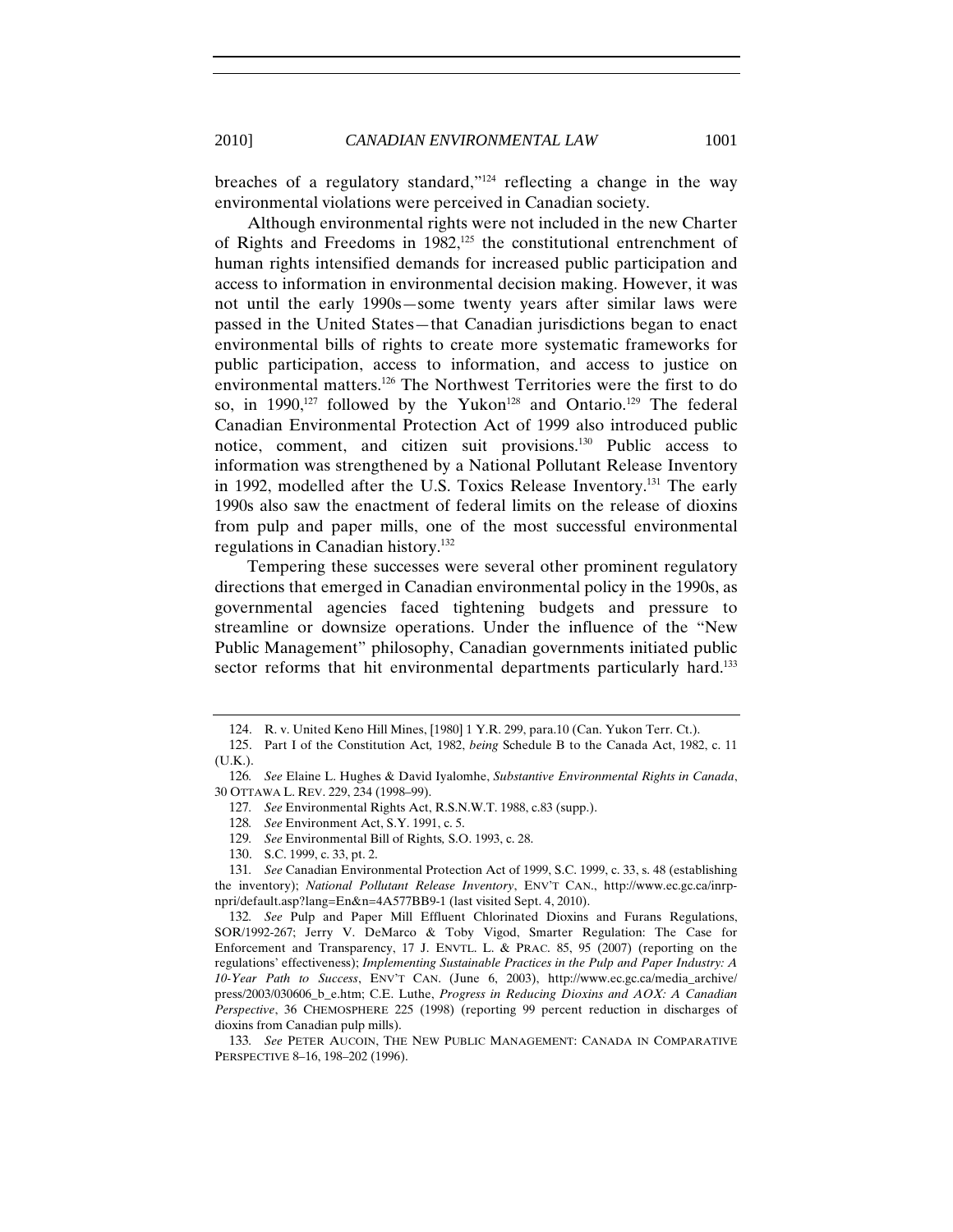breaches of a regulatory standard,"[124] reflecting a change in the way environmental violations were perceived in Canadian society.

Although environmental rights were not included in the new Charter of Rights and Freedoms in 1982,[125] the constitutional entrenchment of human rights intensified demands for increased public participation and access to information in environmental decision making. However, it was not until the early 1990s—some twenty years after similar laws were passed in the United States—that Canadian jurisdictions began to enact environmental bills of rights to create more systematic frameworks for public participation, access to information, and access to justice on environmental matters.[126] The Northwest Territories were the first to do so, in 1990,[127] followed by the Yukon[128] and Ontario.[129] The federal Canadian Environmental Protection Act of 1999 also introduced public notice, comment, and citizen suit provisions.[130] Public access to information was strengthened by a National Pollutant Release Inventory in 1992, modelled after the U.S. Toxics Release Inventory.[131] The early 1990s also saw the enactment of federal limits on the release of dioxins from pulp and paper mills, one of the most successful environmental regulations in Canadian history.[132]

Tempering these successes were several other prominent regulatory directions that emerged in Canadian environmental policy in the 1990s, as governmental agencies faced tightening budgets and pressure to streamline or downsize operations. Under the influence of the "New Public Management" philosophy, Canadian governments initiated public sector reforms that hit environmental departments particularly hard.[133]

---

124. R. v. United Keno Hill Mines, [1980] 1 Y.R. 299, para.10 (Can. Yukon Terr. Ct.).

125. Part I of the Constitution Act, 1982, *being* Schedule B to the Canada Act, 1982, c. 11 (U.K.).

126. *See* Elaine L. Hughes & David Iyalomhe, *Substantive Environmental Rights in Canada*, 30 OTTAWA L. REV. 229, 234 (1998–99).

127. *See* Environmental Rights Act, R.S.N.W.T. 1988, c.83 (supp.).

128. *See* Environment Act, S.Y. 1991, c. 5.

129. *See* Environmental Bill of Rights, S.O. 1993, c. 28.

130. S.C. 1999, c. 33, pt. 2.

131. *See* Canadian Environmental Protection Act of 1999, S.C. 1999, c. 33, s. 48 (establishing the inventory); *National Pollutant Release Inventory*, ENV'T CAN., http://www.ec.gc.ca/inrp-npri/default.asp?lang=En&n=4A577BB9-1 (last visited Sept. 4, 2010).

132. *See* Pulp and Paper Mill Effluent Chlorinated Dioxins and Furans Regulations, SOR/1992-267; Jerry V. DeMarco & Toby Vigod, Smarter Regulation: The Case for Enforcement and Transparency, 17 J. ENVTL. L. & PRAC. 85, 95 (2007) (reporting on the regulations' effectiveness); *Implementing Sustainable Practices in the Pulp and Paper Industry: A 10-Year Path to Success*, ENV'T CAN. (June 6, 2003), http://www.ec.gc.ca/media_archive/press/2003/030606_b_e.htm; C.E. Luthe, *Progress in Reducing Dioxins and AOX: A Canadian Perspective*, 36 CHEMOSPHERE 225 (1998) (reporting 99 percent reduction in discharges of dioxins from Canadian pulp mills).

133. *See* PETER AUCOIN, THE NEW PUBLIC MANAGEMENT: CANADA IN COMPARATIVE PERSPECTIVE 8–16, 198–202 (1996).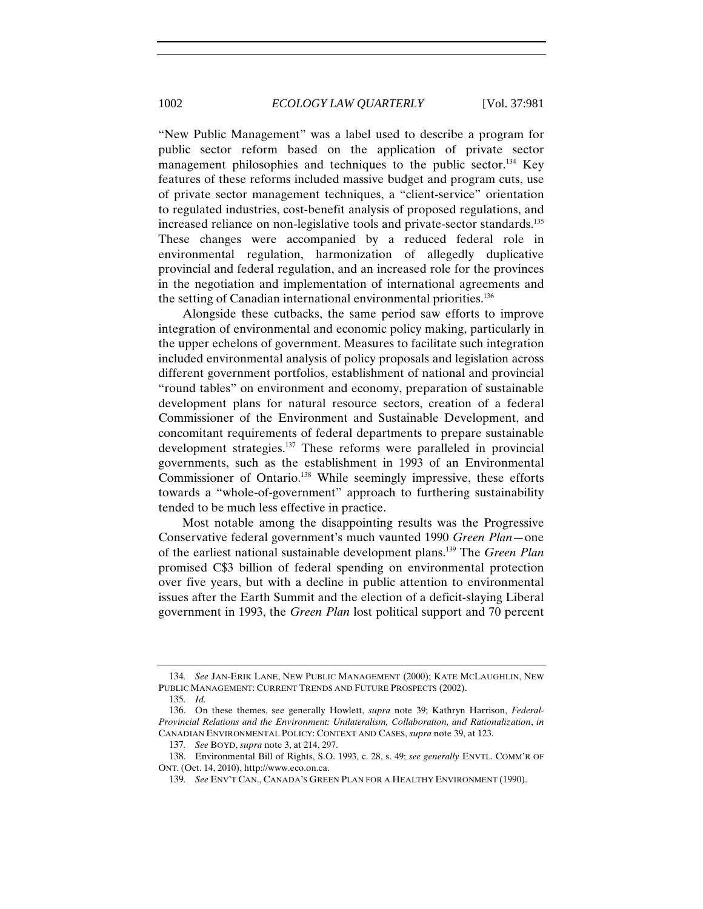"New Public Management" was a label used to describe a program for public sector reform based on the application of private sector management philosophies and techniques to the public sector.[134] Key features of these reforms included massive budget and program cuts, use of private sector management techniques, a "client-service" orientation to regulated industries, cost-benefit analysis of proposed regulations, and increased reliance on non-legislative tools and private-sector standards.[135] These changes were accompanied by a reduced federal role in environmental regulation, harmonization of allegedly duplicative provincial and federal regulation, and an increased role for the provinces in the negotiation and implementation of international agreements and the setting of Canadian international environmental priorities.[136]

Alongside these cutbacks, the same period saw efforts to improve integration of environmental and economic policy making, particularly in the upper echelons of government. Measures to facilitate such integration included environmental analysis of policy proposals and legislation across different government portfolios, establishment of national and provincial "round tables" on environment and economy, preparation of sustainable development plans for natural resource sectors, creation of a federal Commissioner of the Environment and Sustainable Development, and concomitant requirements of federal departments to prepare sustainable development strategies.[137] These reforms were paralleled in provincial governments, such as the establishment in 1993 of an Environmental Commissioner of Ontario.[138] While seemingly impressive, these efforts towards a "whole-of-government" approach to furthering sustainability tended to be much less effective in practice.

Most notable among the disappointing results was the Progressive Conservative federal government's much vaunted 1990 *Green Plan*—one of the earliest national sustainable development plans.[139] The *Green Plan* promised C$3 billion of federal spending on environmental protection over five years, but with a decline in public attention to environmental issues after the Earth Summit and the election of a deficit-slaying Liberal government in 1993, the *Green Plan* lost political support and 70 percent

---

134. *See* JAN-ERIK LANE, NEW PUBLIC MANAGEMENT (2000); KATE MCLAUGHLIN, NEW PUBLIC MANAGEMENT: CURRENT TRENDS AND FUTURE PROSPECTS (2002).

135. *Id.*

136. On these themes, see generally Howlett, *supra* note 39; Kathryn Harrison, *Federal-Provincial Relations and the Environment: Unilateralism, Collaboration, and Rationalization*, *in* CANADIAN ENVIRONMENTAL POLICY: CONTEXT AND CASES, *supra* note 39, at 123.

137. *See* BOYD, *supra* note 3, at 214, 297.

138. Environmental Bill of Rights, S.O. 1993, c. 28, s. 49; *see generally* ENVTL. COMM'R OF ONT. (Oct. 14, 2010), http://www.eco.on.ca.

139. *See* ENV'T CAN., CANADA'S GREEN PLAN FOR A HEALTHY ENVIRONMENT (1990).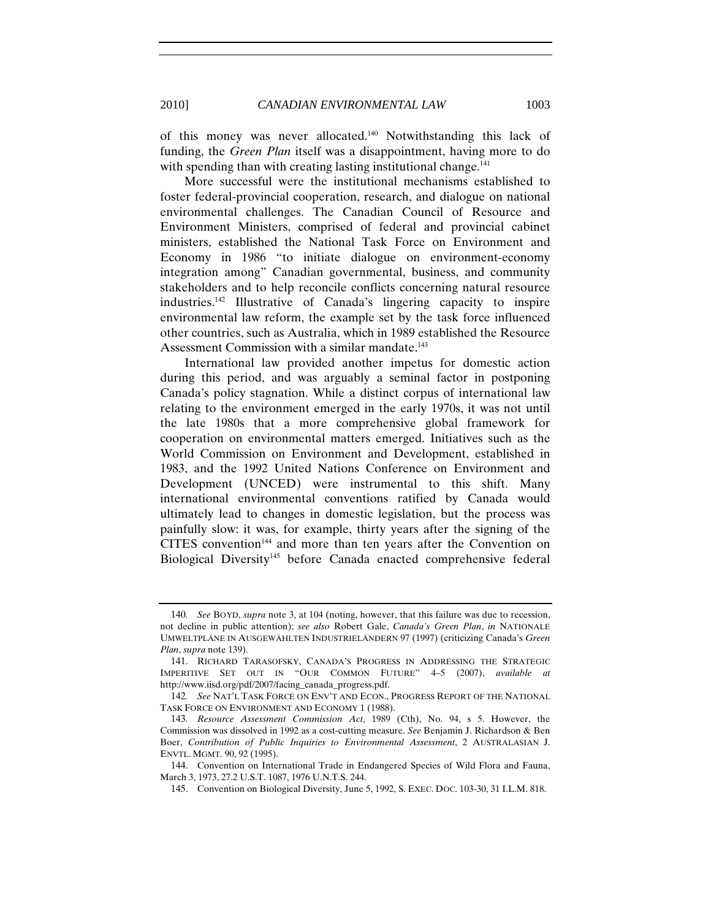of this money was never allocated.[140] Notwithstanding this lack of funding, the *Green Plan* itself was a disappointment, having more to do with spending than with creating lasting institutional change.[141]

More successful were the institutional mechanisms established to foster federal-provincial cooperation, research, and dialogue on national environmental challenges. The Canadian Council of Resource and Environment Ministers, comprised of federal and provincial cabinet ministers, established the National Task Force on Environment and Economy in 1986 "to initiate dialogue on environment-economy integration among" Canadian governmental, business, and community stakeholders and to help reconcile conflicts concerning natural resource industries.[142] Illustrative of Canada's lingering capacity to inspire environmental law reform, the example set by the task force influenced other countries, such as Australia, which in 1989 established the Resource Assessment Commission with a similar mandate.[143]

International law provided another impetus for domestic action during this period, and was arguably a seminal factor in postponing Canada's policy stagnation. While a distinct corpus of international law relating to the environment emerged in the early 1970s, it was not until the late 1980s that a more comprehensive global framework for cooperation on environmental matters emerged. Initiatives such as the World Commission on Environment and Development, established in 1983, and the 1992 United Nations Conference on Environment and Development (UNCED) were instrumental to this shift. Many international environmental conventions ratified by Canada would ultimately lead to changes in domestic legislation, but the process was painfully slow: it was, for example, thirty years after the signing of the CITES convention[144] and more than ten years after the Convention on Biological Diversity[145] before Canada enacted comprehensive federal

---

140. *See* BOYD, *supra* note 3, at 104 (noting, however, that this failure was due to recession, not decline in public attention); *see also* Robert Gale, *Canada's Green Plan*, *in* NATIONALE UMWELTPLÄNE IN AUSGEWÄHLTEN INDUSTRIELÄNDERN 97 (1997) (criticizing Canada's *Green Plan*, *supra* note 139).

141. RICHARD TARASOFSKY, CANADA'S PROGRESS IN ADDRESSING THE STRATEGIC IMPERITIVE SET OUT IN "OUR COMMON FUTURE" 4–5 (2007), *available at* http://www.iisd.org/pdf/2007/facing_canada_progress.pdf.

142. *See* NAT'L TASK FORCE ON ENV'T AND ECON., PROGRESS REPORT OF THE NATIONAL TASK FORCE ON ENVIRONMENT AND ECONOMY 1 (1988).

143. *Resource Assessment Commission Act*, 1989 (Cth), No. 94, s 5. However, the Commission was dissolved in 1992 as a cost-cutting measure. *See* Benjamin J. Richardson & Ben Boer, *Contribution of Public Inquiries to Environmental Assessment*, 2 AUSTRALASIAN J. ENVTL. MGMT. 90, 92 (1995).

144. Convention on International Trade in Endangered Species of Wild Flora and Fauna, March 3, 1973, 27.2 U.S.T. 1087, 1976 U.N.T.S. 244.

145. Convention on Biological Diversity, June 5, 1992, S. EXEC. DOC. 103-30, 31 I.L.M. 818.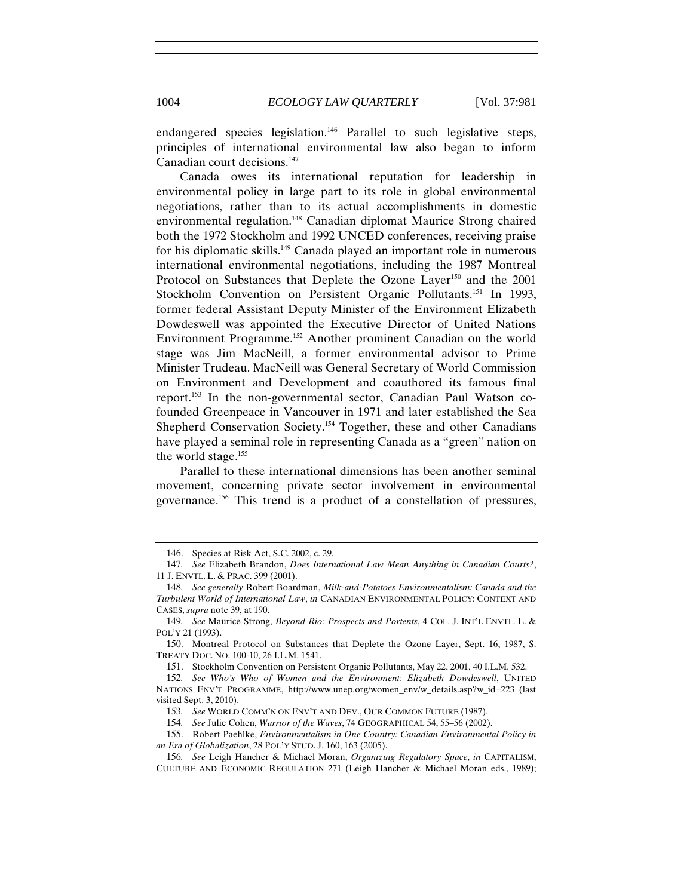endangered species legislation.[146] Parallel to such legislative steps, principles of international environmental law also began to inform Canadian court decisions.[147]

Canada owes its international reputation for leadership in environmental policy in large part to its role in global environmental negotiations, rather than to its actual accomplishments in domestic environmental regulation.[148] Canadian diplomat Maurice Strong chaired both the 1972 Stockholm and 1992 UNCED conferences, receiving praise for his diplomatic skills.[149] Canada played an important role in numerous international environmental negotiations, including the 1987 Montreal Protocol on Substances that Deplete the Ozone Layer[150] and the 2001 Stockholm Convention on Persistent Organic Pollutants.[151] In 1993, former federal Assistant Deputy Minister of the Environment Elizabeth Dowdeswell was appointed the Executive Director of United Nations Environment Programme.[152] Another prominent Canadian on the world stage was Jim MacNeill, a former environmental advisor to Prime Minister Trudeau. MacNeill was General Secretary of World Commission on Environment and Development and coauthored its famous final report.[153] In the non-governmental sector, Canadian Paul Watson co-founded Greenpeace in Vancouver in 1971 and later established the Sea Shepherd Conservation Society.[154] Together, these and other Canadians have played a seminal role in representing Canada as a "green" nation on the world stage.[155]

Parallel to these international dimensions has been another seminal movement, concerning private sector involvement in environmental governance.[156] This trend is a product of a constellation of pressures,

---

146. Species at Risk Act, S.C. 2002, c. 29.

147. *See* Elizabeth Brandon, *Does International Law Mean Anything in Canadian Courts?*, 11 J. ENVTL. L. & PRAC. 399 (2001).

148. *See generally* Robert Boardman, *Milk-and-Potatoes Environmentalism: Canada and the Turbulent World of International Law*, *in* CANADIAN ENVIRONMENTAL POLICY: CONTEXT AND CASES, *supra* note 39, at 190.

149. *See* Maurice Strong, *Beyond Rio: Prospects and Portents*, 4 COL. J. INT'L ENVTL. L. & POL'Y 21 (1993).

150. Montreal Protocol on Substances that Deplete the Ozone Layer, Sept. 16, 1987, S. TREATY DOC. NO. 100-10, 26 I.L.M. 1541.

151. Stockholm Convention on Persistent Organic Pollutants, May 22, 2001, 40 I.L.M. 532.

152. *See Who's Who of Women and the Environment: Elizabeth Dowdeswell*, UNITED NATIONS ENV'T PROGRAMME, http://www.unep.org/women_env/w_details.asp?w_id=223 (last visited Sept. 3, 2010).

153. *See* WORLD COMM'N ON ENV'T AND DEV., OUR COMMON FUTURE (1987).

154. *See* Julie Cohen, *Warrior of the Waves*, 74 GEOGRAPHICAL 54, 55–56 (2002).

155. Robert Paehlke, *Environmentalism in One Country: Canadian Environmental Policy in an Era of Globalization*, 28 POL'Y STUD. J. 160, 163 (2005).

156. *See* Leigh Hancher & Michael Moran, *Organizing Regulatory Space*, *in* CAPITALISM, CULTURE AND ECONOMIC REGULATION 271 (Leigh Hancher & Michael Moran eds., 1989);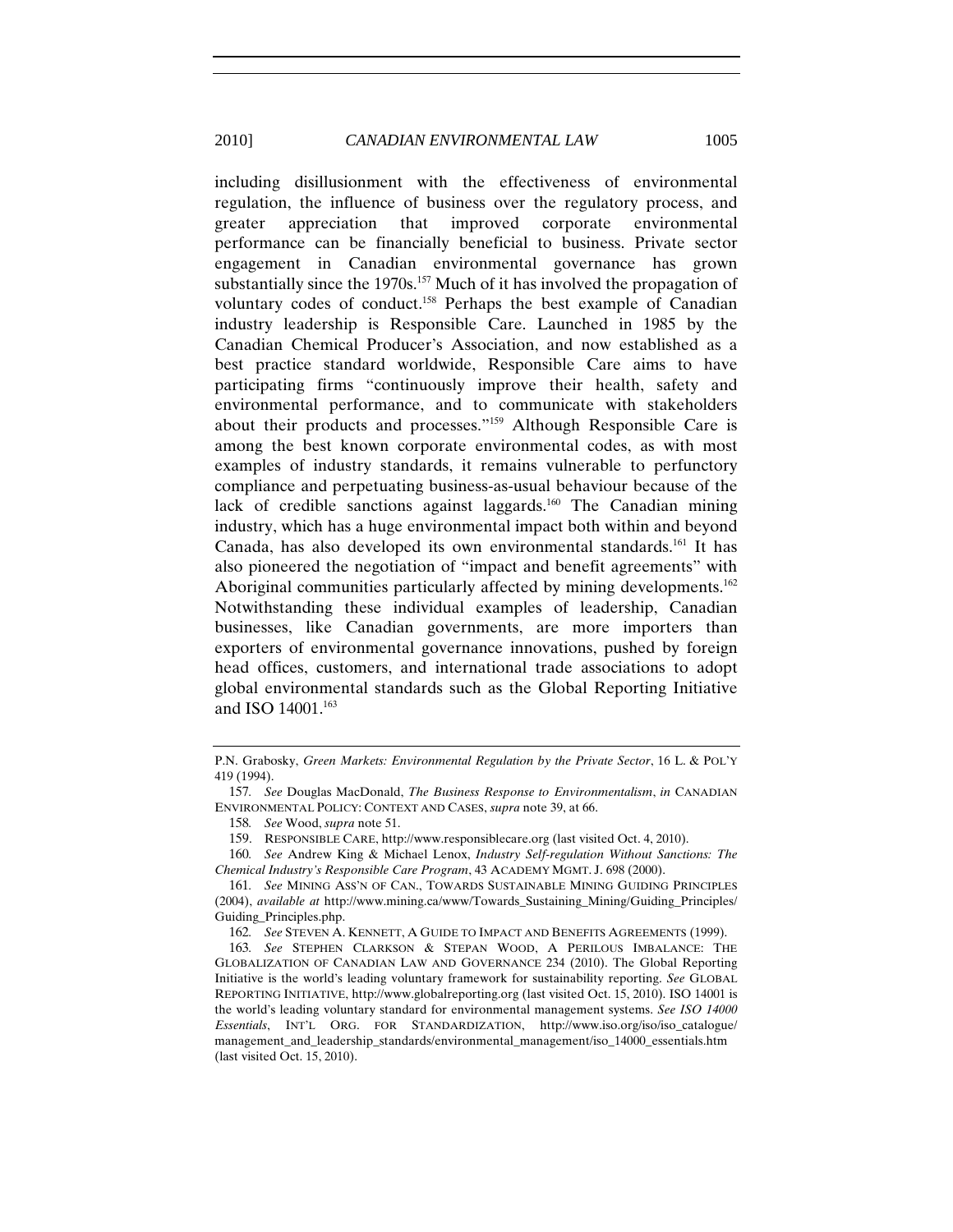including disillusionment with the effectiveness of environmental regulation, the influence of business over the regulatory process, and greater appreciation that improved corporate environmental performance can be financially beneficial to business. Private sector engagement in Canadian environmental governance has grown substantially since the 1970s.[157] Much of it has involved the propagation of voluntary codes of conduct.[158] Perhaps the best example of Canadian industry leadership is Responsible Care. Launched in 1985 by the Canadian Chemical Producer's Association, and now established as a best practice standard worldwide, Responsible Care aims to have participating firms "continuously improve their health, safety and environmental performance, and to communicate with stakeholders about their products and processes."[159] Although Responsible Care is among the best known corporate environmental codes, as with most examples of industry standards, it remains vulnerable to perfunctory compliance and perpetuating business-as-usual behaviour because of the lack of credible sanctions against laggards.[160] The Canadian mining industry, which has a huge environmental impact both within and beyond Canada, has also developed its own environmental standards.[161] It has also pioneered the negotiation of "impact and benefit agreements" with Aboriginal communities particularly affected by mining developments.[162] Notwithstanding these individual examples of leadership, Canadian businesses, like Canadian governments, are more importers than exporters of environmental governance innovations, pushed by foreign head offices, customers, and international trade associations to adopt global environmental standards such as the Global Reporting Initiative and ISO 14001.[163]

---

P.N. Grabosky, *Green Markets: Environmental Regulation by the Private Sector*, 16 L. & POL'Y 419 (1994).

157. *See* Douglas MacDonald, *The Business Response to Environmentalism*, *in* CANADIAN ENVIRONMENTAL POLICY: CONTEXT AND CASES, *supra* note 39, at 66.

158. *See* Wood, *supra* note 51.

159. RESPONSIBLE CARE, http://www.responsiblecare.org (last visited Oct. 4, 2010).

160. *See* Andrew King & Michael Lenox, *Industry Self-regulation Without Sanctions: The Chemical Industry's Responsible Care Program*, 43 ACADEMY MGMT. J. 698 (2000).

161. *See* MINING ASS'N OF CAN., TOWARDS SUSTAINABLE MINING GUIDING PRINCIPLES (2004), *available at* http://www.mining.ca/www/Towards_Sustaining_Mining/Guiding_Principles/Guiding_Principles.php.

162. *See* STEVEN A. KENNETT, A GUIDE TO IMPACT AND BENEFITS AGREEMENTS (1999).

163. *See* STEPHEN CLARKSON & STEPAN WOOD, A PERILOUS IMBALANCE: THE GLOBALIZATION OF CANADIAN LAW AND GOVERNANCE 234 (2010). The Global Reporting Initiative is the world's leading voluntary framework for sustainability reporting. *See* GLOBAL REPORTING INITIATIVE, http://www.globalreporting.org (last visited Oct. 15, 2010). ISO 14001 is the world's leading voluntary standard for environmental management systems. *See ISO 14000 Essentials*, INT'L ORG. FOR STANDARDIZATION, http://www.iso.org/iso/iso_catalogue/management_and_leadership_standards/environmental_management/iso_14000_essentials.htm (last visited Oct. 15, 2010).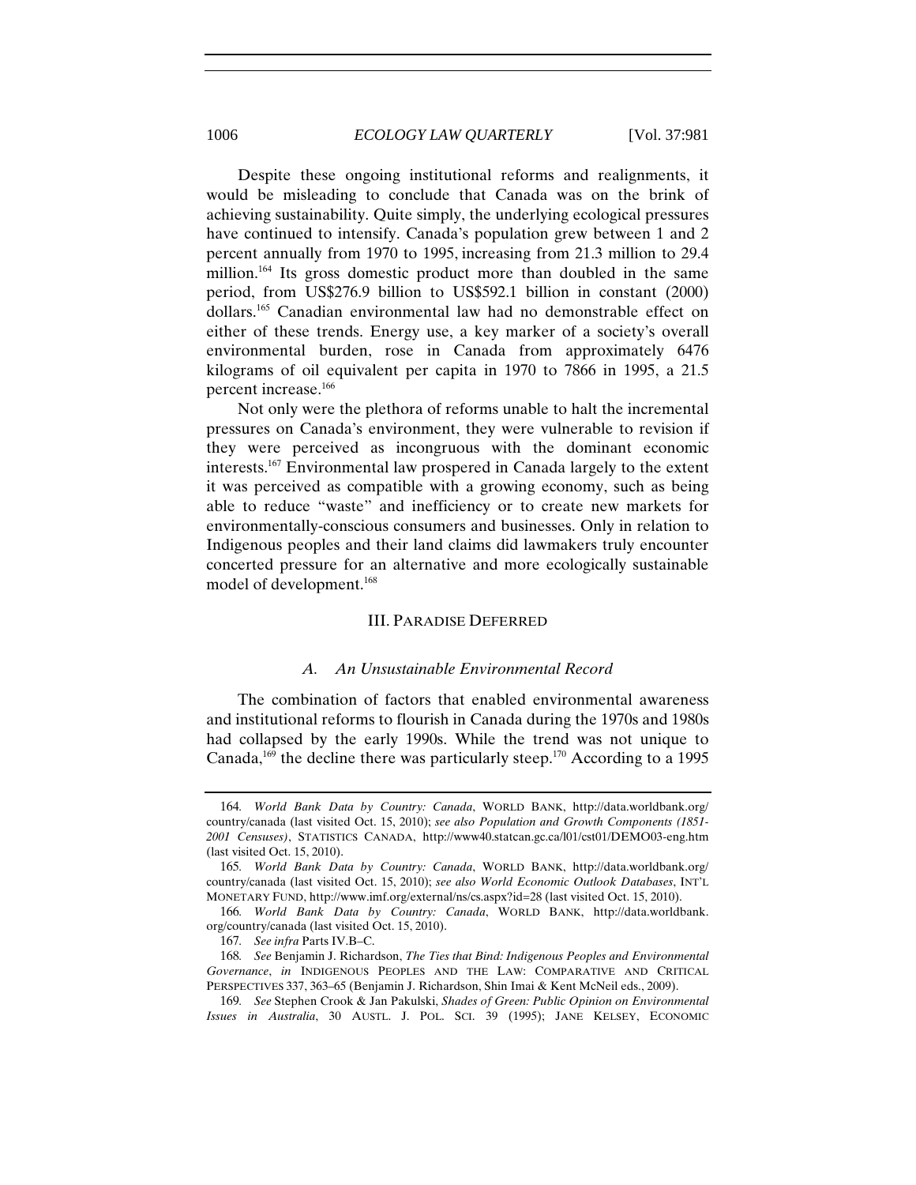Despite these ongoing institutional reforms and realignments, it would be misleading to conclude that Canada was on the brink of achieving sustainability. Quite simply, the underlying ecological pressures have continued to intensify. Canada's population grew between 1 and 2 percent annually from 1970 to 1995, increasing from 21.3 million to 29.4 million.[164] Its gross domestic product more than doubled in the same period, from US$276.9 billion to US$592.1 billion in constant (2000) dollars.[165] Canadian environmental law had no demonstrable effect on either of these trends. Energy use, a key marker of a society's overall environmental burden, rose in Canada from approximately 6476 kilograms of oil equivalent per capita in 1970 to 7866 in 1995, a 21.5 percent increase.[166]

Not only were the plethora of reforms unable to halt the incremental pressures on Canada's environment, they were vulnerable to revision if they were perceived as incongruous with the dominant economic interests.[167] Environmental law prospered in Canada largely to the extent it was perceived as compatible with a growing economy, such as being able to reduce "waste" and inefficiency or to create new markets for environmentally-conscious consumers and businesses. Only in relation to Indigenous peoples and their land claims did lawmakers truly encounter concerted pressure for an alternative and more ecologically sustainable model of development.[168]

## III. Paradise Deferred

### *A. An Unsustainable Environmental Record*

The combination of factors that enabled environmental awareness and institutional reforms to flourish in Canada during the 1970s and 1980s had collapsed by the early 1990s. While the trend was not unique to Canada,[169] the decline there was particularly steep.[170] According to a 1995

---

164. *World Bank Data by Country: Canada*, WORLD BANK, http://data.worldbank.org/country/canada (last visited Oct. 15, 2010); *see also Population and Growth Components (1851-2001 Censuses)*, STATISTICS CANADA, http://www40.statcan.gc.ca/l01/cst01/DEMO03-eng.htm (last visited Oct. 15, 2010).

165. *World Bank Data by Country: Canada*, WORLD BANK, http://data.worldbank.org/country/canada (last visited Oct. 15, 2010); *see also World Economic Outlook Databases*, INT'L MONETARY FUND, http://www.imf.org/external/ns/cs.aspx?id=28 (last visited Oct. 15, 2010).

166. *World Bank Data by Country: Canada*, WORLD BANK, http://data.worldbank.org/country/canada (last visited Oct. 15, 2010).

167. *See infra* Parts IV.B–C.

168. *See* Benjamin J. Richardson, *The Ties that Bind: Indigenous Peoples and Environmental Governance*, *in* INDIGENOUS PEOPLES AND THE LAW: COMPARATIVE AND CRITICAL PERSPECTIVES 337, 363–65 (Benjamin J. Richardson, Shin Imai & Kent McNeil eds., 2009).

169. *See* Stephen Crook & Jan Pakulski, *Shades of Green: Public Opinion on Environmental Issues in Australia*, 30 AUSTL. J. POL. SCI. 39 (1995); JANE KELSEY, ECONOMIC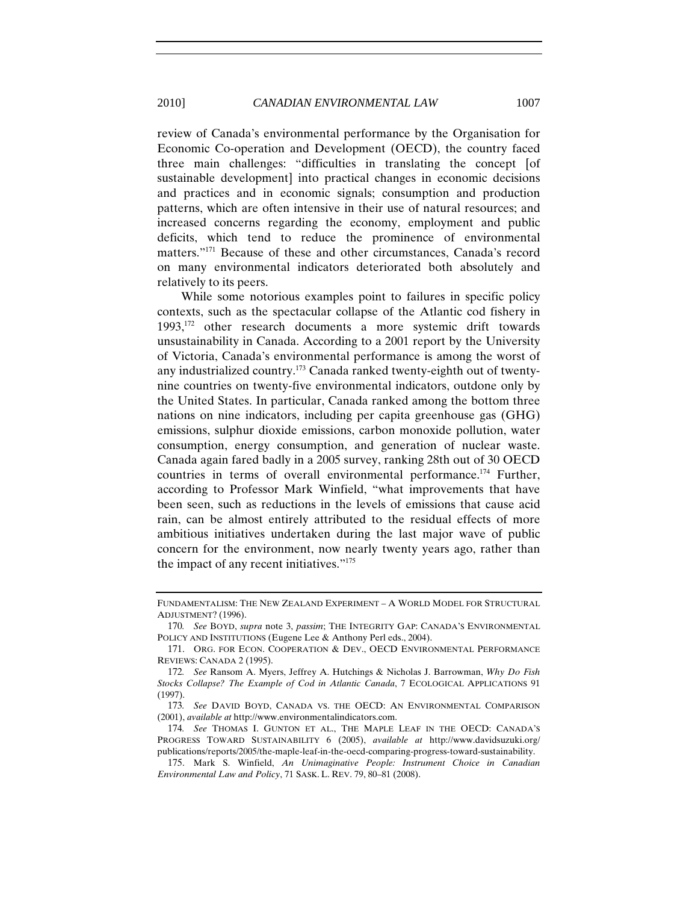review of Canada's environmental performance by the Organisation for Economic Co-operation and Development (OECD), the country faced three main challenges: "difficulties in translating the concept [of sustainable development] into practical changes in economic decisions and practices and in economic signals; consumption and production patterns, which are often intensive in their use of natural resources; and increased concerns regarding the economy, employment and public deficits, which tend to reduce the prominence of environmental matters."[171] Because of these and other circumstances, Canada's record on many environmental indicators deteriorated both absolutely and relatively to its peers.

While some notorious examples point to failures in specific policy contexts, such as the spectacular collapse of the Atlantic cod fishery in 1993,[172] other research documents a more systemic drift towards unsustainability in Canada. According to a 2001 report by the University of Victoria, Canada's environmental performance is among the worst of any industrialized country.[173] Canada ranked twenty-eighth out of twenty-nine countries on twenty-five environmental indicators, outdone only by the United States. In particular, Canada ranked among the bottom three nations on nine indicators, including per capita greenhouse gas (GHG) emissions, sulphur dioxide emissions, carbon monoxide pollution, water consumption, energy consumption, and generation of nuclear waste. Canada again fared badly in a 2005 survey, ranking 28th out of 30 OECD countries in terms of overall environmental performance.[174] Further, according to Professor Mark Winfield, "what improvements that have been seen, such as reductions in the levels of emissions that cause acid rain, can be almost entirely attributed to the residual effects of more ambitious initiatives undertaken during the last major wave of public concern for the environment, now nearly twenty years ago, rather than the impact of any recent initiatives."[175]

---

FUNDAMENTALISM: THE NEW ZEALAND EXPERIMENT – A WORLD MODEL FOR STRUCTURAL ADJUSTMENT? (1996).

170. *See* BOYD, *supra* note 3, *passim*; THE INTEGRITY GAP: CANADA'S ENVIRONMENTAL POLICY AND INSTITUTIONS (Eugene Lee & Anthony Perl eds., 2004).

171. ORG. FOR ECON. COOPERATION & DEV., OECD ENVIRONMENTAL PERFORMANCE REVIEWS: CANADA 2 (1995).

172. *See* Ransom A. Myers, Jeffrey A. Hutchings & Nicholas J. Barrowman, *Why Do Fish Stocks Collapse? The Example of Cod in Atlantic Canada*, 7 ECOLOGICAL APPLICATIONS 91 (1997).

173. *See* DAVID BOYD, CANADA VS. THE OECD: AN ENVIRONMENTAL COMPARISON (2001), *available at* http://www.environmentalindicators.com.

174. *See* THOMAS I. GUNTON ET AL., THE MAPLE LEAF IN THE OECD: CANADA'S PROGRESS TOWARD SUSTAINABILITY 6 (2005), *available at* http://www.davidsuzuki.org/publications/reports/2005/the-maple-leaf-in-the-oecd-comparing-progress-toward-sustainability.

175. Mark S. Winfield, *An Unimaginative People: Instrument Choice in Canadian Environmental Law and Policy*, 71 SASK. L. REV. 79, 80–81 (2008).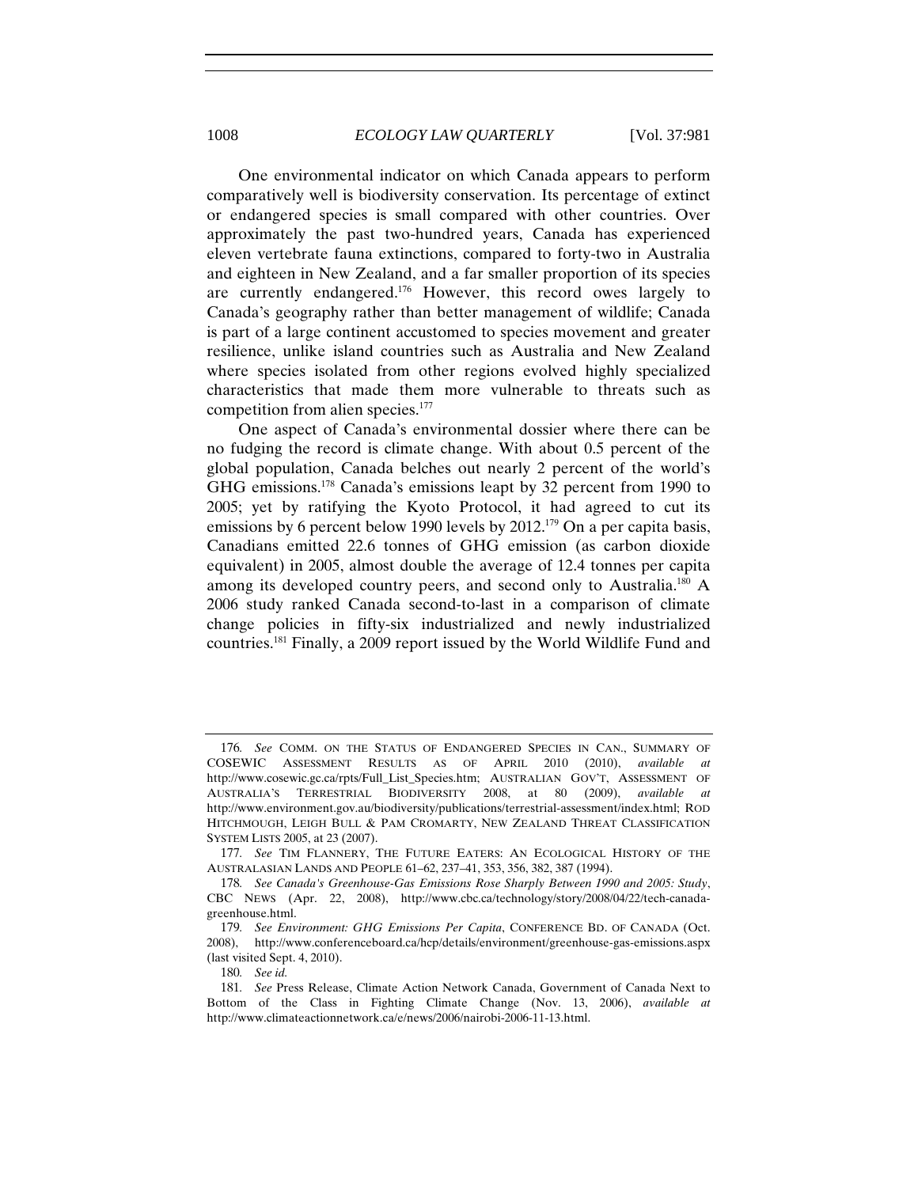One environmental indicator on which Canada appears to perform comparatively well is biodiversity conservation. Its percentage of extinct or endangered species is small compared with other countries. Over approximately the past two-hundred years, Canada has experienced eleven vertebrate fauna extinctions, compared to forty-two in Australia and eighteen in New Zealand, and a far smaller proportion of its species are currently endangered.[176] However, this record owes largely to Canada's geography rather than better management of wildlife; Canada is part of a large continent accustomed to species movement and greater resilience, unlike island countries such as Australia and New Zealand where species isolated from other regions evolved highly specialized characteristics that made them more vulnerable to threats such as competition from alien species.[177]

One aspect of Canada's environmental dossier where there can be no fudging the record is climate change. With about 0.5 percent of the global population, Canada belches out nearly 2 percent of the world's GHG emissions.[178] Canada's emissions leapt by 32 percent from 1990 to 2005; yet by ratifying the Kyoto Protocol, it had agreed to cut its emissions by 6 percent below 1990 levels by 2012.[179] On a per capita basis, Canadians emitted 22.6 tonnes of GHG emission (as carbon dioxide equivalent) in 2005, almost double the average of 12.4 tonnes per capita among its developed country peers, and second only to Australia.[180] A 2006 study ranked Canada second-to-last in a comparison of climate change policies in fifty-six industrialized and newly industrialized countries.[181] Finally, a 2009 report issued by the World Wildlife Fund and

---

176. *See* COMM. ON THE STATUS OF ENDANGERED SPECIES IN CAN., SUMMARY OF COSEWIC ASSESSMENT RESULTS AS OF APRIL 2010 (2010), *available at* http://www.cosewic.gc.ca/rpts/Full_List_Species.htm; AUSTRALIAN GOV'T, ASSESSMENT OF AUSTRALIA'S TERRESTRIAL BIODIVERSITY 2008, at 80 (2009), *available at* http://www.environment.gov.au/biodiversity/publications/terrestrial-assessment/index.html; ROD HITCHMOUGH, LEIGH BULL & PAM CROMARTY, NEW ZEALAND THREAT CLASSIFICATION SYSTEM LISTS 2005, at 23 (2007).

177. *See* TIM FLANNERY, THE FUTURE EATERS: AN ECOLOGICAL HISTORY OF THE AUSTRALASIAN LANDS AND PEOPLE 61–62, 237–41, 353, 356, 382, 387 (1994).

178. *See Canada's Greenhouse-Gas Emissions Rose Sharply Between 1990 and 2005: Study*, CBC NEWS (Apr. 22, 2008), http://www.cbc.ca/technology/story/2008/04/22/tech-canada-greenhouse.html.

179. *See Environment: GHG Emissions Per Capita*, CONFERENCE BD. OF CANADA (Oct. 2008), http://www.conferenceboard.ca/hcp/details/environment/greenhouse-gas-emissions.aspx (last visited Sept. 4, 2010).

180. *See id.*

181. *See* Press Release, Climate Action Network Canada, Government of Canada Next to Bottom of the Class in Fighting Climate Change (Nov. 13, 2006), *available at* http://www.climateactionnetwork.ca/e/news/2006/nairobi-2006-11-13.html.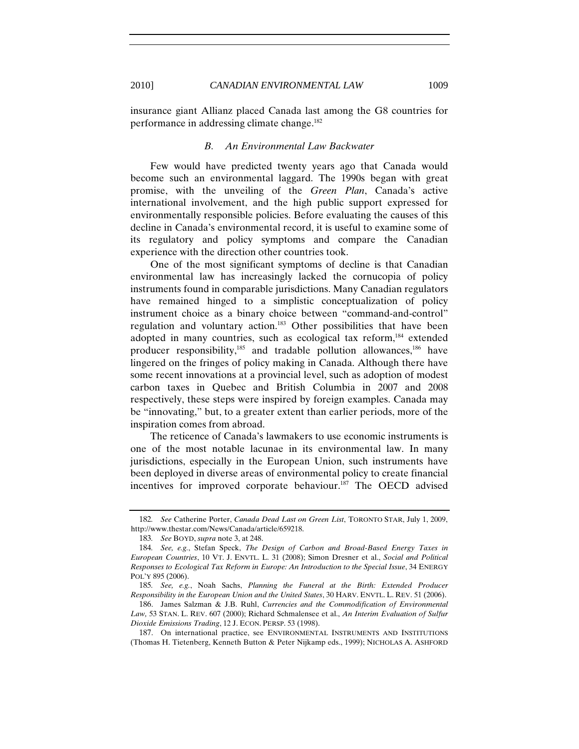insurance giant Allianz placed Canada last among the G8 countries for performance in addressing climate change.[182]

### *B. An Environmental Law Backwater*

Few would have predicted twenty years ago that Canada would become such an environmental laggard. The 1990s began with great promise, with the unveiling of the *Green Plan*, Canada's active international involvement, and the high public support expressed for environmentally responsible policies. Before evaluating the causes of this decline in Canada's environmental record, it is useful to examine some of its regulatory and policy symptoms and compare the Canadian experience with the direction other countries took.

One of the most significant symptoms of decline is that Canadian environmental law has increasingly lacked the cornucopia of policy instruments found in comparable jurisdictions. Many Canadian regulators have remained hinged to a simplistic conceptualization of policy instrument choice as a binary choice between "command-and-control" regulation and voluntary action.[183] Other possibilities that have been adopted in many countries, such as ecological tax reform,[184] extended producer responsibility,[185] and tradable pollution allowances,[186] have lingered on the fringes of policy making in Canada. Although there have some recent innovations at a provincial level, such as adoption of modest carbon taxes in Quebec and British Columbia in 2007 and 2008 respectively, these steps were inspired by foreign examples. Canada may be "innovating," but, to a greater extent than earlier periods, more of the inspiration comes from abroad.

The reticence of Canada's lawmakers to use economic instruments is one of the most notable lacunae in its environmental law. In many jurisdictions, especially in the European Union, such instruments have been deployed in diverse areas of environmental policy to create financial incentives for improved corporate behaviour.[187] The OECD advised

---

182. *See* Catherine Porter, *Canada Dead Last on Green List*, TORONTO STAR, July 1, 2009, http://www.thestar.com/News/Canada/article/659218.

183. *See* BOYD, *supra* note 3, at 248.

184. *See, e.g.*, Stefan Speck, *The Design of Carbon and Broad-Based Energy Taxes in European Countries*, 10 VT. J. ENVTL. L. 31 (2008); Simon Dresner et al., *Social and Political Responses to Ecological Tax Reform in Europe: An Introduction to the Special Issue*, 34 ENERGY POL'Y 895 (2006).

185. *See, e.g.*, Noah Sachs, *Planning the Funeral at the Birth: Extended Producer Responsibility in the European Union and the United States*, 30 HARV. ENVTL. L. REV. 51 (2006).

186. James Salzman & J.B. Ruhl, *Currencies and the Commodification of Environmental Law,* 53 STAN. L. REV. 607 (2000); Richard Schmalensee et al., *An Interim Evaluation of Sulfur Dioxide Emissions Trading*, 12 J. ECON. PERSP. 53 (1998).

187. On international practice, see ENVIRONMENTAL INSTRUMENTS AND INSTITUTIONS (Thomas H. Tietenberg, Kenneth Button & Peter Nijkamp eds., 1999); NICHOLAS A. ASHFORD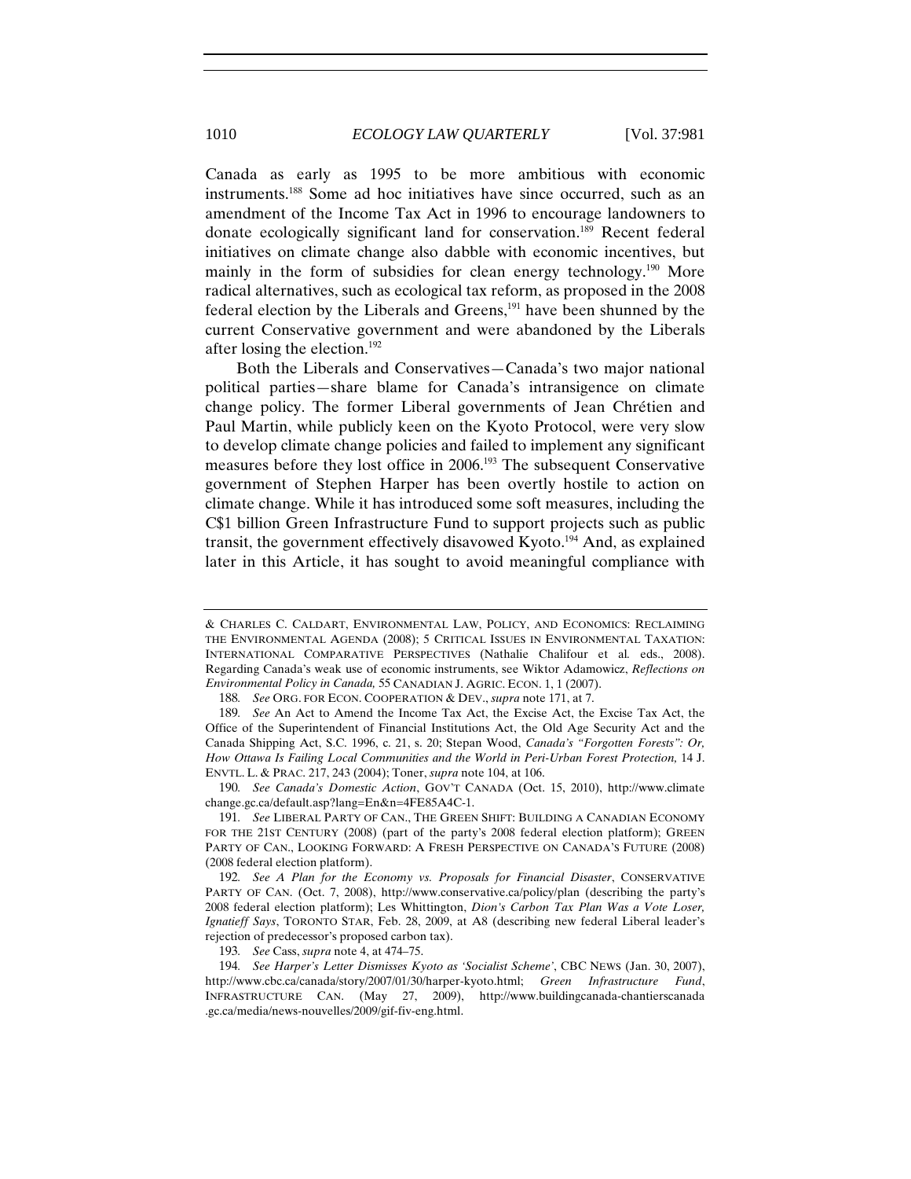Canada as early as 1995 to be more ambitious with economic instruments.[188] Some ad hoc initiatives have since occurred, such as an amendment of the Income Tax Act in 1996 to encourage landowners to donate ecologically significant land for conservation.[189] Recent federal initiatives on climate change also dabble with economic incentives, but mainly in the form of subsidies for clean energy technology.[190] More radical alternatives, such as ecological tax reform, as proposed in the 2008 federal election by the Liberals and Greens,[191] have been shunned by the current Conservative government and were abandoned by the Liberals after losing the election.[192]

Both the Liberals and Conservatives—Canada's two major national political parties—share blame for Canada's intransigence on climate change policy. The former Liberal governments of Jean Chrétien and Paul Martin, while publicly keen on the Kyoto Protocol, were very slow to develop climate change policies and failed to implement any significant measures before they lost office in 2006.[193] The subsequent Conservative government of Stephen Harper has been overtly hostile to action on climate change. While it has introduced some soft measures, including the C$1 billion Green Infrastructure Fund to support projects such as public transit, the government effectively disavowed Kyoto.[194] And, as explained later in this Article, it has sought to avoid meaningful compliance with

---

& CHARLES C. CALDART, ENVIRONMENTAL LAW, POLICY, AND ECONOMICS: RECLAIMING THE ENVIRONMENTAL AGENDA (2008); 5 CRITICAL ISSUES IN ENVIRONMENTAL TAXATION: INTERNATIONAL COMPARATIVE PERSPECTIVES (Nathalie Chalifour et al. eds., 2008). Regarding Canada's weak use of economic instruments, see Wiktor Adamowicz, *Reflections on Environmental Policy in Canada,* 55 CANADIAN J. AGRIC. ECON. 1, 1 (2007).

188. *See* ORG. FOR ECON. COOPERATION & DEV., *supra* note 171, at 7.

189. *See* An Act to Amend the Income Tax Act, the Excise Act, the Excise Tax Act, the Office of the Superintendent of Financial Institutions Act, the Old Age Security Act and the Canada Shipping Act, S.C. 1996, c. 21, s. 20; Stepan Wood, *Canada's "Forgotten Forests": Or, How Ottawa Is Failing Local Communities and the World in Peri-Urban Forest Protection,* 14 J. ENVTL. L. & PRAC. 217, 243 (2004); Toner, *supra* note 104, at 106.

190. *See Canada's Domestic Action*, GOV'T CANADA (Oct. 15, 2010), http://www.climatechange.gc.ca/default.asp?lang=En&n=4FE85A4C-1.

191. *See* LIBERAL PARTY OF CAN., THE GREEN SHIFT: BUILDING A CANADIAN ECONOMY FOR THE 21ST CENTURY (2008) (part of the party's 2008 federal election platform); GREEN PARTY OF CAN., LOOKING FORWARD: A FRESH PERSPECTIVE ON CANADA'S FUTURE (2008) (2008 federal election platform).

192. *See A Plan for the Economy vs. Proposals for Financial Disaster*, CONSERVATIVE PARTY OF CAN. (Oct. 7, 2008), http://www.conservative.ca/policy/plan (describing the party's 2008 federal election platform); Les Whittington, *Dion's Carbon Tax Plan Was a Vote Loser, Ignatieff Says*, TORONTO STAR, Feb. 28, 2009, at A8 (describing new federal Liberal leader's rejection of predecessor's proposed carbon tax).

193. *See* Cass, *supra* note 4, at 474–75.

194. *See Harper's Letter Dismisses Kyoto as 'Socialist Scheme'*, CBC NEWS (Jan. 30, 2007), http://www.cbc.ca/canada/story/2007/01/30/harper-kyoto.html; *Green Infrastructure Fund*, INFRASTRUCTURE CAN. (May 27, 2009), http://www.buildingcanada-chantierscanada.gc.ca/media/news-nouvelles/2009/gif-fiv-eng.html.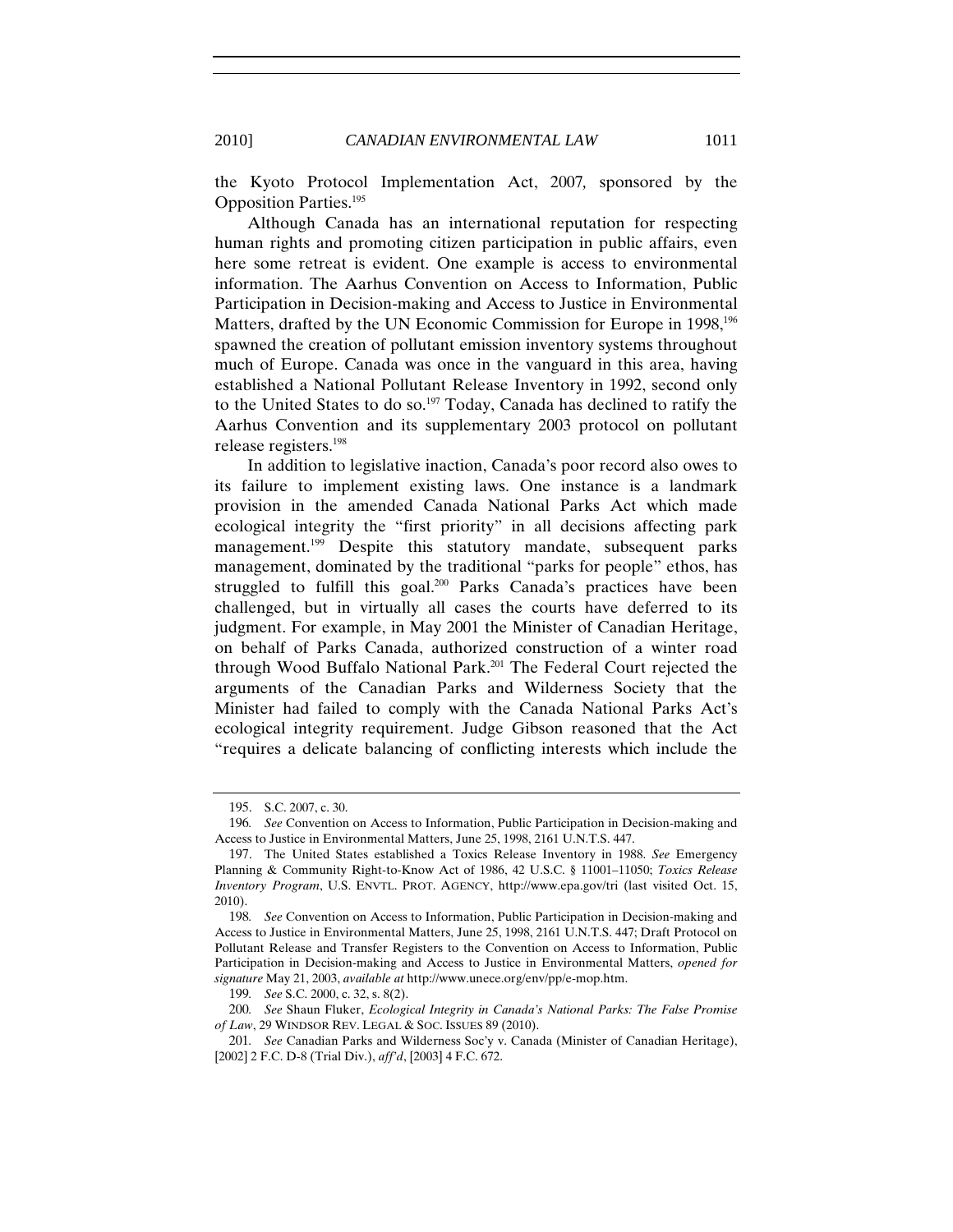the Kyoto Protocol Implementation Act, 2007*,* sponsored by the Opposition Parties.[195]

Although Canada has an international reputation for respecting human rights and promoting citizen participation in public affairs, even here some retreat is evident. One example is access to environmental information. The Aarhus Convention on Access to Information, Public Participation in Decision-making and Access to Justice in Environmental Matters, drafted by the UN Economic Commission for Europe in 1998,[196] spawned the creation of pollutant emission inventory systems throughout much of Europe. Canada was once in the vanguard in this area, having established a National Pollutant Release Inventory in 1992, second only to the United States to do so.[197] Today, Canada has declined to ratify the Aarhus Convention and its supplementary 2003 protocol on pollutant release registers.[198]

In addition to legislative inaction, Canada's poor record also owes to its failure to implement existing laws. One instance is a landmark provision in the amended Canada National Parks Act which made ecological integrity the "first priority" in all decisions affecting park management.[199] Despite this statutory mandate, subsequent parks management, dominated by the traditional "parks for people" ethos, has struggled to fulfill this goal.[200] Parks Canada's practices have been challenged, but in virtually all cases the courts have deferred to its judgment. For example, in May 2001 the Minister of Canadian Heritage, on behalf of Parks Canada, authorized construction of a winter road through Wood Buffalo National Park.[201] The Federal Court rejected the arguments of the Canadian Parks and Wilderness Society that the Minister had failed to comply with the Canada National Parks Act's ecological integrity requirement. Judge Gibson reasoned that the Act "requires a delicate balancing of conflicting interests which include the

---

195. S.C. 2007, c. 30.

196. *See* Convention on Access to Information, Public Participation in Decision-making and Access to Justice in Environmental Matters, June 25, 1998, 2161 U.N.T.S. 447.

197. The United States established a Toxics Release Inventory in 1988. *See* Emergency Planning & Community Right-to-Know Act of 1986, 42 U.S.C. § 11001–11050; *Toxics Release Inventory Program*, U.S. ENVTL. PROT. AGENCY, http://www.epa.gov/tri (last visited Oct. 15, 2010).

198. *See* Convention on Access to Information, Public Participation in Decision-making and Access to Justice in Environmental Matters, June 25, 1998, 2161 U.N.T.S. 447; Draft Protocol on Pollutant Release and Transfer Registers to the Convention on Access to Information, Public Participation in Decision-making and Access to Justice in Environmental Matters, *opened for signature* May 21, 2003, *available at* http://www.unece.org/env/pp/e-mop.htm.

199. *See* S.C. 2000, c. 32, s. 8(2).

200. *See* Shaun Fluker, *Ecological Integrity in Canada's National Parks: The False Promise of Law*, 29 WINDSOR REV. LEGAL & SOC. ISSUES 89 (2010).

201. *See* Canadian Parks and Wilderness Soc'y v. Canada (Minister of Canadian Heritage), [2002] 2 F.C. D-8 (Trial Div.), *aff'd*, [2003] 4 F.C. 672.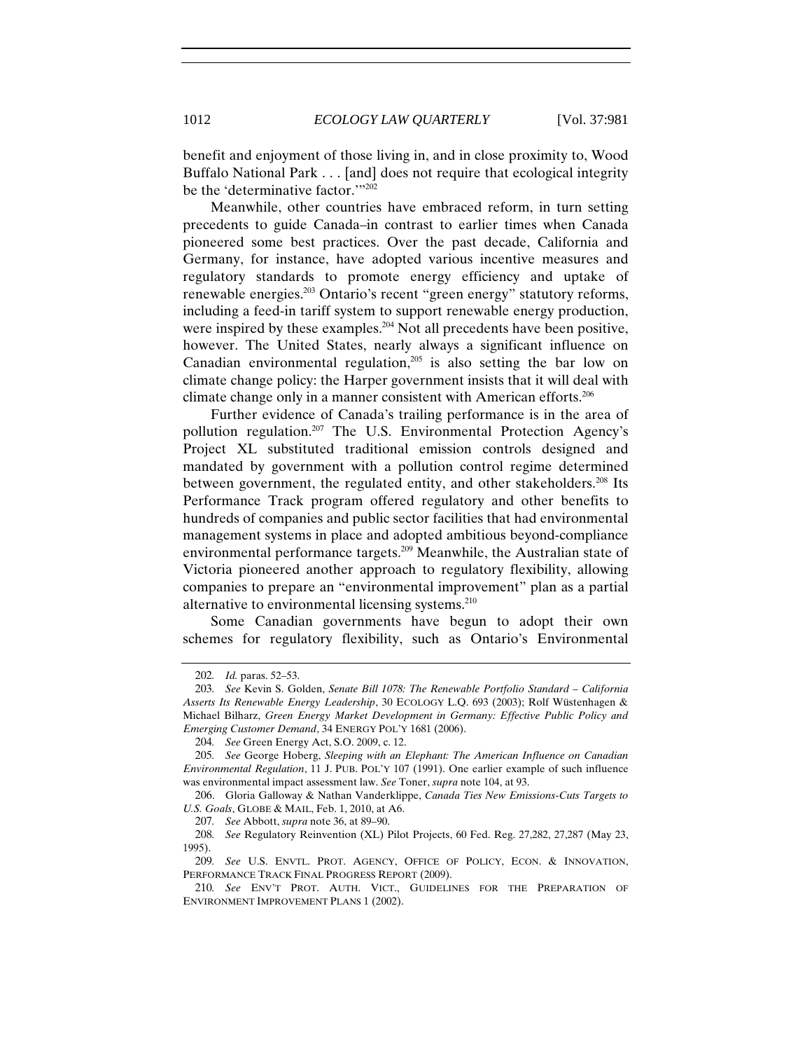benefit and enjoyment of those living in, and in close proximity to, Wood Buffalo National Park . . . [and] does not require that ecological integrity be the 'determinative factor.'"[202]

Meanwhile, other countries have embraced reform, in turn setting precedents to guide Canada–in contrast to earlier times when Canada pioneered some best practices. Over the past decade, California and Germany, for instance, have adopted various incentive measures and regulatory standards to promote energy efficiency and uptake of renewable energies.[203] Ontario's recent "green energy" statutory reforms, including a feed-in tariff system to support renewable energy production, were inspired by these examples.[204] Not all precedents have been positive, however. The United States, nearly always a significant influence on Canadian environmental regulation,[205] is also setting the bar low on climate change policy: the Harper government insists that it will deal with climate change only in a manner consistent with American efforts.[206]

Further evidence of Canada's trailing performance is in the area of pollution regulation.[207] The U.S. Environmental Protection Agency's Project XL substituted traditional emission controls designed and mandated by government with a pollution control regime determined between government, the regulated entity, and other stakeholders.[208] Its Performance Track program offered regulatory and other benefits to hundreds of companies and public sector facilities that had environmental management systems in place and adopted ambitious beyond-compliance environmental performance targets.[209] Meanwhile, the Australian state of Victoria pioneered another approach to regulatory flexibility, allowing companies to prepare an "environmental improvement" plan as a partial alternative to environmental licensing systems.[210]

Some Canadian governments have begun to adopt their own schemes for regulatory flexibility, such as Ontario's Environmental

---

202. *Id.* paras. 52–53.

203. *See* Kevin S. Golden, *Senate Bill 1078: The Renewable Portfolio Standard – California Asserts Its Renewable Energy Leadership*, 30 ECOLOGY L.Q. 693 (2003); Rolf Wüstenhagen & Michael Bilharz, *Green Energy Market Development in Germany: Effective Public Policy and Emerging Customer Demand*, 34 ENERGY POL'Y 1681 (2006).

204. *See* Green Energy Act, S.O. 2009, c. 12.

205. *See* George Hoberg, *Sleeping with an Elephant: The American Influence on Canadian Environmental Regulation*, 11 J. PUB. POL'Y 107 (1991). One earlier example of such influence was environmental impact assessment law. *See* Toner, *supra* note 104, at 93.

206. Gloria Galloway & Nathan Vanderklippe, *Canada Ties New Emissions-Cuts Targets to U.S. Goals*, GLOBE & MAIL, Feb. 1, 2010, at A6.

207. *See* Abbott, *supra* note 36, at 89–90.

208. *See* Regulatory Reinvention (XL) Pilot Projects, 60 Fed. Reg. 27,282, 27,287 (May 23, 1995).

209. *See* U.S. ENVTL. PROT. AGENCY, OFFICE OF POLICY, ECON. & INNOVATION, PERFORMANCE TRACK FINAL PROGRESS REPORT (2009).

210. *See* ENV'T PROT. AUTH. VICT., GUIDELINES FOR THE PREPARATION OF ENVIRONMENT IMPROVEMENT PLANS 1 (2002).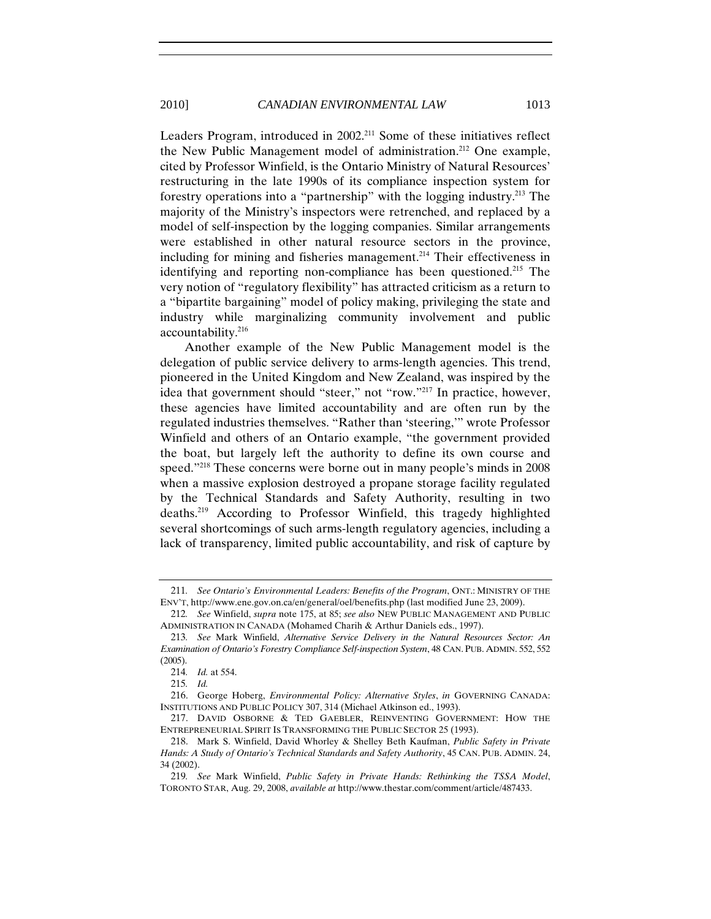Leaders Program, introduced in 2002.[211] Some of these initiatives reflect the New Public Management model of administration.[212] One example, cited by Professor Winfield, is the Ontario Ministry of Natural Resources' restructuring in the late 1990s of its compliance inspection system for forestry operations into a "partnership" with the logging industry.[213] The majority of the Ministry's inspectors were retrenched, and replaced by a model of self-inspection by the logging companies. Similar arrangements were established in other natural resource sectors in the province, including for mining and fisheries management.[214] Their effectiveness in identifying and reporting non-compliance has been questioned.[215] The very notion of "regulatory flexibility" has attracted criticism as a return to a "bipartite bargaining" model of policy making, privileging the state and industry while marginalizing community involvement and public accountability.[216]

Another example of the New Public Management model is the delegation of public service delivery to arms-length agencies. This trend, pioneered in the United Kingdom and New Zealand, was inspired by the idea that government should "steer," not "row."[217] In practice, however, these agencies have limited accountability and are often run by the regulated industries themselves. "Rather than 'steering,'" wrote Professor Winfield and others of an Ontario example, "the government provided the boat, but largely left the authority to define its own course and speed."[218] These concerns were borne out in many people's minds in 2008 when a massive explosion destroyed a propane storage facility regulated by the Technical Standards and Safety Authority, resulting in two deaths.[219] According to Professor Winfield, this tragedy highlighted several shortcomings of such arms-length regulatory agencies, including a lack of transparency, limited public accountability, and risk of capture by

---

211. *See Ontario's Environmental Leaders: Benefits of the Program*, ONT.: MINISTRY OF THE ENV'T, http://www.ene.gov.on.ca/en/general/oel/benefits.php (last modified June 23, 2009).

212. *See* Winfield, *supra* note 175, at 85; *see also* NEW PUBLIC MANAGEMENT AND PUBLIC ADMINISTRATION IN CANADA (Mohamed Charih & Arthur Daniels eds., 1997).

213. *See* Mark Winfield, *Alternative Service Delivery in the Natural Resources Sector: An Examination of Ontario's Forestry Compliance Self-inspection System*, 48 CAN. PUB. ADMIN. 552, 552 (2005).

214. *Id.* at 554.

215. *Id.*

216. George Hoberg, *Environmental Policy: Alternative Styles*, *in* GOVERNING CANADA: INSTITUTIONS AND PUBLIC POLICY 307, 314 (Michael Atkinson ed., 1993).

217. DAVID OSBORNE & TED GAEBLER, REINVENTING GOVERNMENT: HOW THE ENTREPRENEURIAL SPIRIT IS TRANSFORMING THE PUBLIC SECTOR 25 (1993).

218. Mark S. Winfield, David Whorley & Shelley Beth Kaufman, *Public Safety in Private Hands: A Study of Ontario's Technical Standards and Safety Authority*, 45 CAN. PUB. ADMIN. 24, 34 (2002).

219. *See* Mark Winfield, *Public Safety in Private Hands: Rethinking the TSSA Model*, TORONTO STAR, Aug. 29, 2008, *available at* http://www.thestar.com/comment/article/487433.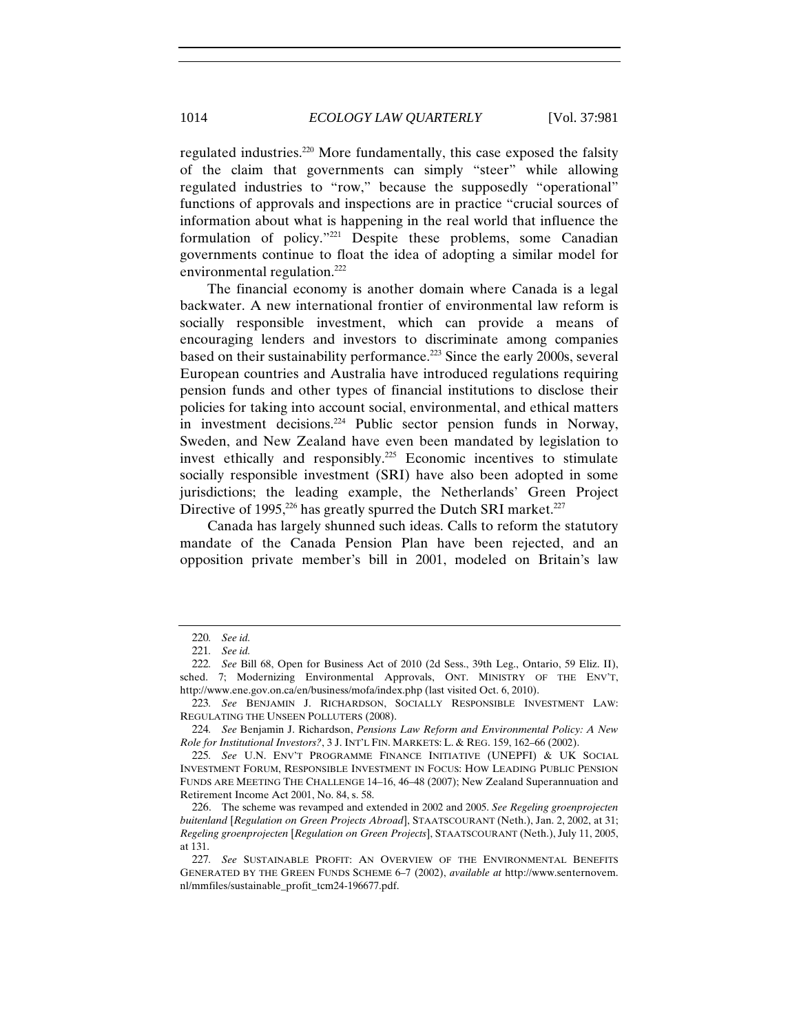regulated industries.[220] More fundamentally, this case exposed the falsity of the claim that governments can simply "steer" while allowing regulated industries to "row," because the supposedly "operational" functions of approvals and inspections are in practice "crucial sources of information about what is happening in the real world that influence the formulation of policy."[221] Despite these problems, some Canadian governments continue to float the idea of adopting a similar model for environmental regulation.[222]

The financial economy is another domain where Canada is a legal backwater. A new international frontier of environmental law reform is socially responsible investment, which can provide a means of encouraging lenders and investors to discriminate among companies based on their sustainability performance.[223] Since the early 2000s, several European countries and Australia have introduced regulations requiring pension funds and other types of financial institutions to disclose their policies for taking into account social, environmental, and ethical matters in investment decisions.[224] Public sector pension funds in Norway, Sweden, and New Zealand have even been mandated by legislation to invest ethically and responsibly.[225] Economic incentives to stimulate socially responsible investment (SRI) have also been adopted in some jurisdictions; the leading example, the Netherlands' Green Project Directive of 1995,[226] has greatly spurred the Dutch SRI market.[227]

Canada has largely shunned such ideas. Calls to reform the statutory mandate of the Canada Pension Plan have been rejected, and an opposition private member's bill in 2001, modeled on Britain's law

---

220. *See id.*

221. *See id.*

222. *See* Bill 68, Open for Business Act of 2010 (2d Sess., 39th Leg., Ontario, 59 Eliz. II), sched. 7; Modernizing Environmental Approvals, ONT. MINISTRY OF THE ENV'T, http://www.ene.gov.on.ca/en/business/mofa/index.php (last visited Oct. 6, 2010).

223. *See* BENJAMIN J. RICHARDSON, SOCIALLY RESPONSIBLE INVESTMENT LAW: REGULATING THE UNSEEN POLLUTERS (2008).

224. *See* Benjamin J. Richardson, *Pensions Law Reform and Environmental Policy: A New Role for Institutional Investors?*, 3 J. INT'L FIN. MARKETS: L. & REG. 159, 162–66 (2002).

225. *See* U.N. ENV'T PROGRAMME FINANCE INITIATIVE (UNEPFI) & UK SOCIAL INVESTMENT FORUM, RESPONSIBLE INVESTMENT IN FOCUS: HOW LEADING PUBLIC PENSION FUNDS ARE MEETING THE CHALLENGE 14–16, 46–48 (2007); New Zealand Superannuation and Retirement Income Act 2001, No. 84, s. 58.

226. The scheme was revamped and extended in 2002 and 2005. *See Regeling groenprojecten buitenland* [*Regulation on Green Projects Abroad*], STAATSCOURANT (Neth.), Jan. 2, 2002, at 31; *Regeling groenprojecten* [*Regulation on Green Projects*], STAATSCOURANT (Neth.), July 11, 2005, at 131.

227. *See* SUSTAINABLE PROFIT: AN OVERVIEW OF THE ENVIRONMENTAL BENEFITS GENERATED BY THE GREEN FUNDS SCHEME 6–7 (2002), *available at* http://www.senternovem.nl/mmfiles/sustainable_profit_tcm24-196677.pdf.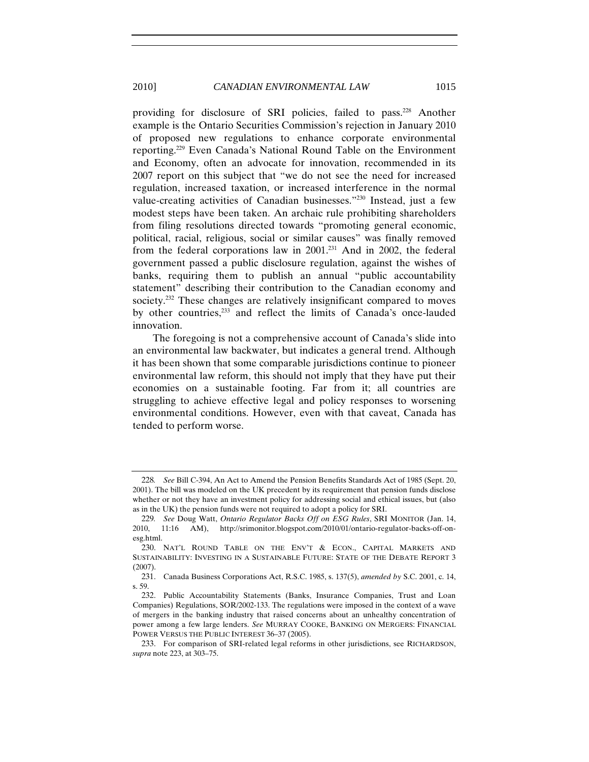providing for disclosure of SRI policies, failed to pass.[228] Another example is the Ontario Securities Commission's rejection in January 2010 of proposed new regulations to enhance corporate environmental reporting.[229] Even Canada's National Round Table on the Environment and Economy, often an advocate for innovation, recommended in its 2007 report on this subject that "we do not see the need for increased regulation, increased taxation, or increased interference in the normal value-creating activities of Canadian businesses."[230] Instead, just a few modest steps have been taken. An archaic rule prohibiting shareholders from filing resolutions directed towards "promoting general economic, political, racial, religious, social or similar causes" was finally removed from the federal corporations law in 2001.[231] And in 2002, the federal government passed a public disclosure regulation, against the wishes of banks, requiring them to publish an annual "public accountability statement" describing their contribution to the Canadian economy and society.[232] These changes are relatively insignificant compared to moves by other countries,[233] and reflect the limits of Canada's once-lauded innovation.

The foregoing is not a comprehensive account of Canada's slide into an environmental law backwater, but indicates a general trend. Although it has been shown that some comparable jurisdictions continue to pioneer environmental law reform, this should not imply that they have put their economies on a sustainable footing. Far from it; all countries are struggling to achieve effective legal and policy responses to worsening environmental conditions. However, even with that caveat, Canada has tended to perform worse.

---

228. *See* Bill C-394, An Act to Amend the Pension Benefits Standards Act of 1985 (Sept. 20, 2001). The bill was modeled on the UK precedent by its requirement that pension funds disclose whether or not they have an investment policy for addressing social and ethical issues, but (also as in the UK) the pension funds were not required to adopt a policy for SRI.

229. *See* Doug Watt, *Ontario Regulator Backs Off on ESG Rules*, SRI MONITOR (Jan. 14, 2010, 11:16 AM), http://srimonitor.blogspot.com/2010/01/ontario-regulator-backs-off-on-esg.html.

230. NAT'L ROUND TABLE ON THE ENV'T & ECON., CAPITAL MARKETS AND SUSTAINABILITY: INVESTING IN A SUSTAINABLE FUTURE: STATE OF THE DEBATE REPORT 3 (2007).

231. Canada Business Corporations Act, R.S.C. 1985, s. 137(5), *amended by* S.C. 2001, c. 14, s. 59.

232. Public Accountability Statements (Banks, Insurance Companies, Trust and Loan Companies) Regulations, SOR/2002-133. The regulations were imposed in the context of a wave of mergers in the banking industry that raised concerns about an unhealthy concentration of power among a few large lenders. *See* MURRAY COOKE, BANKING ON MERGERS: FINANCIAL POWER VERSUS THE PUBLIC INTEREST 36–37 (2005).

233. For comparison of SRI-related legal reforms in other jurisdictions, see RICHARDSON, *supra* note 223, at 303–75.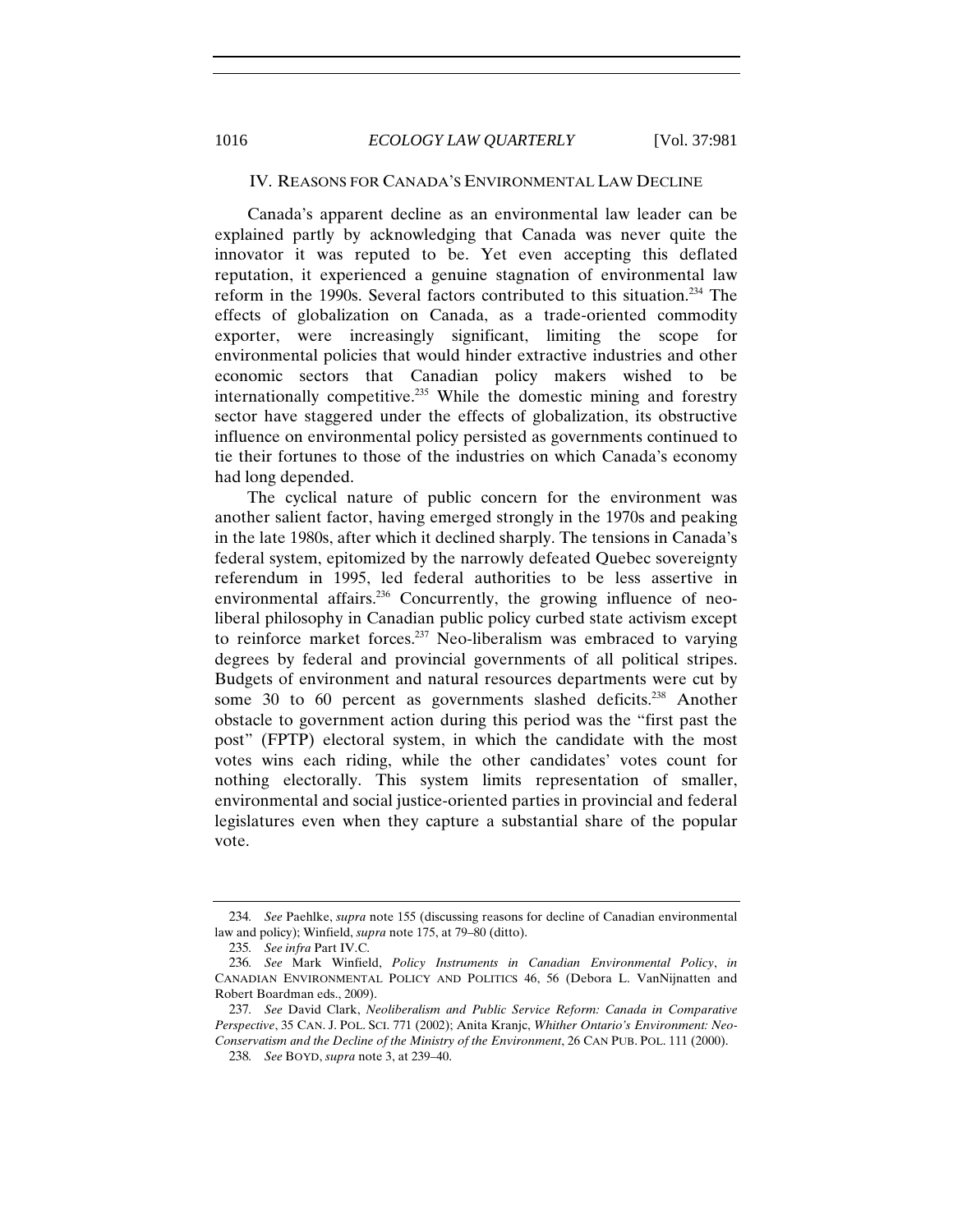## IV. REASONS FOR CANADA'S ENVIRONMENTAL LAW DECLINE

Canada's apparent decline as an environmental law leader can be explained partly by acknowledging that Canada was never quite the innovator it was reputed to be. Yet even accepting this deflated reputation, it experienced a genuine stagnation of environmental law reform in the 1990s. Several factors contributed to this situation.[234] The effects of globalization on Canada, as a trade-oriented commodity exporter, were increasingly significant, limiting the scope for environmental policies that would hinder extractive industries and other economic sectors that Canadian policy makers wished to be internationally competitive.[235] While the domestic mining and forestry sector have staggered under the effects of globalization, its obstructive influence on environmental policy persisted as governments continued to tie their fortunes to those of the industries on which Canada's economy had long depended.

The cyclical nature of public concern for the environment was another salient factor, having emerged strongly in the 1970s and peaking in the late 1980s, after which it declined sharply. The tensions in Canada's federal system, epitomized by the narrowly defeated Quebec sovereignty referendum in 1995, led federal authorities to be less assertive in environmental affairs.[236] Concurrently, the growing influence of neo-liberal philosophy in Canadian public policy curbed state activism except to reinforce market forces.[237] Neo-liberalism was embraced to varying degrees by federal and provincial governments of all political stripes. Budgets of environment and natural resources departments were cut by some 30 to 60 percent as governments slashed deficits.[238] Another obstacle to government action during this period was the "first past the post" (FPTP) electoral system, in which the candidate with the most votes wins each riding, while the other candidates' votes count for nothing electorally. This system limits representation of smaller, environmental and social justice-oriented parties in provincial and federal legislatures even when they capture a substantial share of the popular vote.

---

234. *See* Paehlke, *supra* note 155 (discussing reasons for decline of Canadian environmental law and policy); Winfield, *supra* note 175, at 79–80 (ditto).

235. *See infra* Part IV.C.

236. *See* Mark Winfield, *Policy Instruments in Canadian Environmental Policy*, *in* CANADIAN ENVIRONMENTAL POLICY AND POLITICS 46, 56 (Debora L. VanNijnatten and Robert Boardman eds., 2009).

237. *See* David Clark, *Neoliberalism and Public Service Reform: Canada in Comparative Perspective*, 35 CAN. J. POL. SCI. 771 (2002); Anita Kranjc, *Whither Ontario's Environment: Neo-Conservatism and the Decline of the Ministry of the Environment*, 26 CAN PUB. POL. 111 (2000).

238. *See* BOYD, *supra* note 3, at 239–40.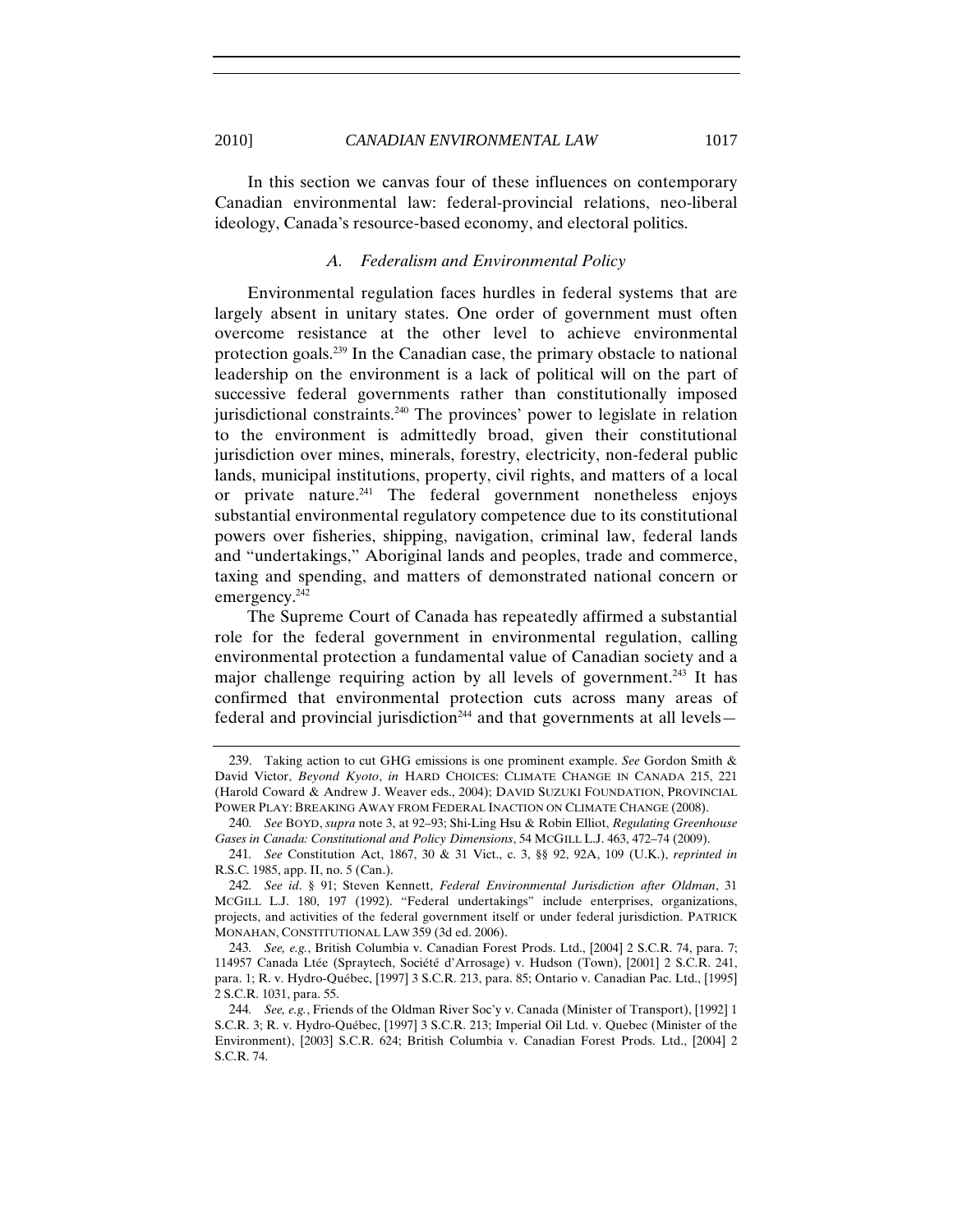In this section we canvas four of these influences on contemporary Canadian environmental law: federal-provincial relations, neo-liberal ideology, Canada's resource-based economy, and electoral politics.

### *A. Federalism and Environmental Policy*

Environmental regulation faces hurdles in federal systems that are largely absent in unitary states. One order of government must often overcome resistance at the other level to achieve environmental protection goals.[239] In the Canadian case, the primary obstacle to national leadership on the environment is a lack of political will on the part of successive federal governments rather than constitutionally imposed jurisdictional constraints.[240] The provinces' power to legislate in relation to the environment is admittedly broad, given their constitutional jurisdiction over mines, minerals, forestry, electricity, non-federal public lands, municipal institutions, property, civil rights, and matters of a local or private nature.[241] The federal government nonetheless enjoys substantial environmental regulatory competence due to its constitutional powers over fisheries, shipping, navigation, criminal law, federal lands and "undertakings," Aboriginal lands and peoples, trade and commerce, taxing and spending, and matters of demonstrated national concern or emergency.[242]

The Supreme Court of Canada has repeatedly affirmed a substantial role for the federal government in environmental regulation, calling environmental protection a fundamental value of Canadian society and a major challenge requiring action by all levels of government.[243] It has confirmed that environmental protection cuts across many areas of federal and provincial jurisdiction[244] and that governments at all levels—

---

239. Taking action to cut GHG emissions is one prominent example. *See* Gordon Smith & David Victor, *Beyond Kyoto*, *in* HARD CHOICES: CLIMATE CHANGE IN CANADA 215, 221 (Harold Coward & Andrew J. Weaver eds., 2004); DAVID SUZUKI FOUNDATION, PROVINCIAL POWER PLAY: BREAKING AWAY FROM FEDERAL INACTION ON CLIMATE CHANGE (2008).

240. *See* BOYD, *supra* note 3, at 92–93; Shi-Ling Hsu & Robin Elliot, *Regulating Greenhouse Gases in Canada: Constitutional and Policy Dimensions*, 54 MCGILL L.J. 463, 472–74 (2009).

241. *See* Constitution Act, 1867, 30 & 31 Vict., c. 3, §§ 92, 92A, 109 (U.K.), *reprinted in* R.S.C. 1985, app. II, no. 5 (Can.).

242. *See id*. § 91; Steven Kennett, *Federal Environmental Jurisdiction after Oldman*, 31 MCGILL L.J. 180, 197 (1992). "Federal undertakings" include enterprises, organizations, projects, and activities of the federal government itself or under federal jurisdiction. PATRICK MONAHAN, CONSTITUTIONAL LAW 359 (3d ed. 2006).

243. *See, e.g.*, British Columbia v. Canadian Forest Prods. Ltd., [2004] 2 S.C.R. 74, para. 7; 114957 Canada Ltée (Spraytech, Société d'Arrosage) v. Hudson (Town), [2001] 2 S.C.R. 241, para. 1; R. v. Hydro-Québec, [1997] 3 S.C.R. 213, para. 85; Ontario v. Canadian Pac. Ltd., [1995] 2 S.C.R. 1031, para. 55.

244. *See, e.g.*, Friends of the Oldman River Soc'y v. Canada (Minister of Transport), [1992] 1 S.C.R. 3; R. v. Hydro-Québec, [1997] 3 S.C.R. 213; Imperial Oil Ltd. v. Quebec (Minister of the Environment), [2003] S.C.R. 624; British Columbia v. Canadian Forest Prods. Ltd., [2004] 2 S.C.R. 74.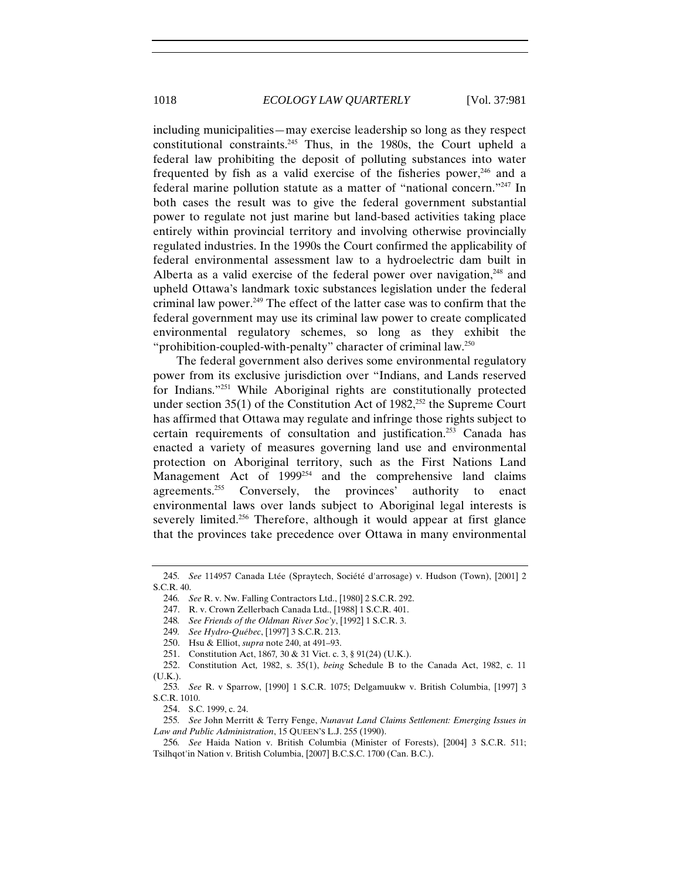including municipalities—may exercise leadership so long as they respect constitutional constraints.[245] Thus, in the 1980s, the Court upheld a federal law prohibiting the deposit of polluting substances into water frequented by fish as a valid exercise of the fisheries power,[246] and a federal marine pollution statute as a matter of "national concern."[247] In both cases the result was to give the federal government substantial power to regulate not just marine but land-based activities taking place entirely within provincial territory and involving otherwise provincially regulated industries. In the 1990s the Court confirmed the applicability of federal environmental assessment law to a hydroelectric dam built in Alberta as a valid exercise of the federal power over navigation,[248] and upheld Ottawa's landmark toxic substances legislation under the federal criminal law power.[249] The effect of the latter case was to confirm that the federal government may use its criminal law power to create complicated environmental regulatory schemes, so long as they exhibit the "prohibition-coupled-with-penalty" character of criminal law.[250]

The federal government also derives some environmental regulatory power from its exclusive jurisdiction over "Indians, and Lands reserved for Indians."[251] While Aboriginal rights are constitutionally protected under section 35(1) of the Constitution Act of 1982,[252] the Supreme Court has affirmed that Ottawa may regulate and infringe those rights subject to certain requirements of consultation and justification.[253] Canada has enacted a variety of measures governing land use and environmental protection on Aboriginal territory, such as the First Nations Land Management Act of 1999[254] and the comprehensive land claims agreements.[255] Conversely, the provinces' authority to enact environmental laws over lands subject to Aboriginal legal interests is severely limited.[256] Therefore, although it would appear at first glance that the provinces take precedence over Ottawa in many environmental

---

245. *See* 114957 Canada Ltée (Spraytech, Société d'arrosage) v. Hudson (Town), [2001] 2 S.C.R. 40.

246. *See* R. v. Nw. Falling Contractors Ltd., [1980] 2 S.C.R. 292.

247. R. v. Crown Zellerbach Canada Ltd., [1988] 1 S.C.R. 401.

248. *See Friends of the Oldman River Soc'y*, [1992] 1 S.C.R. 3.

249. *See Hydro-Québec*, [1997] 3 S.C.R. 213.

250. Hsu & Elliot, *supra* note 240, at 491–93.

251. Constitution Act, 1867, 30 & 31 Vict. c. 3, § 91(24) (U.K.).

252. Constitution Act, 1982, s. 35(1), *being* Schedule B to the Canada Act, 1982, c. 11 (U.K.).

253. *See* R. v Sparrow, [1990] 1 S.C.R. 1075; Delgamuukw v. British Columbia, [1997] 3 S.C.R. 1010.

254. S.C. 1999, c. 24.

255. *See* John Merritt & Terry Fenge, *Nunavut Land Claims Settlement: Emerging Issues in Law and Public Administration*, 15 QUEEN'S L.J. 255 (1990).

256. *See* Haida Nation v. British Columbia (Minister of Forests), [2004] 3 S.C.R. 511; Tsilhqot'in Nation v. British Columbia, [2007] B.C.S.C. 1700 (Can. B.C.).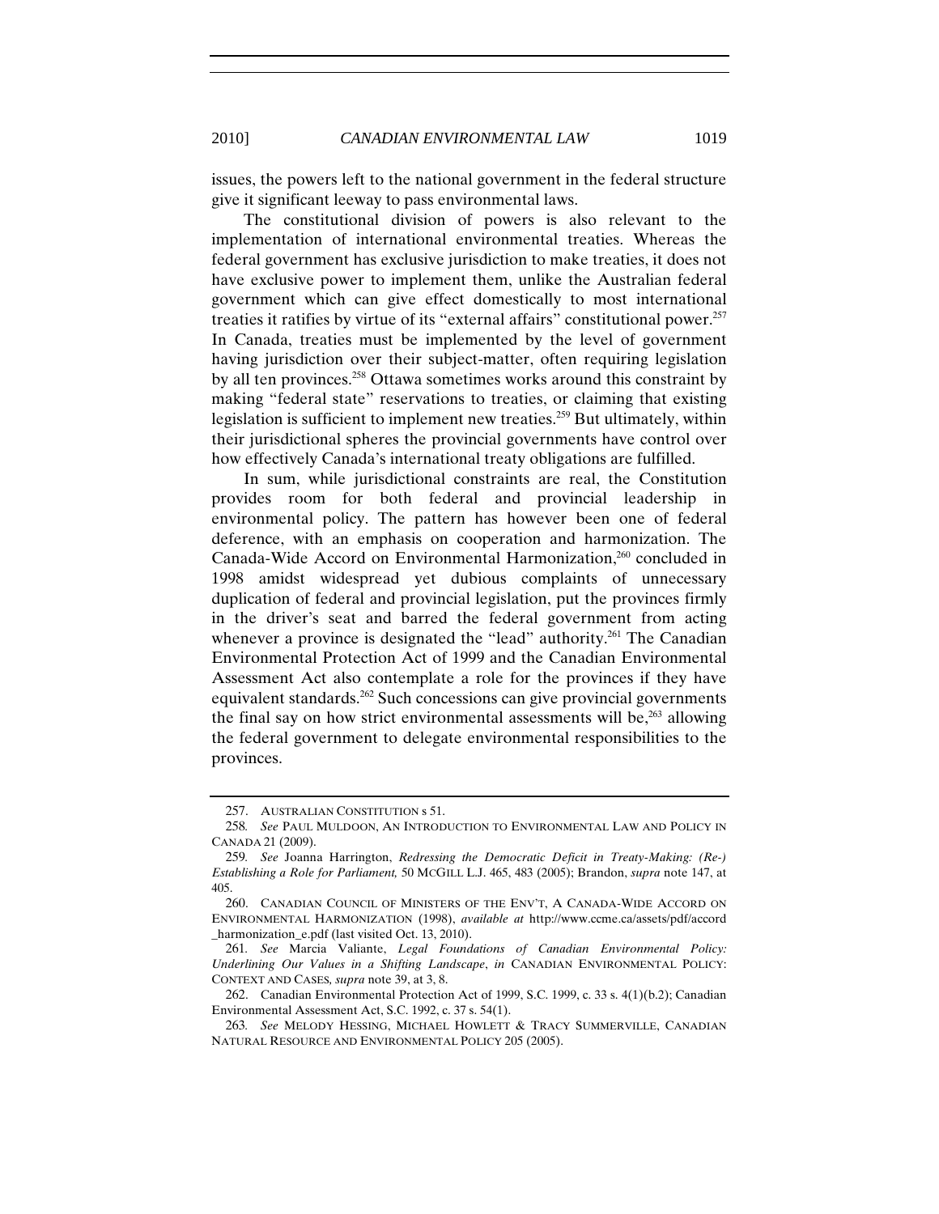issues, the powers left to the national government in the federal structure give it significant leeway to pass environmental laws.

The constitutional division of powers is also relevant to the implementation of international environmental treaties. Whereas the federal government has exclusive jurisdiction to make treaties, it does not have exclusive power to implement them, unlike the Australian federal government which can give effect domestically to most international treaties it ratifies by virtue of its "external affairs" constitutional power.[257] In Canada, treaties must be implemented by the level of government having jurisdiction over their subject-matter, often requiring legislation by all ten provinces.[258] Ottawa sometimes works around this constraint by making "federal state" reservations to treaties, or claiming that existing legislation is sufficient to implement new treaties.[259] But ultimately, within their jurisdictional spheres the provincial governments have control over how effectively Canada's international treaty obligations are fulfilled.

In sum, while jurisdictional constraints are real, the Constitution provides room for both federal and provincial leadership in environmental policy. The pattern has however been one of federal deference, with an emphasis on cooperation and harmonization. The Canada-Wide Accord on Environmental Harmonization,[260] concluded in 1998 amidst widespread yet dubious complaints of unnecessary duplication of federal and provincial legislation, put the provinces firmly in the driver's seat and barred the federal government from acting whenever a province is designated the "lead" authority.[261] The Canadian Environmental Protection Act of 1999 and the Canadian Environmental Assessment Act also contemplate a role for the provinces if they have equivalent standards.[262] Such concessions can give provincial governments the final say on how strict environmental assessments will be,[263] allowing the federal government to delegate environmental responsibilities to the provinces.

---

257. AUSTRALIAN CONSTITUTION s 51.

258. *See* PAUL MULDOON, AN INTRODUCTION TO ENVIRONMENTAL LAW AND POLICY IN CANADA 21 (2009).

259. *See* Joanna Harrington, *Redressing the Democratic Deficit in Treaty-Making: (Re-) Establishing a Role for Parliament,* 50 MCGILL L.J. 465, 483 (2005); Brandon, *supra* note 147, at 405.

260. CANADIAN COUNCIL OF MINISTERS OF THE ENV'T, A CANADA-WIDE ACCORD ON ENVIRONMENTAL HARMONIZATION (1998), *available at* http://www.ccme.ca/assets/pdf/accord_harmonization_e.pdf (last visited Oct. 13, 2010).

261. *See* Marcia Valiante, *Legal Foundations of Canadian Environmental Policy: Underlining Our Values in a Shifting Landscape*, *in* CANADIAN ENVIRONMENTAL POLICY: CONTEXT AND CASES*, supra* note 39, at 3, 8.

262. Canadian Environmental Protection Act of 1999, S.C. 1999, c. 33 s. 4(1)(b.2); Canadian Environmental Assessment Act, S.C. 1992, c. 37 s. 54(1).

263. *See* MELODY HESSING, MICHAEL HOWLETT & TRACY SUMMERVILLE, CANADIAN NATURAL RESOURCE AND ENVIRONMENTAL POLICY 205 (2005).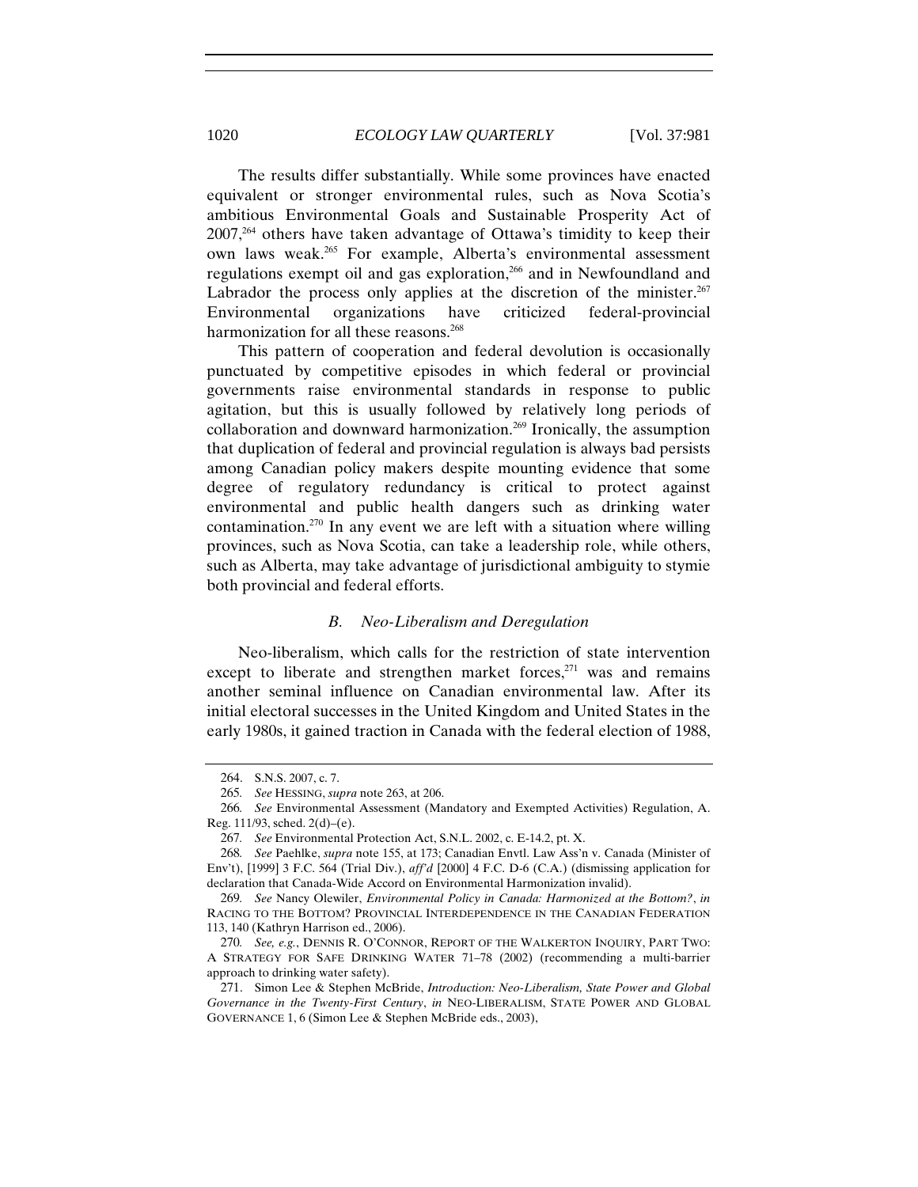The results differ substantially. While some provinces have enacted equivalent or stronger environmental rules, such as Nova Scotia's ambitious Environmental Goals and Sustainable Prosperity Act of 2007,[264] others have taken advantage of Ottawa's timidity to keep their own laws weak.[265] For example, Alberta's environmental assessment regulations exempt oil and gas exploration,[266] and in Newfoundland and Labrador the process only applies at the discretion of the minister.[267] Environmental organizations have criticized federal-provincial harmonization for all these reasons.[268]

This pattern of cooperation and federal devolution is occasionally punctuated by competitive episodes in which federal or provincial governments raise environmental standards in response to public agitation, but this is usually followed by relatively long periods of collaboration and downward harmonization.[269] Ironically, the assumption that duplication of federal and provincial regulation is always bad persists among Canadian policy makers despite mounting evidence that some degree of regulatory redundancy is critical to protect against environmental and public health dangers such as drinking water contamination.[270] In any event we are left with a situation where willing provinces, such as Nova Scotia, can take a leadership role, while others, such as Alberta, may take advantage of jurisdictional ambiguity to stymie both provincial and federal efforts.

### *B. Neo-Liberalism and Deregulation*

Neo-liberalism, which calls for the restriction of state intervention except to liberate and strengthen market forces,[271] was and remains another seminal influence on Canadian environmental law. After its initial electoral successes in the United Kingdom and United States in the early 1980s, it gained traction in Canada with the federal election of 1988,

---

264. S.N.S. 2007, c. 7.

265. *See* HESSING, *supra* note 263, at 206.

266. *See* Environmental Assessment (Mandatory and Exempted Activities) Regulation, A. Reg. 111/93, sched. 2(d)–(e).

267. *See* Environmental Protection Act, S.N.L. 2002, c. E-14.2, pt. X.

268. *See* Paehlke, *supra* note 155, at 173; Canadian Envtl. Law Ass'n v. Canada (Minister of Env't), [1999] 3 F.C. 564 (Trial Div.), *aff'd* [2000] 4 F.C. D-6 (C.A.) (dismissing application for declaration that Canada-Wide Accord on Environmental Harmonization invalid).

269. *See* Nancy Olewiler, *Environmental Policy in Canada: Harmonized at the Bottom?*, *in* RACING TO THE BOTTOM? PROVINCIAL INTERDEPENDENCE IN THE CANADIAN FEDERATION 113, 140 (Kathryn Harrison ed., 2006).

270. *See, e.g.*, DENNIS R. O'CONNOR, REPORT OF THE WALKERTON INQUIRY, PART TWO: A STRATEGY FOR SAFE DRINKING WATER 71–78 (2002) (recommending a multi-barrier approach to drinking water safety).

271. Simon Lee & Stephen McBride, *Introduction: Neo-Liberalism, State Power and Global Governance in the Twenty-First Century*, *in* NEO-LIBERALISM, STATE POWER AND GLOBAL GOVERNANCE 1, 6 (Simon Lee & Stephen McBride eds., 2003),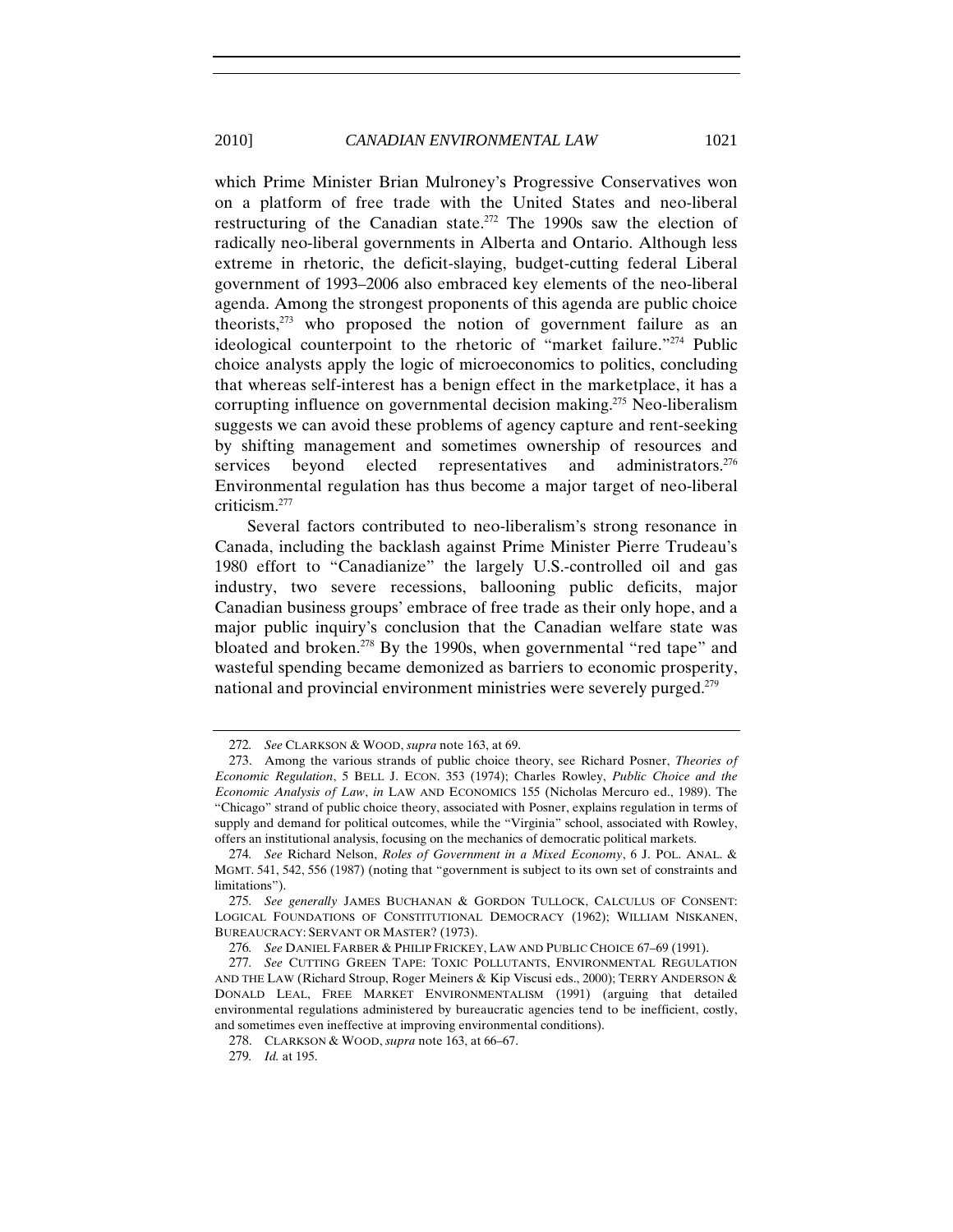which Prime Minister Brian Mulroney's Progressive Conservatives won on a platform of free trade with the United States and neo-liberal restructuring of the Canadian state.[272] The 1990s saw the election of radically neo-liberal governments in Alberta and Ontario. Although less extreme in rhetoric, the deficit-slaying, budget-cutting federal Liberal government of 1993–2006 also embraced key elements of the neo-liberal agenda. Among the strongest proponents of this agenda are public choice theorists,[273] who proposed the notion of government failure as an ideological counterpoint to the rhetoric of "market failure."[274] Public choice analysts apply the logic of microeconomics to politics, concluding that whereas self-interest has a benign effect in the marketplace, it has a corrupting influence on governmental decision making.[275] Neo-liberalism suggests we can avoid these problems of agency capture and rent-seeking by shifting management and sometimes ownership of resources and services beyond elected representatives and administrators.[276] Environmental regulation has thus become a major target of neo-liberal criticism.[277]

Several factors contributed to neo-liberalism's strong resonance in Canada, including the backlash against Prime Minister Pierre Trudeau's 1980 effort to "Canadianize" the largely U.S.-controlled oil and gas industry, two severe recessions, ballooning public deficits, major Canadian business groups' embrace of free trade as their only hope, and a major public inquiry's conclusion that the Canadian welfare state was bloated and broken.[278] By the 1990s, when governmental "red tape" and wasteful spending became demonized as barriers to economic prosperity, national and provincial environment ministries were severely purged.[279]

---

272. *See* CLARKSON & WOOD, *supra* note 163, at 69.

273. Among the various strands of public choice theory, see Richard Posner, *Theories of Economic Regulation*, 5 BELL J. ECON. 353 (1974); Charles Rowley, *Public Choice and the Economic Analysis of Law*, *in* LAW AND ECONOMICS 155 (Nicholas Mercuro ed., 1989). The "Chicago" strand of public choice theory, associated with Posner, explains regulation in terms of supply and demand for political outcomes, while the "Virginia" school, associated with Rowley, offers an institutional analysis, focusing on the mechanics of democratic political markets.

274. *See* Richard Nelson, *Roles of Government in a Mixed Economy*, 6 J. POL. ANAL. & MGMT. 541, 542, 556 (1987) (noting that "government is subject to its own set of constraints and limitations").

275. *See generally* JAMES BUCHANAN & GORDON TULLOCK, CALCULUS OF CONSENT: LOGICAL FOUNDATIONS OF CONSTITUTIONAL DEMOCRACY (1962); WILLIAM NISKANEN, BUREAUCRACY: SERVANT OR MASTER? (1973).

276. *See* DANIEL FARBER & PHILIP FRICKEY, LAW AND PUBLIC CHOICE 67–69 (1991).

277. *See* CUTTING GREEN TAPE: TOXIC POLLUTANTS, ENVIRONMENTAL REGULATION AND THE LAW (Richard Stroup, Roger Meiners & Kip Viscusi eds., 2000); TERRY ANDERSON & DONALD LEAL, FREE MARKET ENVIRONMENTALISM (1991) (arguing that detailed environmental regulations administered by bureaucratic agencies tend to be inefficient, costly, and sometimes even ineffective at improving environmental conditions).

278. CLARKSON & WOOD, *supra* note 163, at 66–67.

279. *Id.* at 195.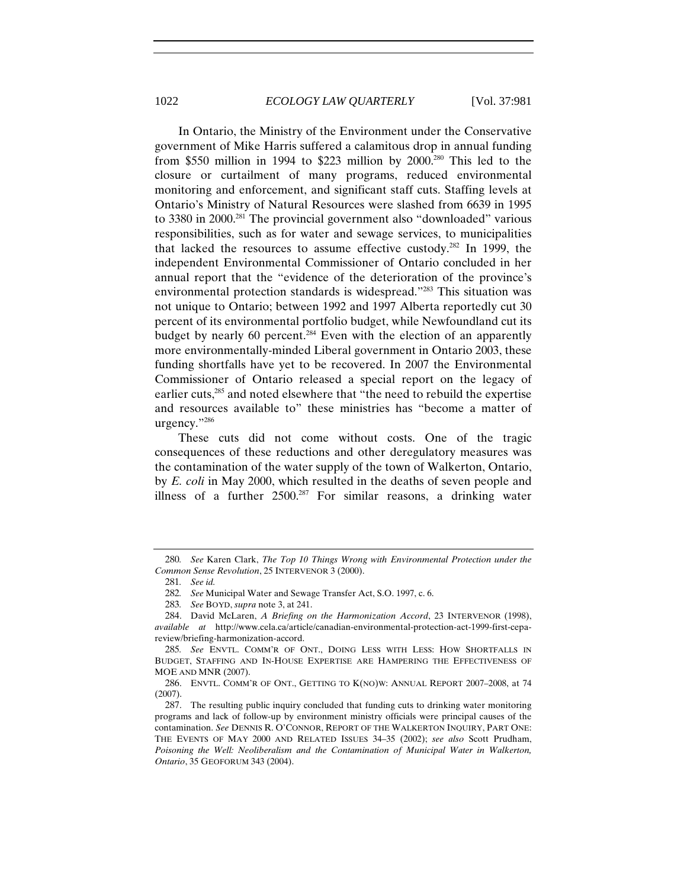In Ontario, the Ministry of the Environment under the Conservative government of Mike Harris suffered a calamitous drop in annual funding from $550 million in 1994 to $223 million by 2000.[280] This led to the closure or curtailment of many programs, reduced environmental monitoring and enforcement, and significant staff cuts. Staffing levels at Ontario's Ministry of Natural Resources were slashed from 6639 in 1995 to 3380 in 2000.[281] The provincial government also "downloaded" various responsibilities, such as for water and sewage services, to municipalities that lacked the resources to assume effective custody.[282] In 1999, the independent Environmental Commissioner of Ontario concluded in her annual report that the "evidence of the deterioration of the province's environmental protection standards is widespread."[283] This situation was not unique to Ontario; between 1992 and 1997 Alberta reportedly cut 30 percent of its environmental portfolio budget, while Newfoundland cut its budget by nearly 60 percent.[284] Even with the election of an apparently more environmentally-minded Liberal government in Ontario 2003, these funding shortfalls have yet to be recovered. In 2007 the Environmental Commissioner of Ontario released a special report on the legacy of earlier cuts,[285] and noted elsewhere that "the need to rebuild the expertise and resources available to" these ministries has "become a matter of urgency."[286]

These cuts did not come without costs. One of the tragic consequences of these reductions and other deregulatory measures was the contamination of the water supply of the town of Walkerton, Ontario, by *E. coli* in May 2000, which resulted in the deaths of seven people and illness of a further 2500.[287] For similar reasons, a drinking water

---

280. *See* Karen Clark, *The Top 10 Things Wrong with Environmental Protection under the Common Sense Revolution*, 25 INTERVENOR 3 (2000).

281. *See id.*

282. *See* Municipal Water and Sewage Transfer Act, S.O. 1997, c. 6.

283. *See* BOYD, *supra* note 3, at 241.

284. David McLaren, *A Briefing on the Harmonization Accord*, 23 INTERVENOR (1998), *available at* http://www.cela.ca/article/canadian-environmental-protection-act-1999-first-cepa-review/briefing-harmonization-accord.

285. *See* ENVTL. COMM'R OF ONT., DOING LESS WITH LESS: HOW SHORTFALLS IN BUDGET, STAFFING AND IN-HOUSE EXPERTISE ARE HAMPERING THE EFFECTIVENESS OF MOE AND MNR (2007).

286. ENVTL. COMM'R OF ONT., GETTING TO K(NO)W: ANNUAL REPORT 2007–2008, at 74 (2007).

287. The resulting public inquiry concluded that funding cuts to drinking water monitoring programs and lack of follow-up by environment ministry officials were principal causes of the contamination. *See* DENNIS R. O'CONNOR, REPORT OF THE WALKERTON INQUIRY, PART ONE: THE EVENTS OF MAY 2000 AND RELATED ISSUES 34–35 (2002); *see also* Scott Prudham, *Poisoning the Well: Neoliberalism and the Contamination of Municipal Water in Walkerton, Ontario*, 35 GEOFORUM 343 (2004).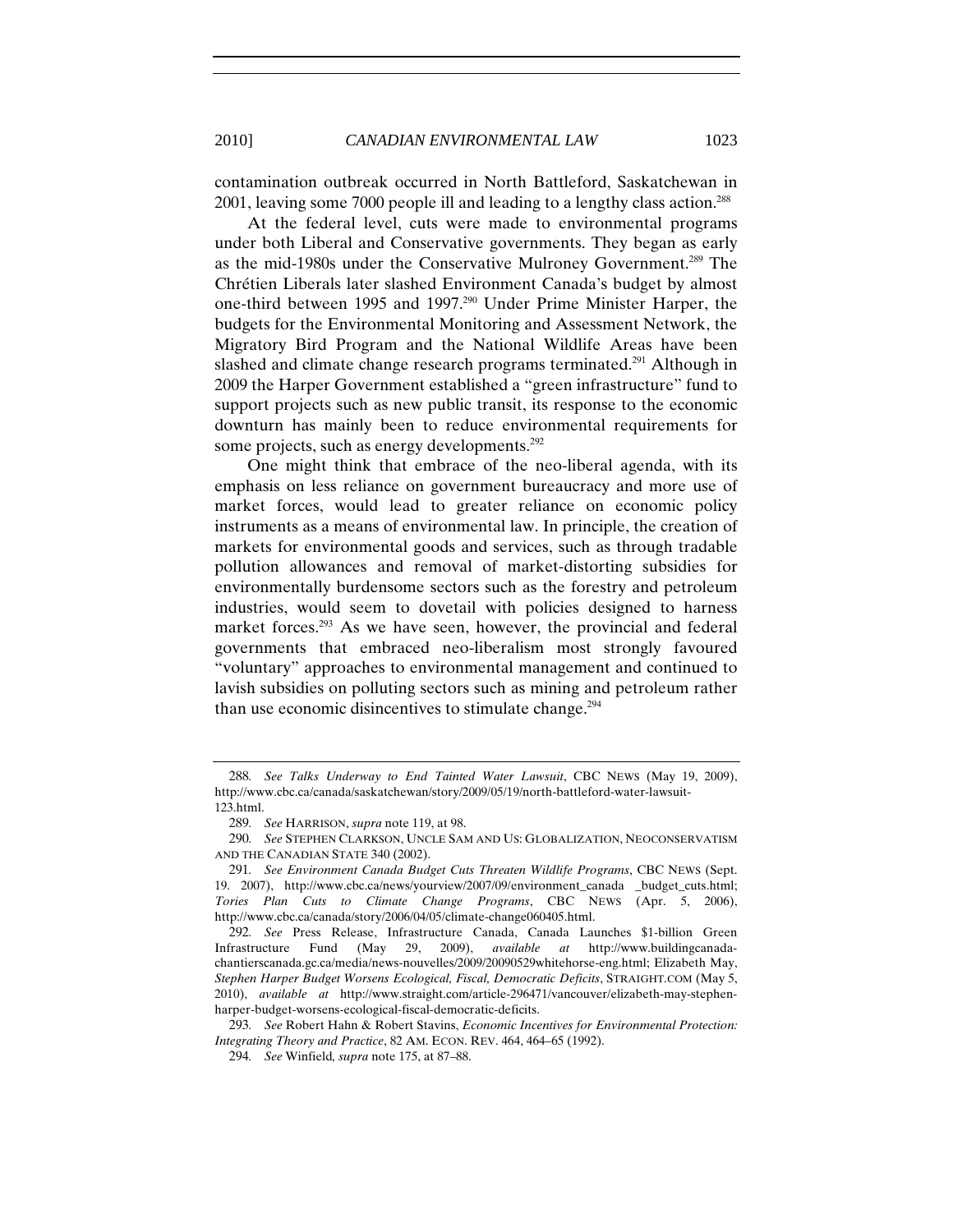contamination outbreak occurred in North Battleford, Saskatchewan in 2001, leaving some 7000 people ill and leading to a lengthy class action.[288]

At the federal level, cuts were made to environmental programs under both Liberal and Conservative governments. They began as early as the mid-1980s under the Conservative Mulroney Government.[289] The Chrétien Liberals later slashed Environment Canada's budget by almost one-third between 1995 and 1997.[290] Under Prime Minister Harper, the budgets for the Environmental Monitoring and Assessment Network, the Migratory Bird Program and the National Wildlife Areas have been slashed and climate change research programs terminated.[291] Although in 2009 the Harper Government established a "green infrastructure" fund to support projects such as new public transit, its response to the economic downturn has mainly been to reduce environmental requirements for some projects, such as energy developments.[292]

One might think that embrace of the neo-liberal agenda, with its emphasis on less reliance on government bureaucracy and more use of market forces, would lead to greater reliance on economic policy instruments as a means of environmental law. In principle, the creation of markets for environmental goods and services, such as through tradable pollution allowances and removal of market-distorting subsidies for environmentally burdensome sectors such as the forestry and petroleum industries, would seem to dovetail with policies designed to harness market forces.[293] As we have seen, however, the provincial and federal governments that embraced neo-liberalism most strongly favoured "voluntary" approaches to environmental management and continued to lavish subsidies on polluting sectors such as mining and petroleum rather than use economic disincentives to stimulate change.[294]

---

288. *See Talks Underway to End Tainted Water Lawsuit*, CBC NEWS (May 19, 2009), http://www.cbc.ca/canada/saskatchewan/story/2009/05/19/north-battleford-water-lawsuit-123.html.

289. *See* HARRISON, *supra* note 119, at 98.

290. *See* STEPHEN CLARKSON, UNCLE SAM AND US: GLOBALIZATION, NEOCONSERVATISM AND THE CANADIAN STATE 340 (2002).

291. *See Environment Canada Budget Cuts Threaten Wildlife Programs*, CBC NEWS (Sept. 19. 2007), http://www.cbc.ca/news/yourview/2007/09/environment_canada _budget_cuts.html; *Tories Plan Cuts to Climate Change Programs*, CBC NEWS (Apr. 5, 2006), http://www.cbc.ca/canada/story/2006/04/05/climate-change060405.html.

292. *See* Press Release, Infrastructure Canada, Canada Launches $1-billion Green Infrastructure Fund (May 29, 2009), *available at* http://www.buildingcanada-chantierscanada.gc.ca/media/news-nouvelles/2009/20090529whitehorse-eng.html; Elizabeth May, *Stephen Harper Budget Worsens Ecological, Fiscal, Democratic Deficits*, STRAIGHT.COM (May 5, 2010), *available at* http://www.straight.com/article-296471/vancouver/elizabeth-may-stephen-harper-budget-worsens-ecological-fiscal-democratic-deficits.

293. *See* Robert Hahn & Robert Stavins, *Economic Incentives for Environmental Protection: Integrating Theory and Practice*, 82 AM. ECON. REV. 464, 464–65 (1992).

294. *See* Winfield, *supra* note 175, at 87–88.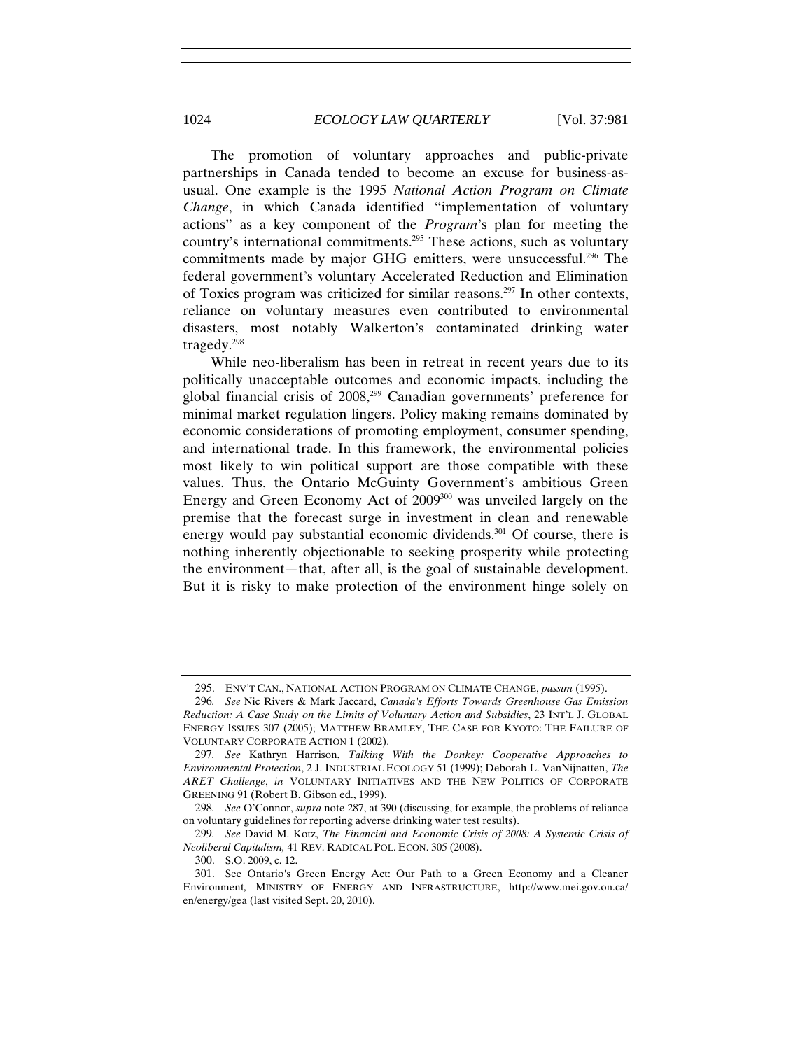The promotion of voluntary approaches and public-private partnerships in Canada tended to become an excuse for business-as-usual. One example is the 1995 *National Action Program on Climate Change*, in which Canada identified "implementation of voluntary actions" as a key component of the *Program*'s plan for meeting the country's international commitments.[295] These actions, such as voluntary commitments made by major GHG emitters, were unsuccessful.[296] The federal government's voluntary Accelerated Reduction and Elimination of Toxics program was criticized for similar reasons.[297] In other contexts, reliance on voluntary measures even contributed to environmental disasters, most notably Walkerton's contaminated drinking water tragedy.[298]

While neo-liberalism has been in retreat in recent years due to its politically unacceptable outcomes and economic impacts, including the global financial crisis of 2008,[299] Canadian governments' preference for minimal market regulation lingers. Policy making remains dominated by economic considerations of promoting employment, consumer spending, and international trade. In this framework, the environmental policies most likely to win political support are those compatible with these values. Thus, the Ontario McGuinty Government's ambitious Green Energy and Green Economy Act of 2009[300] was unveiled largely on the premise that the forecast surge in investment in clean and renewable energy would pay substantial economic dividends.[301] Of course, there is nothing inherently objectionable to seeking prosperity while protecting the environment—that, after all, is the goal of sustainable development. But it is risky to make protection of the environment hinge solely on

---

295. ENV'T CAN., NATIONAL ACTION PROGRAM ON CLIMATE CHANGE, *passim* (1995).

296. *See* Nic Rivers & Mark Jaccard, *Canada's Efforts Towards Greenhouse Gas Emission Reduction: A Case Study on the Limits of Voluntary Action and Subsidies*, 23 INT'L J. GLOBAL ENERGY ISSUES 307 (2005); MATTHEW BRAMLEY, THE CASE FOR KYOTO: THE FAILURE OF VOLUNTARY CORPORATE ACTION 1 (2002).

297. *See* Kathryn Harrison, *Talking With the Donkey: Cooperative Approaches to Environmental Protection*, 2 J. INDUSTRIAL ECOLOGY 51 (1999); Deborah L. VanNijnatten, *The ARET Challenge*, *in* VOLUNTARY INITIATIVES AND THE NEW POLITICS OF CORPORATE GREENING 91 (Robert B. Gibson ed., 1999).

298. *See* O'Connor, *supra* note 287, at 390 (discussing, for example, the problems of reliance on voluntary guidelines for reporting adverse drinking water test results).

299. *See* David M. Kotz, *The Financial and Economic Crisis of 2008: A Systemic Crisis of Neoliberal Capitalism*, 41 REV. RADICAL POL. ECON. 305 (2008).

300. S.O. 2009, c. 12.

301. See Ontario's Green Energy Act: Our Path to a Green Economy and a Cleaner Environment, MINISTRY OF ENERGY AND INFRASTRUCTURE, http://www.mei.gov.on.ca/en/energy/gea (last visited Sept. 20, 2010).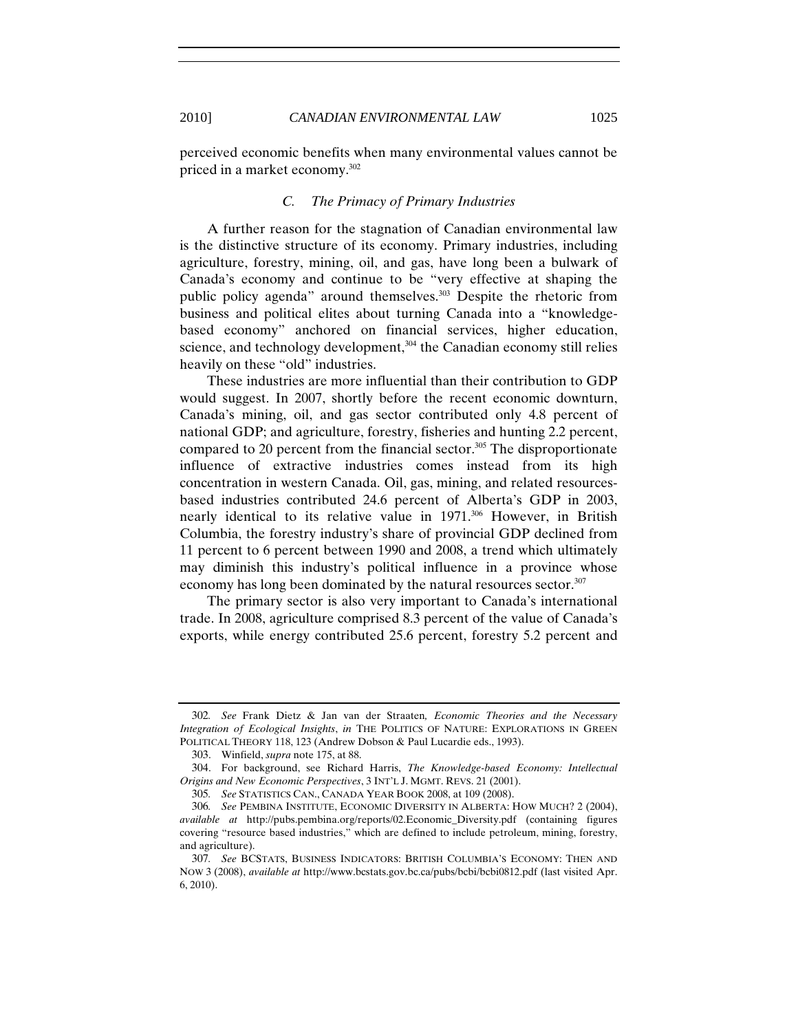perceived economic benefits when many environmental values cannot be priced in a market economy.[302]

### *C. The Primacy of Primary Industries*

A further reason for the stagnation of Canadian environmental law is the distinctive structure of its economy. Primary industries, including agriculture, forestry, mining, oil, and gas, have long been a bulwark of Canada's economy and continue to be "very effective at shaping the public policy agenda" around themselves.[303] Despite the rhetoric from business and political elites about turning Canada into a "knowledge-based economy" anchored on financial services, higher education, science, and technology development,[304] the Canadian economy still relies heavily on these "old" industries.

These industries are more influential than their contribution to GDP would suggest. In 2007, shortly before the recent economic downturn, Canada's mining, oil, and gas sector contributed only 4.8 percent of national GDP; and agriculture, forestry, fisheries and hunting 2.2 percent, compared to 20 percent from the financial sector.[305] The disproportionate influence of extractive industries comes instead from its high concentration in western Canada. Oil, gas, mining, and related resources-based industries contributed 24.6 percent of Alberta's GDP in 2003, nearly identical to its relative value in 1971.[306] However, in British Columbia, the forestry industry's share of provincial GDP declined from 11 percent to 6 percent between 1990 and 2008, a trend which ultimately may diminish this industry's political influence in a province whose economy has long been dominated by the natural resources sector.[307]

The primary sector is also very important to Canada's international trade. In 2008, agriculture comprised 8.3 percent of the value of Canada's exports, while energy contributed 25.6 percent, forestry 5.2 percent and

---

302. *See* Frank Dietz & Jan van der Straaten, *Economic Theories and the Necessary Integration of Ecological Insights*, *in* THE POLITICS OF NATURE: EXPLORATIONS IN GREEN POLITICAL THEORY 118, 123 (Andrew Dobson & Paul Lucardie eds., 1993).

303. Winfield, *supra* note 175, at 88.

304. For background, see Richard Harris, *The Knowledge-based Economy: Intellectual Origins and New Economic Perspectives*, 3 INT'L J. MGMT. REVS. 21 (2001).

305. *See* STATISTICS CAN., CANADA YEAR BOOK 2008, at 109 (2008).

306. *See* PEMBINA INSTITUTE, ECONOMIC DIVERSITY IN ALBERTA: HOW MUCH? 2 (2004), *available at* http://pubs.pembina.org/reports/02.Economic_Diversity.pdf (containing figures covering "resource based industries," which are defined to include petroleum, mining, forestry, and agriculture).

307. *See* BCSTATS, BUSINESS INDICATORS: BRITISH COLUMBIA'S ECONOMY: THEN AND NOW 3 (2008), *available at* http://www.bcstats.gov.bc.ca/pubs/bcbi/bcbi0812.pdf (last visited Apr. 6, 2010).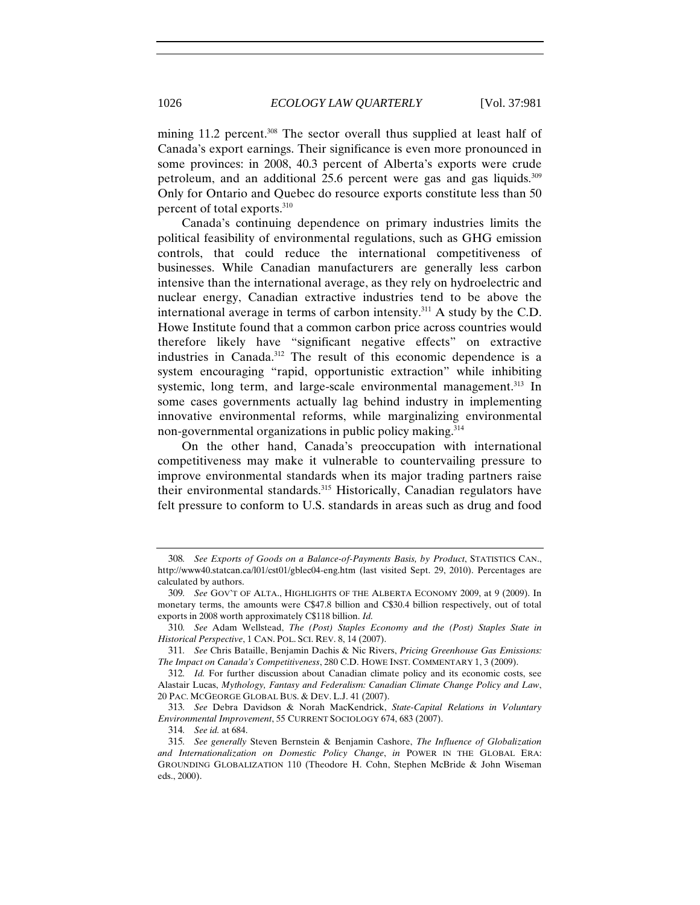mining 11.2 percent.[308] The sector overall thus supplied at least half of Canada's export earnings. Their significance is even more pronounced in some provinces: in 2008, 40.3 percent of Alberta's exports were crude petroleum, and an additional 25.6 percent were gas and gas liquids.[309] Only for Ontario and Quebec do resource exports constitute less than 50 percent of total exports.[310]

Canada's continuing dependence on primary industries limits the political feasibility of environmental regulations, such as GHG emission controls, that could reduce the international competitiveness of businesses. While Canadian manufacturers are generally less carbon intensive than the international average, as they rely on hydroelectric and nuclear energy, Canadian extractive industries tend to be above the international average in terms of carbon intensity.[311] A study by the C.D. Howe Institute found that a common carbon price across countries would therefore likely have "significant negative effects" on extractive industries in Canada.[312] The result of this economic dependence is a system encouraging "rapid, opportunistic extraction" while inhibiting systemic, long term, and large-scale environmental management.[313] In some cases governments actually lag behind industry in implementing innovative environmental reforms, while marginalizing environmental non-governmental organizations in public policy making.[314]

On the other hand, Canada's preoccupation with international competitiveness may make it vulnerable to countervailing pressure to improve environmental standards when its major trading partners raise their environmental standards.[315] Historically, Canadian regulators have felt pressure to conform to U.S. standards in areas such as drug and food

---

308. *See Exports of Goods on a Balance-of-Payments Basis, by Product*, STATISTICS CAN., http://www40.statcan.ca/l01/cst01/gblec04-eng.htm (last visited Sept. 29, 2010). Percentages are calculated by authors.

309. *See* GOV'T OF ALTA., HIGHLIGHTS OF THE ALBERTA ECONOMY 2009, at 9 (2009). In monetary terms, the amounts were C$47.8 billion and C$30.4 billion respectively, out of total exports in 2008 worth approximately C$118 billion. *Id.*

310. *See* Adam Wellstead, *The (Post) Staples Economy and the (Post) Staples State in Historical Perspective*, 1 CAN. POL. SCI. REV. 8, 14 (2007).

311. *See* Chris Bataille, Benjamin Dachis & Nic Rivers, *Pricing Greenhouse Gas Emissions: The Impact on Canada's Competitiveness*, 280 C.D. HOWE INST. COMMENTARY 1, 3 (2009).

312. *Id.* For further discussion about Canadian climate policy and its economic costs, see Alastair Lucas, *Mythology, Fantasy and Federalism: Canadian Climate Change Policy and Law*, 20 PAC. MCGEORGE GLOBAL BUS. & DEV. L.J. 41 (2007).

313. *See* Debra Davidson & Norah MacKendrick, *State-Capital Relations in Voluntary Environmental Improvement*, 55 CURRENT SOCIOLOGY 674, 683 (2007).

314. *See id.* at 684.

315. *See generally* Steven Bernstein & Benjamin Cashore, *The Influence of Globalization and Internationalization on Domestic Policy Change*, *in* POWER IN THE GLOBAL ERA: GROUNDING GLOBALIZATION 110 (Theodore H. Cohn, Stephen McBride & John Wiseman eds., 2000).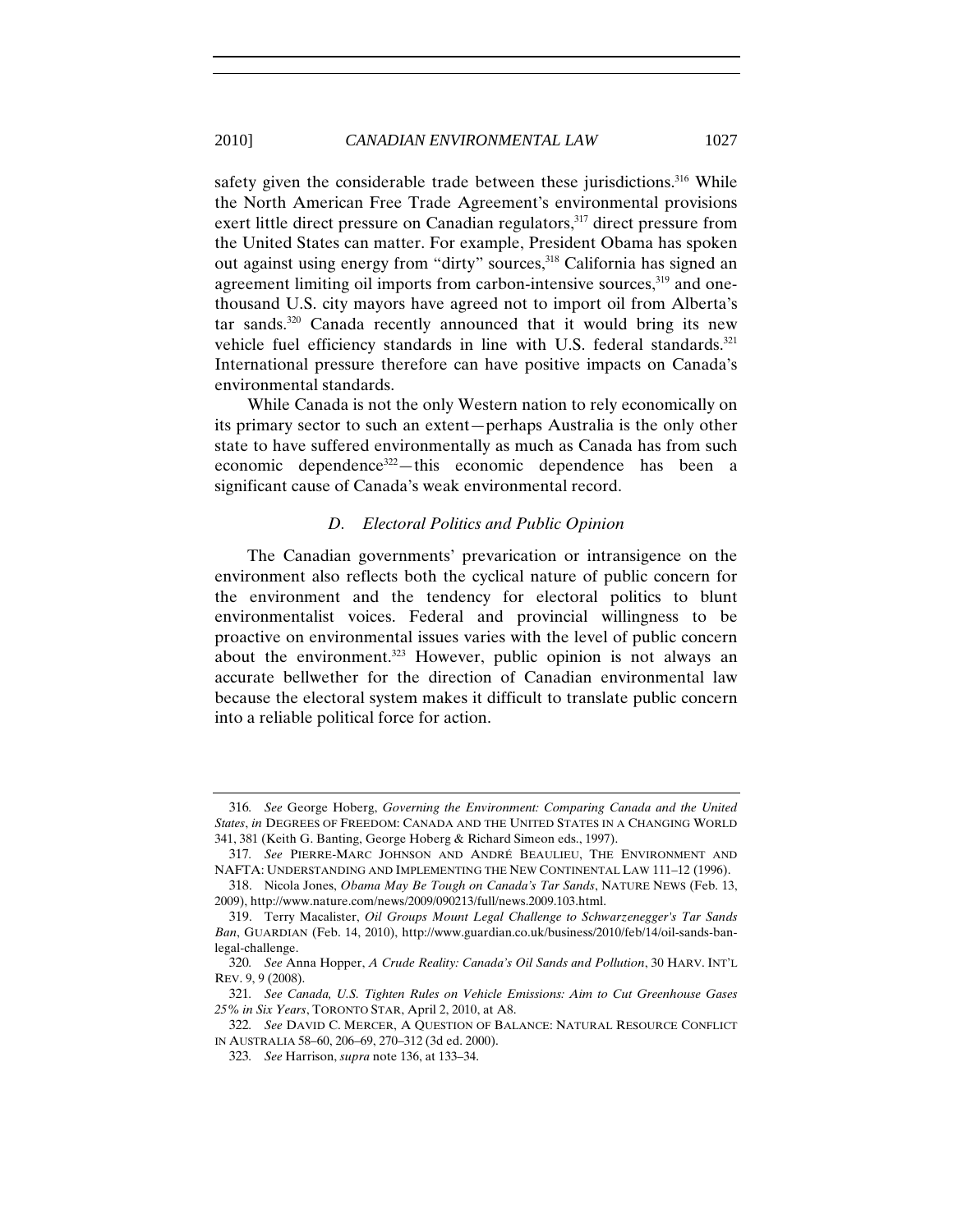safety given the considerable trade between these jurisdictions.[316] While the North American Free Trade Agreement's environmental provisions exert little direct pressure on Canadian regulators,[317] direct pressure from the United States can matter. For example, President Obama has spoken out against using energy from "dirty" sources,[318] California has signed an agreement limiting oil imports from carbon-intensive sources,[319] and one-thousand U.S. city mayors have agreed not to import oil from Alberta's tar sands.[320] Canada recently announced that it would bring its new vehicle fuel efficiency standards in line with U.S. federal standards.[321] International pressure therefore can have positive impacts on Canada's environmental standards.

While Canada is not the only Western nation to rely economically on its primary sector to such an extent—perhaps Australia is the only other state to have suffered environmentally as much as Canada has from such economic dependence[322]—this economic dependence has been a significant cause of Canada's weak environmental record.

### *D. Electoral Politics and Public Opinion*

The Canadian governments' prevarication or intransigence on the environment also reflects both the cyclical nature of public concern for the environment and the tendency for electoral politics to blunt environmentalist voices. Federal and provincial willingness to be proactive on environmental issues varies with the level of public concern about the environment.[323] However, public opinion is not always an accurate bellwether for the direction of Canadian environmental law because the electoral system makes it difficult to translate public concern into a reliable political force for action.

---

316. *See* George Hoberg, *Governing the Environment: Comparing Canada and the United States*, *in* DEGREES OF FREEDOM: CANADA AND THE UNITED STATES IN A CHANGING WORLD 341, 381 (Keith G. Banting, George Hoberg & Richard Simeon eds., 1997).

317. *See* PIERRE-MARC JOHNSON AND ANDRÉ BEAULIEU, THE ENVIRONMENT AND NAFTA: UNDERSTANDING AND IMPLEMENTING THE NEW CONTINENTAL LAW 111–12 (1996).

318. Nicola Jones, *Obama May Be Tough on Canada's Tar Sands*, NATURE NEWS (Feb. 13, 2009), http://www.nature.com/news/2009/090213/full/news.2009.103.html.

319. Terry Macalister, *Oil Groups Mount Legal Challenge to Schwarzenegger's Tar Sands Ban*, GUARDIAN (Feb. 14, 2010), http://www.guardian.co.uk/business/2010/feb/14/oil-sands-ban-legal-challenge.

320. *See* Anna Hopper, *A Crude Reality: Canada's Oil Sands and Pollution*, 30 HARV. INT'L REV. 9, 9 (2008).

321. *See Canada, U.S. Tighten Rules on Vehicle Emissions: Aim to Cut Greenhouse Gases 25% in Six Years*, TORONTO STAR, April 2, 2010, at A8.

322. *See* DAVID C. MERCER, A QUESTION OF BALANCE: NATURAL RESOURCE CONFLICT IN AUSTRALIA 58–60, 206–69, 270–312 (3d ed. 2000).

323. *See* Harrison, *supra* note 136, at 133–34.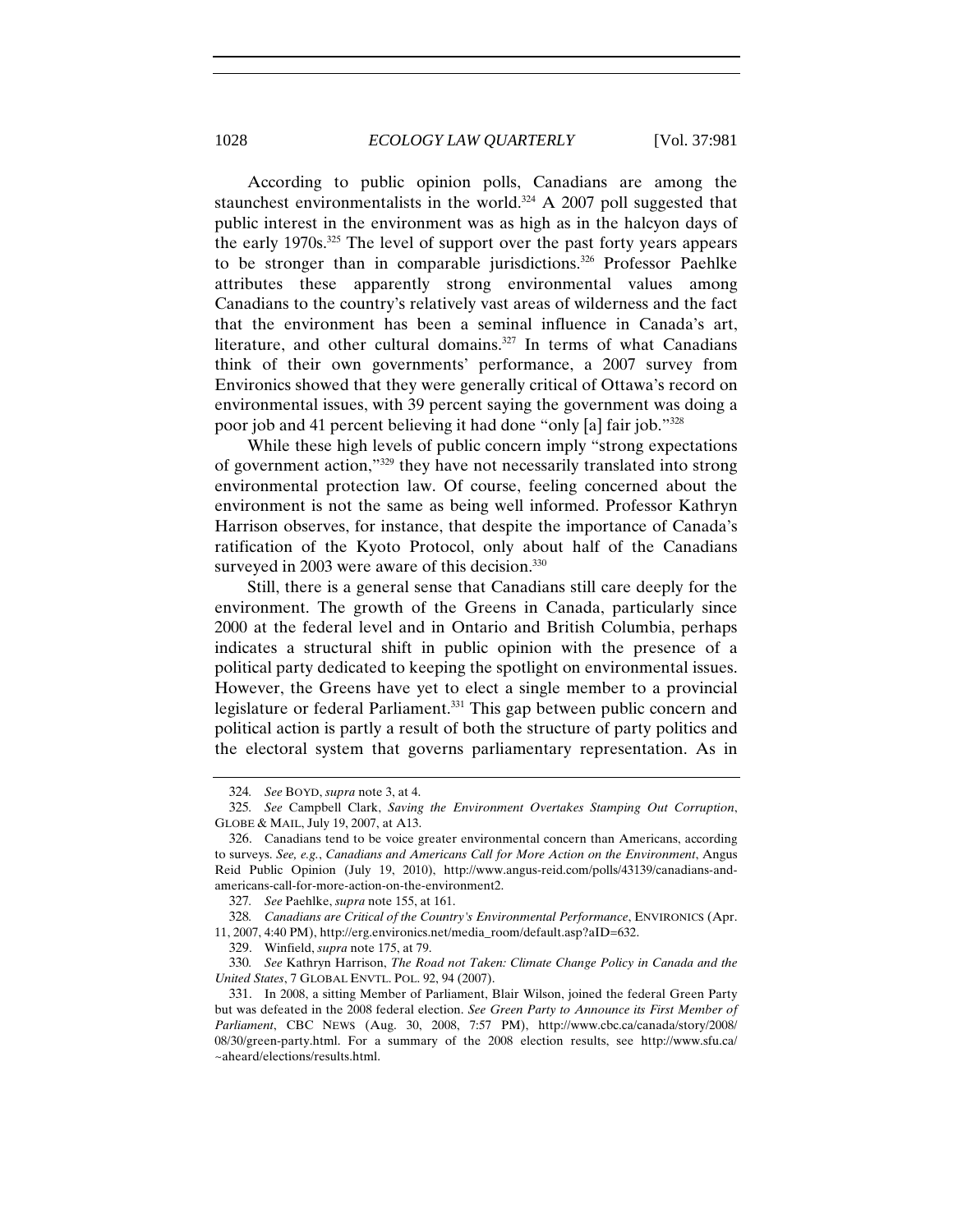According to public opinion polls, Canadians are among the staunchest environmentalists in the world.[324] A 2007 poll suggested that public interest in the environment was as high as in the halcyon days of the early 1970s.[325] The level of support over the past forty years appears to be stronger than in comparable jurisdictions.[326] Professor Paehlke attributes these apparently strong environmental values among Canadians to the country's relatively vast areas of wilderness and the fact that the environment has been a seminal influence in Canada's art, literature, and other cultural domains.[327] In terms of what Canadians think of their own governments' performance, a 2007 survey from Environics showed that they were generally critical of Ottawa's record on environmental issues, with 39 percent saying the government was doing a poor job and 41 percent believing it had done "only [a] fair job."[328]

While these high levels of public concern imply "strong expectations of government action,"[329] they have not necessarily translated into strong environmental protection law. Of course, feeling concerned about the environment is not the same as being well informed. Professor Kathryn Harrison observes, for instance, that despite the importance of Canada's ratification of the Kyoto Protocol, only about half of the Canadians surveyed in 2003 were aware of this decision.[330]

Still, there is a general sense that Canadians still care deeply for the environment. The growth of the Greens in Canada, particularly since 2000 at the federal level and in Ontario and British Columbia, perhaps indicates a structural shift in public opinion with the presence of a political party dedicated to keeping the spotlight on environmental issues. However, the Greens have yet to elect a single member to a provincial legislature or federal Parliament.[331] This gap between public concern and political action is partly a result of both the structure of party politics and the electoral system that governs parliamentary representation. As in

---

324. *See* BOYD, *supra* note 3, at 4.

325. *See* Campbell Clark, *Saving the Environment Overtakes Stamping Out Corruption*, GLOBE & MAIL, July 19, 2007, at A13.

326. Canadians tend to be voice greater environmental concern than Americans, according to surveys. *See, e.g.*, *Canadians and Americans Call for More Action on the Environment*, Angus Reid Public Opinion (July 19, 2010), http://www.angus-reid.com/polls/43139/canadians-and-americans-call-for-more-action-on-the-environment2.

327. *See* Paehlke, *supra* note 155, at 161.

328. *Canadians are Critical of the Country's Environmental Performance*, ENVIRONICS (Apr. 11, 2007, 4:40 PM), http://erg.environics.net/media_room/default.asp?aID=632.

329. Winfield, *supra* note 175, at 79.

330. *See* Kathryn Harrison, *The Road not Taken: Climate Change Policy in Canada and the United States*, 7 GLOBAL ENVTL. POL. 92, 94 (2007).

331. In 2008, a sitting Member of Parliament, Blair Wilson, joined the federal Green Party but was defeated in the 2008 federal election. *See Green Party to Announce its First Member of Parliament*, CBC NEWS (Aug. 30, 2008, 7:57 PM), http://www.cbc.ca/canada/story/2008/08/30/green-party.html. For a summary of the 2008 election results, see http://www.sfu.ca/~aheard/elections/results.html.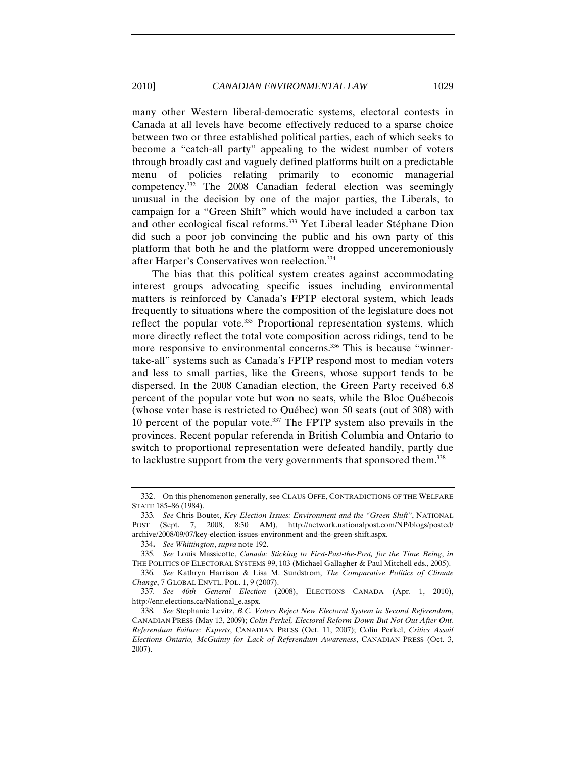many other Western liberal-democratic systems, electoral contests in Canada at all levels have become effectively reduced to a sparse choice between two or three established political parties, each of which seeks to become a "catch-all party" appealing to the widest number of voters through broadly cast and vaguely defined platforms built on a predictable menu of policies relating primarily to economic managerial competency.[332] The 2008 Canadian federal election was seemingly unusual in the decision by one of the major parties, the Liberals, to campaign for a "Green Shift" which would have included a carbon tax and other ecological fiscal reforms.[333] Yet Liberal leader Stéphane Dion did such a poor job convincing the public and his own party of this platform that both he and the platform were dropped unceremoniously after Harper's Conservatives won reelection.[334]

The bias that this political system creates against accommodating interest groups advocating specific issues including environmental matters is reinforced by Canada's FPTP electoral system, which leads frequently to situations where the composition of the legislature does not reflect the popular vote.[335] Proportional representation systems, which more directly reflect the total vote composition across ridings, tend to be more responsive to environmental concerns.[336] This is because "winner-take-all" systems such as Canada's FPTP respond most to median voters and less to small parties, like the Greens, whose support tends to be dispersed. In the 2008 Canadian election, the Green Party received 6.8 percent of the popular vote but won no seats, while the Bloc Québecois (whose voter base is restricted to Québec) won 50 seats (out of 308) with 10 percent of the popular vote.[337] The FPTP system also prevails in the provinces. Recent popular referenda in British Columbia and Ontario to switch to proportional representation were defeated handily, partly due to lacklustre support from the very governments that sponsored them.[338]

---

332. On this phenomenon generally, see CLAUS OFFE, CONTRADICTIONS OF THE WELFARE STATE 185–86 (1984).

333. *See* Chris Boutet, *Key Election Issues: Environment and the "Green Shift"*, NATIONAL POST (Sept. 7, 2008, 8:30 AM), http://network.nationalpost.com/NP/blogs/posted/archive/2008/09/07/key-election-issues-environment-and-the-green-shift.aspx.

334. *See Whittington*, *supra* note 192.

335. *See* Louis Massicotte, *Canada: Sticking to First-Past-the-Post, for the Time Being*, *in* THE POLITICS OF ELECTORAL SYSTEMS 99, 103 (Michael Gallagher & Paul Mitchell eds., 2005).

336. *See* Kathryn Harrison & Lisa M. Sundstrom, *The Comparative Politics of Climate Change*, 7 GLOBAL ENVTL. POL. 1, 9 (2007).

337. *See 40th General Election* (2008), ELECTIONS CANADA (Apr. 1, 2010), http://enr.elections.ca/National_e.aspx.

338. *See* Stephanie Levitz, *B.C. Voters Reject New Electoral System in Second Referendum*, CANADIAN PRESS (May 13, 2009); *Colin Perkel, Electoral Reform Down But Not Out After Ont. Referendum Failure: Experts*, CANADIAN PRESS (Oct. 11, 2007); Colin Perkel, *Critics Assail Elections Ontario, McGuinty for Lack of Referendum Awareness*, CANADIAN PRESS (Oct. 3, 2007).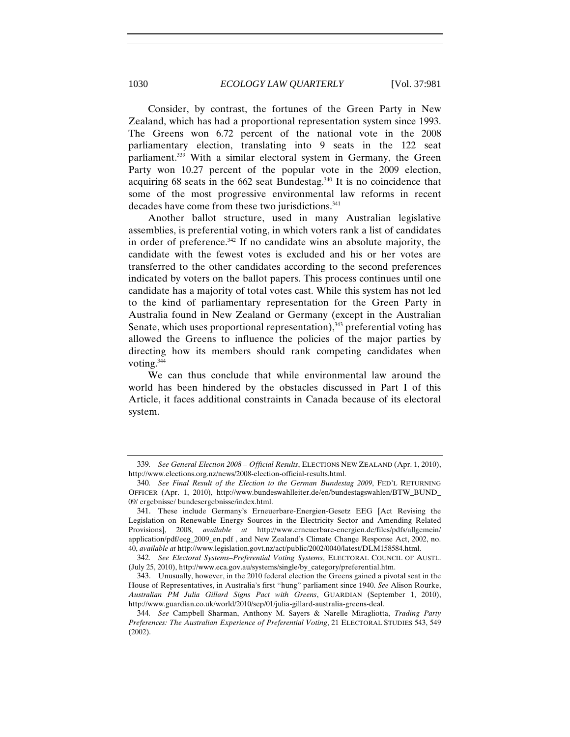Consider, by contrast, the fortunes of the Green Party in New Zealand, which has had a proportional representation system since 1993. The Greens won 6.72 percent of the national vote in the 2008 parliamentary election, translating into 9 seats in the 122 seat parliament.[339] With a similar electoral system in Germany, the Green Party won 10.27 percent of the popular vote in the 2009 election, acquiring 68 seats in the 662 seat Bundestag.[340] It is no coincidence that some of the most progressive environmental law reforms in recent decades have come from these two jurisdictions.[341]

Another ballot structure, used in many Australian legislative assemblies, is preferential voting, in which voters rank a list of candidates in order of preference.[342] If no candidate wins an absolute majority, the candidate with the fewest votes is excluded and his or her votes are transferred to the other candidates according to the second preferences indicated by voters on the ballot papers. This process continues until one candidate has a majority of total votes cast. While this system has not led to the kind of parliamentary representation for the Green Party in Australia found in New Zealand or Germany (except in the Australian Senate, which uses proportional representation),[343] preferential voting has allowed the Greens to influence the policies of the major parties by directing how its members should rank competing candidates when voting.[344]

We can thus conclude that while environmental law around the world has been hindered by the obstacles discussed in Part I of this Article, it faces additional constraints in Canada because of its electoral system.

---

339. *See General Election 2008 – Official Results*, ELECTIONS NEW ZEALAND (Apr. 1, 2010), http://www.elections.org.nz/news/2008-election-official-results.html.

340. *See Final Result of the Election to the German Bundestag 2009*, FED'L RETURNING OFFICER (Apr. 1, 2010), http://www.bundeswahlleiter.de/en/bundestagswahlen/BTW_BUND_09/ ergebnisse/ bundesergebnisse/index.html.

341. These include Germany's Erneuerbare-Energien-Gesetz EEG [Act Revising the Legislation on Renewable Energy Sources in the Electricity Sector and Amending Related Provisions], 2008, *available at* http://www.erneuerbare-energien.de/files/pdfs/allgemein/ application/pdf/eeg_2009_en.pdf , and New Zealand's Climate Change Response Act, 2002, no. 40, *available at* http://www.legislation.govt.nz/act/public/2002/0040/latest/DLM158584.html.

342. *See Electoral Systems–Preferential Voting Systems*, ELECTORAL COUNCIL OF AUSTL. (July 25, 2010), http://www.eca.gov.au/systems/single/by_category/preferential.htm.

343. Unusually, however, in the 2010 federal election the Greens gained a pivotal seat in the House of Representatives, in Australia's first "hung" parliament since 1940. *See* Alison Rourke, *Australian PM Julia Gillard Signs Pact with Greens*, GUARDIAN (September 1, 2010), http://www.guardian.co.uk/world/2010/sep/01/julia-gillard-australia-greens-deal.

344. *See* Campbell Sharman, Anthony M. Sayers & Narelle Miragliotta, *Trading Party Preferences: The Australian Experience of Preferential Voting*, 21 ELECTORAL STUDIES 543, 549 (2002).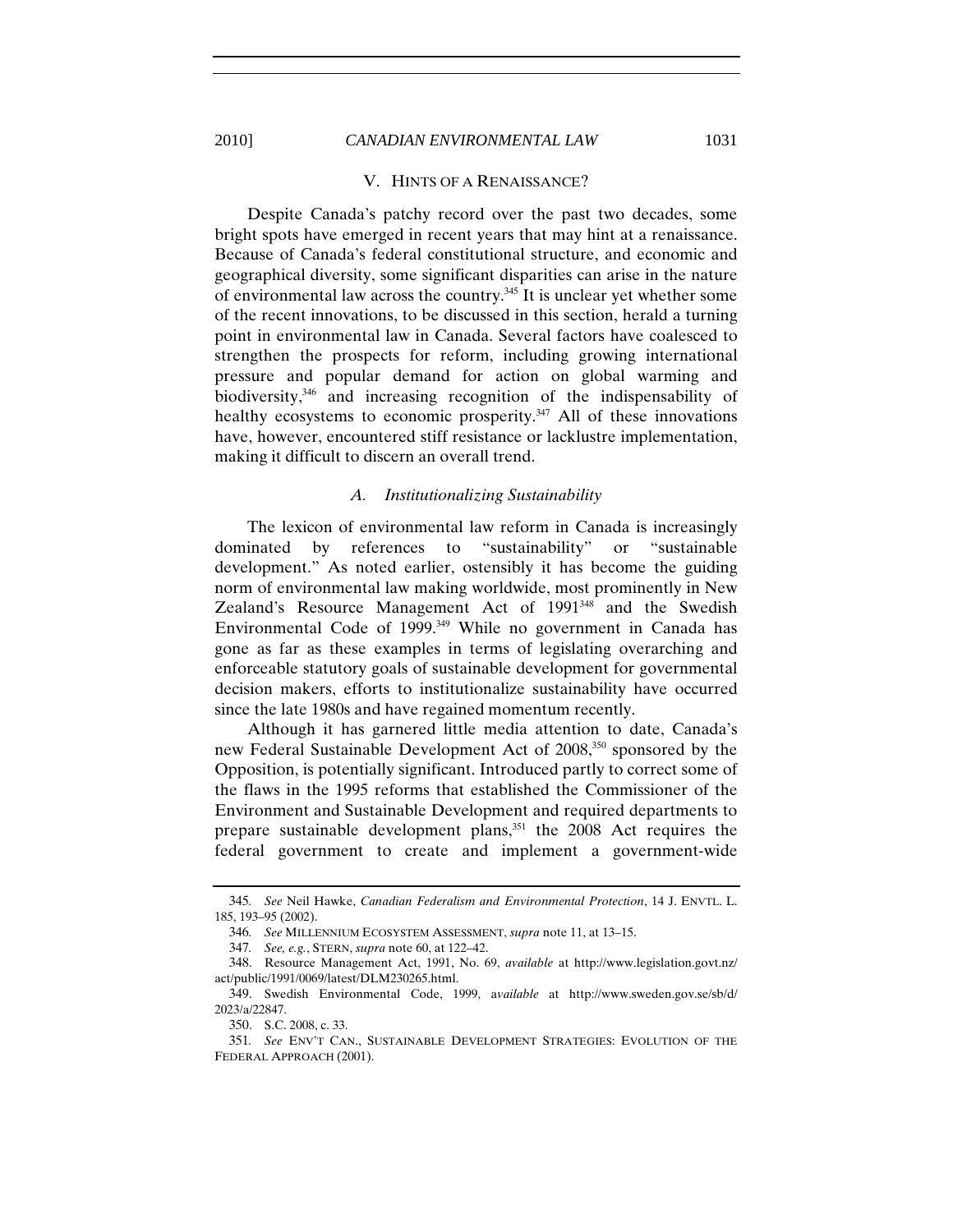## V. HINTS OF A RENAISSANCE?

Despite Canada's patchy record over the past two decades, some bright spots have emerged in recent years that may hint at a renaissance. Because of Canada's federal constitutional structure, and economic and geographical diversity, some significant disparities can arise in the nature of environmental law across the country.[345] It is unclear yet whether some of the recent innovations, to be discussed in this section, herald a turning point in environmental law in Canada. Several factors have coalesced to strengthen the prospects for reform, including growing international pressure and popular demand for action on global warming and biodiversity,[346] and increasing recognition of the indispensability of healthy ecosystems to economic prosperity.[347] All of these innovations have, however, encountered stiff resistance or lacklustre implementation, making it difficult to discern an overall trend.

### *A. Institutionalizing Sustainability*

The lexicon of environmental law reform in Canada is increasingly dominated by references to "sustainability" or "sustainable development." As noted earlier, ostensibly it has become the guiding norm of environmental law making worldwide, most prominently in New Zealand's Resource Management Act of 1991[348] and the Swedish Environmental Code of 1999.[349] While no government in Canada has gone as far as these examples in terms of legislating overarching and enforceable statutory goals of sustainable development for governmental decision makers, efforts to institutionalize sustainability have occurred since the late 1980s and have regained momentum recently.

Although it has garnered little media attention to date, Canada's new Federal Sustainable Development Act of 2008,[350] sponsored by the Opposition, is potentially significant. Introduced partly to correct some of the flaws in the 1995 reforms that established the Commissioner of the Environment and Sustainable Development and required departments to prepare sustainable development plans,[351] the 2008 Act requires the federal government to create and implement a government-wide

---

345. *See* Neil Hawke, *Canadian Federalism and Environmental Protection*, 14 J. ENVTL. L. 185, 193–95 (2002).

346. *See* MILLENNIUM ECOSYSTEM ASSESSMENT, *supra* note 11, at 13–15.

347. *See, e.g.*, STERN, *supra* note 60, at 122–42.

348. Resource Management Act, 1991, No. 69, *available* at http://www.legislation.govt.nz/act/public/1991/0069/latest/DLM230265.html.

349. Swedish Environmental Code, 1999, *available* at http://www.sweden.gov.se/sb/d/2023/a/22847.

350. S.C. 2008, c. 33.

351. *See* ENV'T CAN., SUSTAINABLE DEVELOPMENT STRATEGIES: EVOLUTION OF THE FEDERAL APPROACH (2001).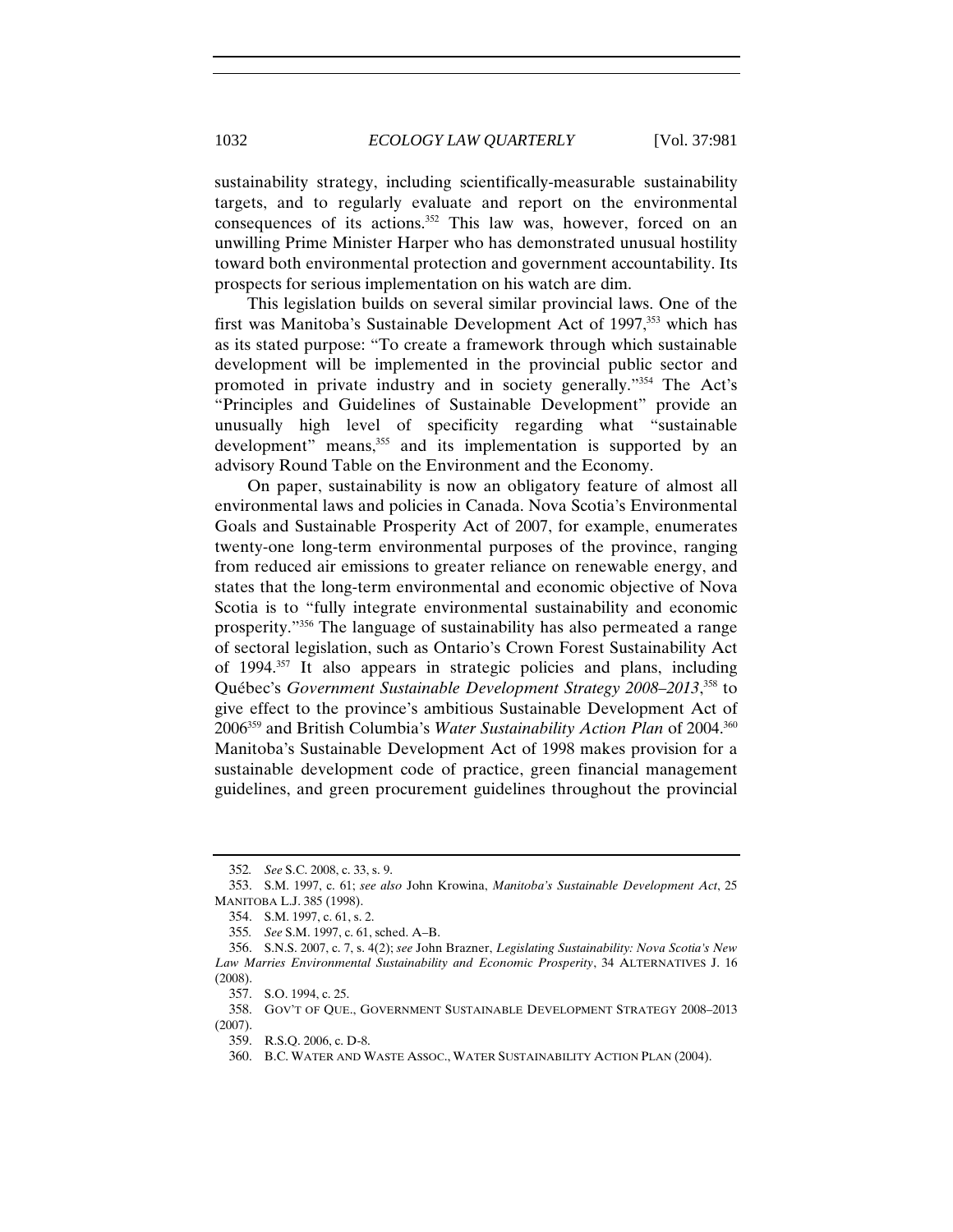sustainability strategy, including scientifically-measurable sustainability targets, and to regularly evaluate and report on the environmental consequences of its actions.[352] This law was, however, forced on an unwilling Prime Minister Harper who has demonstrated unusual hostility toward both environmental protection and government accountability. Its prospects for serious implementation on his watch are dim.

This legislation builds on several similar provincial laws. One of the first was Manitoba's Sustainable Development Act of 1997,[353] which has as its stated purpose: "To create a framework through which sustainable development will be implemented in the provincial public sector and promoted in private industry and in society generally."[354] The Act's "Principles and Guidelines of Sustainable Development" provide an unusually high level of specificity regarding what "sustainable development" means,[355] and its implementation is supported by an advisory Round Table on the Environment and the Economy.

On paper, sustainability is now an obligatory feature of almost all environmental laws and policies in Canada. Nova Scotia's Environmental Goals and Sustainable Prosperity Act of 2007, for example, enumerates twenty-one long-term environmental purposes of the province, ranging from reduced air emissions to greater reliance on renewable energy, and states that the long-term environmental and economic objective of Nova Scotia is to "fully integrate environmental sustainability and economic prosperity."[356] The language of sustainability has also permeated a range of sectoral legislation, such as Ontario's Crown Forest Sustainability Act of 1994.[357] It also appears in strategic policies and plans, including Québec's *Government Sustainable Development Strategy 2008–2013*,[358] to give effect to the province's ambitious Sustainable Development Act of 2006[359] and British Columbia's *Water Sustainability Action Plan* of 2004.[360] Manitoba's Sustainable Development Act of 1998 makes provision for a sustainable development code of practice, green financial management guidelines, and green procurement guidelines throughout the provincial

---

352. *See* S.C. 2008, c. 33, s. 9.

353. S.M. 1997, c. 61; *see also* John Krowina, *Manitoba's Sustainable Development Act*, 25 MANITOBA L.J. 385 (1998).

354. S.M. 1997, c. 61, s. 2.

355. *See* S.M. 1997, c. 61, sched. A–B.

356. S.N.S. 2007, c. 7, s. 4(2); *see* John Brazner, *Legislating Sustainability: Nova Scotia's New Law Marries Environmental Sustainability and Economic Prosperity*, 34 ALTERNATIVES J. 16 (2008).

357. S.O. 1994, c. 25.

358. GOV'T OF QUE., GOVERNMENT SUSTAINABLE DEVELOPMENT STRATEGY 2008–2013 (2007).

359. R.S.Q. 2006, c. D-8.

360. B.C. WATER AND WASTE ASSOC., WATER SUSTAINABILITY ACTION PLAN (2004).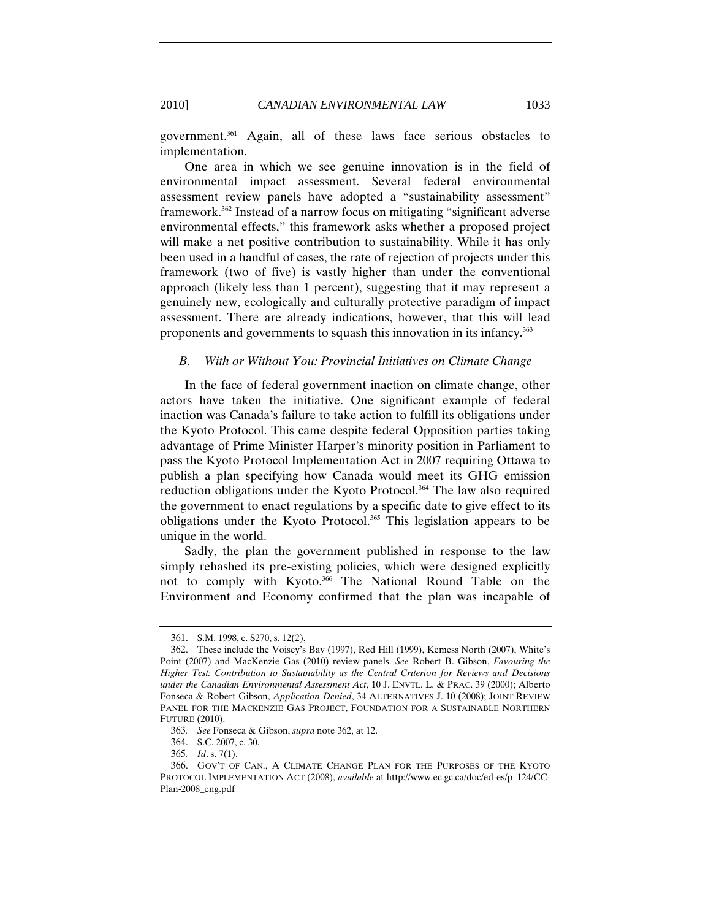government.[361] Again, all of these laws face serious obstacles to implementation.

One area in which we see genuine innovation is in the field of environmental impact assessment. Several federal environmental assessment review panels have adopted a "sustainability assessment" framework.[362] Instead of a narrow focus on mitigating "significant adverse environmental effects," this framework asks whether a proposed project will make a net positive contribution to sustainability. While it has only been used in a handful of cases, the rate of rejection of projects under this framework (two of five) is vastly higher than under the conventional approach (likely less than 1 percent), suggesting that it may represent a genuinely new, ecologically and culturally protective paradigm of impact assessment. There are already indications, however, that this will lead proponents and governments to squash this innovation in its infancy.[363]

### *B. With or Without You: Provincial Initiatives on Climate Change*

In the face of federal government inaction on climate change, other actors have taken the initiative. One significant example of federal inaction was Canada's failure to take action to fulfill its obligations under the Kyoto Protocol. This came despite federal Opposition parties taking advantage of Prime Minister Harper's minority position in Parliament to pass the Kyoto Protocol Implementation Act in 2007 requiring Ottawa to publish a plan specifying how Canada would meet its GHG emission reduction obligations under the Kyoto Protocol.[364] The law also required the government to enact regulations by a specific date to give effect to its obligations under the Kyoto Protocol.[365] This legislation appears to be unique in the world.

Sadly, the plan the government published in response to the law simply rehashed its pre-existing policies, which were designed explicitly not to comply with Kyoto.[366] The National Round Table on the Environment and Economy confirmed that the plan was incapable of

---

361. S.M. 1998, c. S270, s. 12(2),

362. These include the Voisey's Bay (1997), Red Hill (1999), Kemess North (2007), White's Point (2007) and MacKenzie Gas (2010) review panels. *See* Robert B. Gibson, *Favouring the Higher Test: Contribution to Sustainability as the Central Criterion for Reviews and Decisions under the Canadian Environmental Assessment Act*, 10 J. ENVTL. L. & PRAC. 39 (2000); Alberto Fonseca & Robert Gibson, *Application Denied*, 34 ALTERNATIVES J. 10 (2008); JOINT REVIEW PANEL FOR THE MACKENZIE GAS PROJECT, FOUNDATION FOR A SUSTAINABLE NORTHERN FUTURE (2010).

363. *See* Fonseca & Gibson, *supra* note 362, at 12.

364. S.C. 2007, c. 30.

365. *Id*. s. 7(1).

366. GOV'T OF CAN., A CLIMATE CHANGE PLAN FOR THE PURPOSES OF THE KYOTO PROTOCOL IMPLEMENTATION ACT (2008), *available at* http://www.ec.gc.ca/doc/ed-es/p_124/CC-Plan-2008_eng.pdf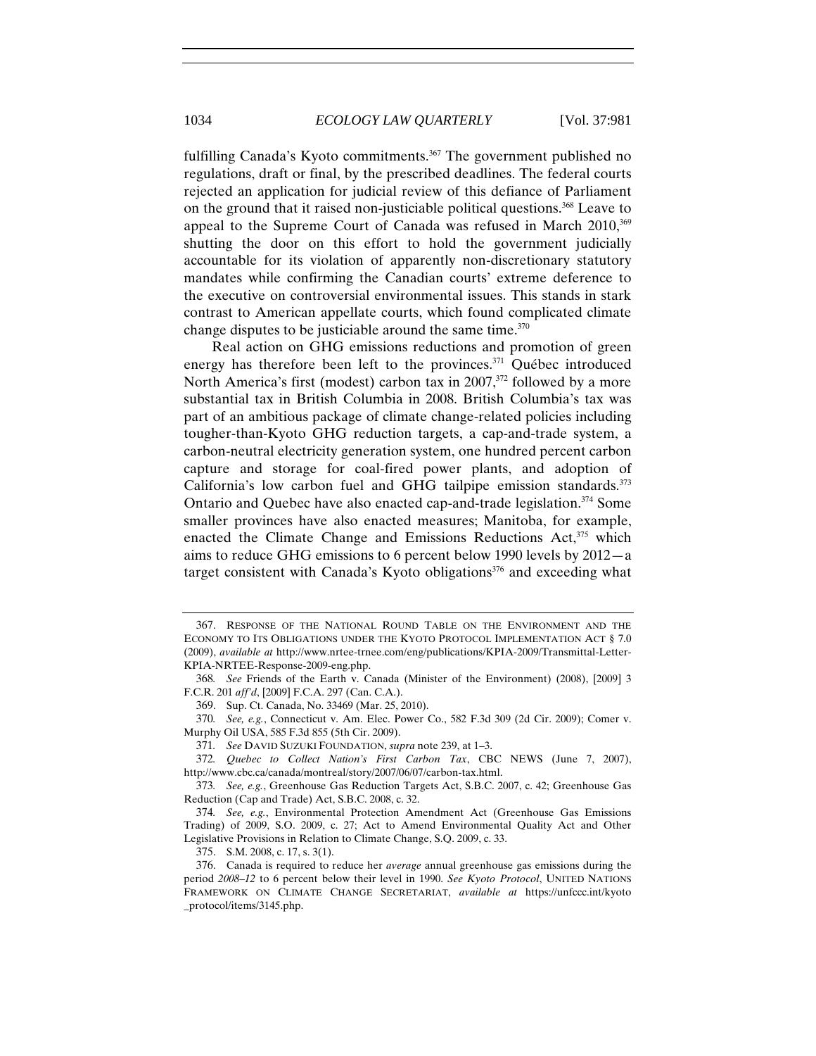fulfilling Canada's Kyoto commitments.[367] The government published no regulations, draft or final, by the prescribed deadlines. The federal courts rejected an application for judicial review of this defiance of Parliament on the ground that it raised non-justiciable political questions.[368] Leave to appeal to the Supreme Court of Canada was refused in March 2010,[369] shutting the door on this effort to hold the government judicially accountable for its violation of apparently non-discretionary statutory mandates while confirming the Canadian courts' extreme deference to the executive on controversial environmental issues. This stands in stark contrast to American appellate courts, which found complicated climate change disputes to be justiciable around the same time.[370]

Real action on GHG emissions reductions and promotion of green energy has therefore been left to the provinces.[371] Québec introduced North America's first (modest) carbon tax in 2007,[372] followed by a more substantial tax in British Columbia in 2008. British Columbia's tax was part of an ambitious package of climate change-related policies including tougher-than-Kyoto GHG reduction targets, a cap-and-trade system, a carbon-neutral electricity generation system, one hundred percent carbon capture and storage for coal-fired power plants, and adoption of California's low carbon fuel and GHG tailpipe emission standards.[373] Ontario and Quebec have also enacted cap-and-trade legislation.[374] Some smaller provinces have also enacted measures; Manitoba, for example, enacted the Climate Change and Emissions Reductions Act,[375] which aims to reduce GHG emissions to 6 percent below 1990 levels by 2012—a target consistent with Canada's Kyoto obligations[376] and exceeding what

---

367. RESPONSE OF THE NATIONAL ROUND TABLE ON THE ENVIRONMENT AND THE ECONOMY TO ITS OBLIGATIONS UNDER THE KYOTO PROTOCOL IMPLEMENTATION ACT § 7.0 (2009), *available at* http://www.nrtee-trnee.com/eng/publications/KPIA-2009/Transmittal-Letter-KPIA-NRTEE-Response-2009-eng.php.

368. *See* Friends of the Earth v. Canada (Minister of the Environment) (2008), [2009] 3 F.C.R. 201 *aff'd*, [2009] F.C.A. 297 (Can. C.A.).

369. Sup. Ct. Canada, No. 33469 (Mar. 25, 2010).

370. *See, e.g.*, Connecticut v. Am. Elec. Power Co., 582 F.3d 309 (2d Cir. 2009); Comer v. Murphy Oil USA, 585 F.3d 855 (5th Cir. 2009).

371. *See* DAVID SUZUKI FOUNDATION, *supra* note 239, at 1–3.

372. *Quebec to Collect Nation's First Carbon Tax*, CBC NEWS (June 7, 2007), http://www.cbc.ca/canada/montreal/story/2007/06/07/carbon-tax.html.

373. *See, e.g.*, Greenhouse Gas Reduction Targets Act, S.B.C. 2007, c. 42; Greenhouse Gas Reduction (Cap and Trade) Act, S.B.C. 2008, c. 32.

374. *See, e.g.*, Environmental Protection Amendment Act (Greenhouse Gas Emissions Trading) of 2009, S.O. 2009, c. 27; Act to Amend Environmental Quality Act and Other Legislative Provisions in Relation to Climate Change, S.Q. 2009, c. 33.

375. S.M. 2008, c. 17, s. 3(1).

376. Canada is required to reduce her *average* annual greenhouse gas emissions during the period *2008–12* to 6 percent below their level in 1990. *See Kyoto Protocol*, UNITED NATIONS FRAMEWORK ON CLIMATE CHANGE SECRETARIAT, *available at* https://unfccc.int/kyoto_protocol/items/3145.php.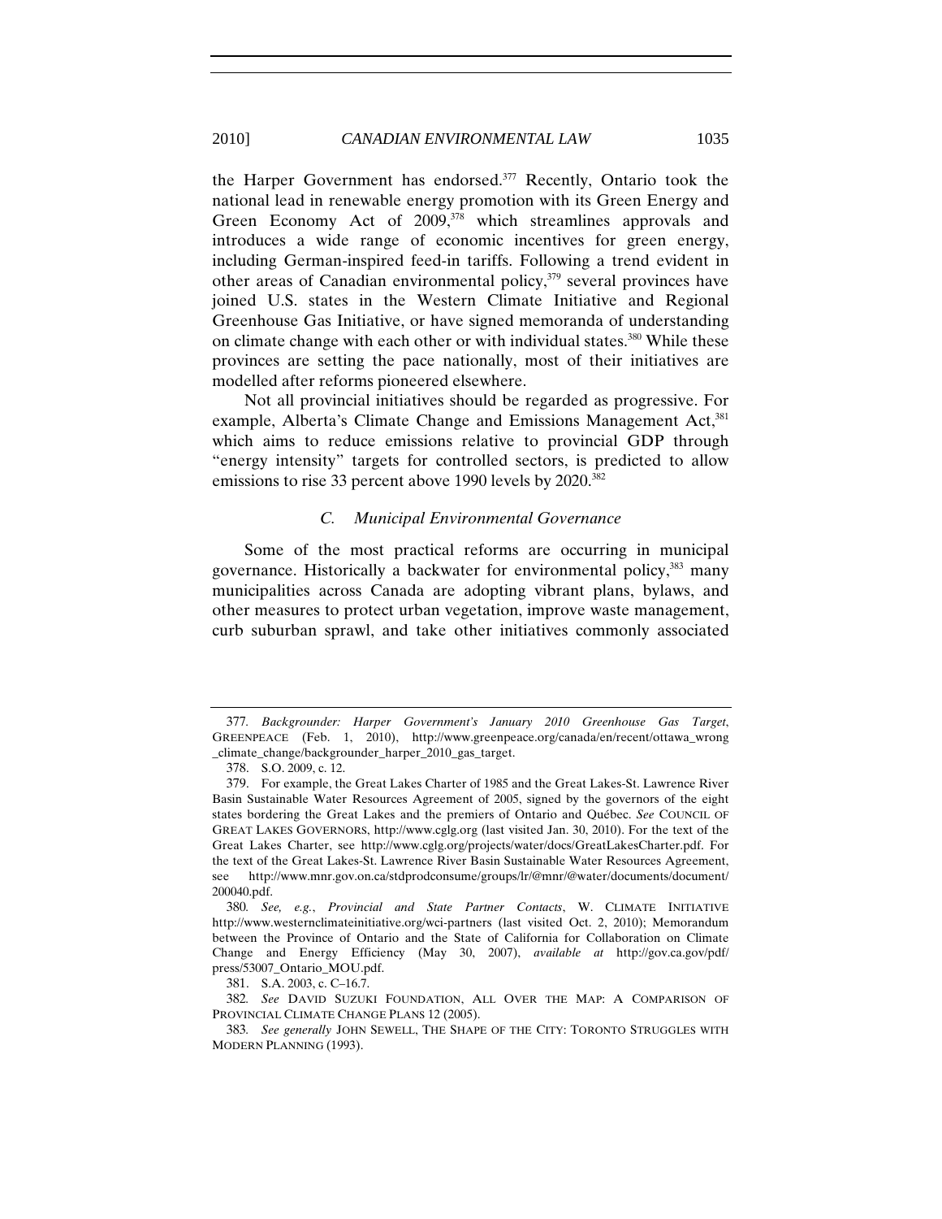the Harper Government has endorsed.[377] Recently, Ontario took the national lead in renewable energy promotion with its Green Energy and Green Economy Act of 2009,[378] which streamlines approvals and introduces a wide range of economic incentives for green energy, including German-inspired feed-in tariffs. Following a trend evident in other areas of Canadian environmental policy,[379] several provinces have joined U.S. states in the Western Climate Initiative and Regional Greenhouse Gas Initiative, or have signed memoranda of understanding on climate change with each other or with individual states.[380] While these provinces are setting the pace nationally, most of their initiatives are modelled after reforms pioneered elsewhere.

Not all provincial initiatives should be regarded as progressive. For example, Alberta's Climate Change and Emissions Management Act,[381] which aims to reduce emissions relative to provincial GDP through "energy intensity" targets for controlled sectors, is predicted to allow emissions to rise 33 percent above 1990 levels by 2020.[382]

### *C. Municipal Environmental Governance*

Some of the most practical reforms are occurring in municipal governance. Historically a backwater for environmental policy,[383] many municipalities across Canada are adopting vibrant plans, bylaws, and other measures to protect urban vegetation, improve waste management, curb suburban sprawl, and take other initiatives commonly associated

---

377. *Backgrounder: Harper Government's January 2010 Greenhouse Gas Target*, GREENPEACE (Feb. 1, 2010), http://www.greenpeace.org/canada/en/recent/ottawa_wrong_climate_change/backgrounder_harper_2010_gas_target.

378. S.O. 2009, c. 12.

379. For example, the Great Lakes Charter of 1985 and the Great Lakes-St. Lawrence River Basin Sustainable Water Resources Agreement of 2005, signed by the governors of the eight states bordering the Great Lakes and the premiers of Ontario and Québec. *See* COUNCIL OF GREAT LAKES GOVERNORS, http://www.cglg.org (last visited Jan. 30, 2010). For the text of the Great Lakes Charter, see http://www.cglg.org/projects/water/docs/GreatLakesCharter.pdf. For the text of the Great Lakes-St. Lawrence River Basin Sustainable Water Resources Agreement, see http://www.mnr.gov.on.ca/stdprodconsume/groups/lr/@mnr/@water/documents/document/200040.pdf.

380. *See, e.g.*, *Provincial and State Partner Contacts*, W. CLIMATE INITIATIVE http://www.westernclimateinitiative.org/wci-partners (last visited Oct. 2, 2010); Memorandum between the Province of Ontario and the State of California for Collaboration on Climate Change and Energy Efficiency (May 30, 2007), *available at* http://gov.ca.gov/pdf/press/53007_Ontario_MOU.pdf.

381. S.A. 2003, c. C–16.7.

382. *See* DAVID SUZUKI FOUNDATION, ALL OVER THE MAP: A COMPARISON OF PROVINCIAL CLIMATE CHANGE PLANS 12 (2005).

383. *See generally* JOHN SEWELL, THE SHAPE OF THE CITY: TORONTO STRUGGLES WITH MODERN PLANNING (1993).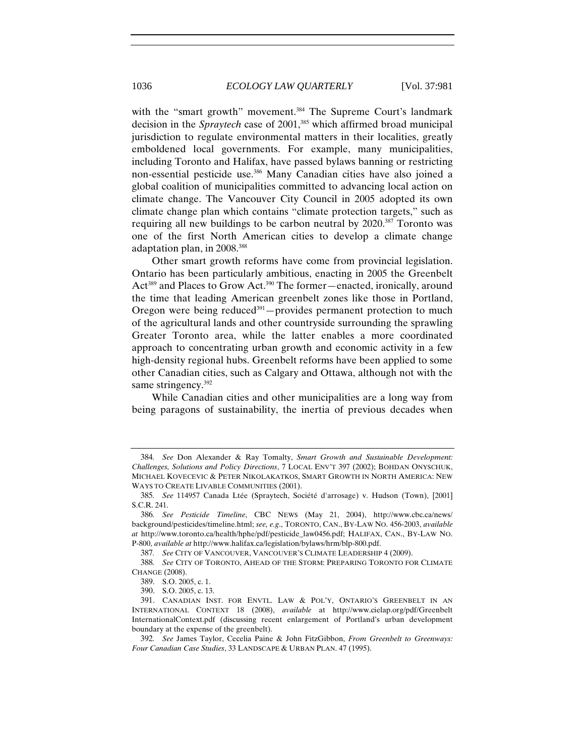with the "smart growth" movement.[384] The Supreme Court's landmark decision in the *Spraytech* case of 2001,[385] which affirmed broad municipal jurisdiction to regulate environmental matters in their localities, greatly emboldened local governments. For example, many municipalities, including Toronto and Halifax, have passed bylaws banning or restricting non-essential pesticide use.[386] Many Canadian cities have also joined a global coalition of municipalities committed to advancing local action on climate change. The Vancouver City Council in 2005 adopted its own climate change plan which contains "climate protection targets," such as requiring all new buildings to be carbon neutral by 2020.[387] Toronto was one of the first North American cities to develop a climate change adaptation plan, in 2008.[388]

Other smart growth reforms have come from provincial legislation. Ontario has been particularly ambitious, enacting in 2005 the Greenbelt Act[389] and Places to Grow Act.[390] The former—enacted, ironically, around the time that leading American greenbelt zones like those in Portland, Oregon were being reduced[391]—provides permanent protection to much of the agricultural lands and other countryside surrounding the sprawling Greater Toronto area, while the latter enables a more coordinated approach to concentrating urban growth and economic activity in a few high-density regional hubs. Greenbelt reforms have been applied to some other Canadian cities, such as Calgary and Ottawa, although not with the same stringency.[392]

While Canadian cities and other municipalities are a long way from being paragons of sustainability, the inertia of previous decades when

---

384. *See* Don Alexander & Ray Tomalty, *Smart Growth and Sustainable Development: Challenges, Solutions and Policy Directions*, 7 LOCAL ENV'T 397 (2002); BOHDAN ONYSCHUK, MICHAEL KOVECEVIC & PETER NIKOLAKATKOS, SMART GROWTH IN NORTH AMERICA: NEW WAYS TO CREATE LIVABLE COMMUNITIES (2001).

385. *See* 114957 Canada Ltée (Spraytech, Société d'arrosage) v. Hudson (Town), [2001] S.C.R. 241.

386. *See Pesticide Timeline*, CBC NEWS (May 21, 2004), http://www.cbc.ca/news/background/pesticides/timeline.html; *see, e.g*., TORONTO, CAN., BY-LAW NO. 456-2003, *available at* http://www.toronto.ca/health/hphe/pdf/pesticide_law0456.pdf; HALIFAX, CAN., BY-LAW NO. P-800, *available at* http://www.halifax.ca/legislation/bylaws/hrm/blp-800.pdf.

387. *See* CITY OF VANCOUVER, VANCOUVER'S CLIMATE LEADERSHIP 4 (2009).

388. *See* CITY OF TORONTO, AHEAD OF THE STORM: PREPARING TORONTO FOR CLIMATE CHANGE (2008).

389. S.O. 2005, c. 1.

390. S.O. 2005, c. 13.

391. CANADIAN INST. FOR ENVTL. LAW & POL'Y, ONTARIO'S GREENBELT IN AN INTERNATIONAL CONTEXT 18 (2008), *available* at http://www.cielap.org/pdf/Greenbelt InternationalContext.pdf (discussing recent enlargement of Portland's urban development boundary at the expense of the greenbelt).

392. *See* James Taylor, Cecelia Paine & John FitzGibbon, *From Greenbelt to Greenways: Four Canadian Case Studies*, 33 LANDSCAPE & URBAN PLAN. 47 (1995).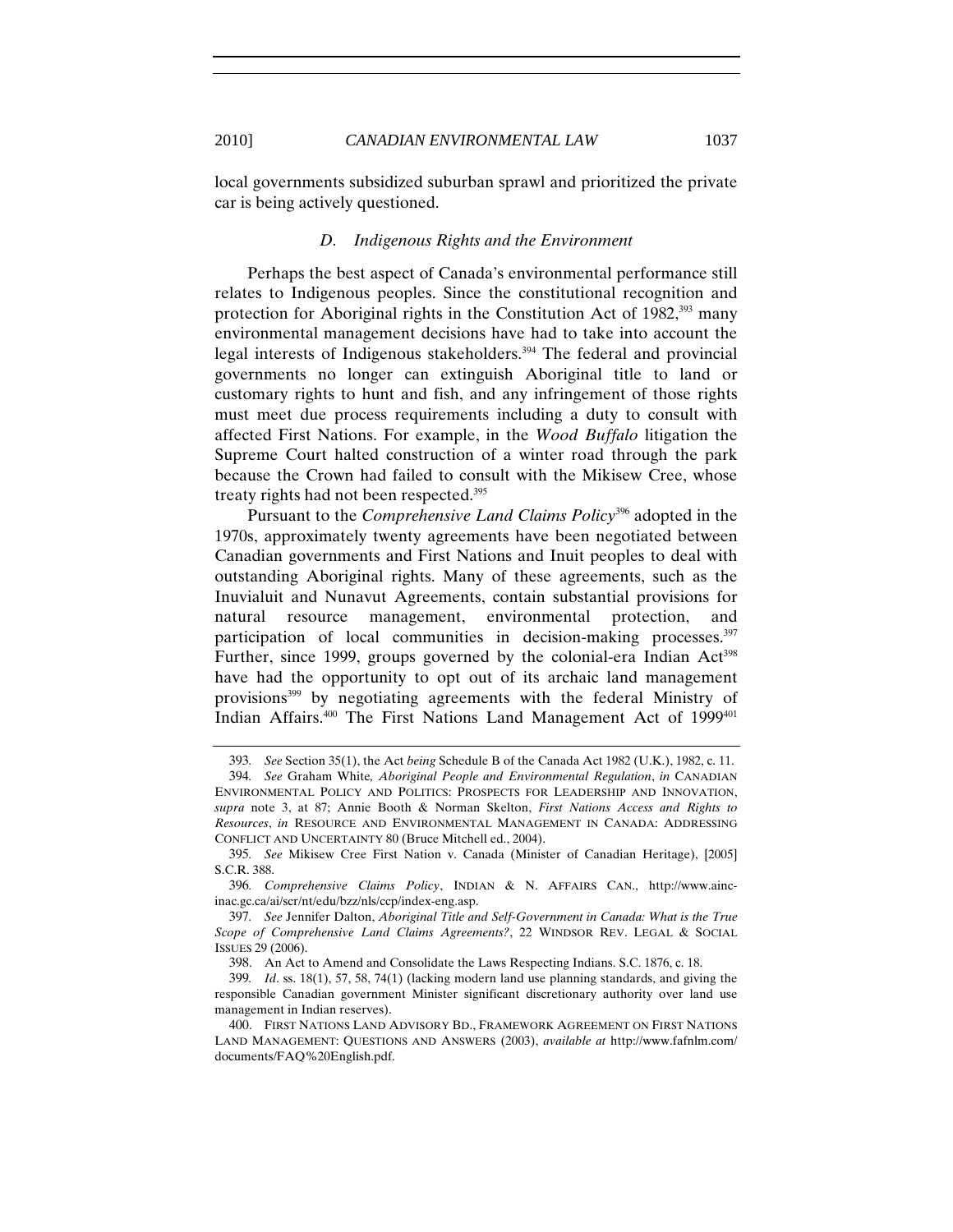local governments subsidized suburban sprawl and prioritized the private car is being actively questioned.

### *D. Indigenous Rights and the Environment*

Perhaps the best aspect of Canada's environmental performance still relates to Indigenous peoples. Since the constitutional recognition and protection for Aboriginal rights in the Constitution Act of 1982,[393] many environmental management decisions have had to take into account the legal interests of Indigenous stakeholders.[394] The federal and provincial governments no longer can extinguish Aboriginal title to land or customary rights to hunt and fish, and any infringement of those rights must meet due process requirements including a duty to consult with affected First Nations. For example, in the *Wood Buffalo* litigation the Supreme Court halted construction of a winter road through the park because the Crown had failed to consult with the Mikisew Cree, whose treaty rights had not been respected.[395]

Pursuant to the *Comprehensive Land Claims Policy*[396] adopted in the 1970s, approximately twenty agreements have been negotiated between Canadian governments and First Nations and Inuit peoples to deal with outstanding Aboriginal rights. Many of these agreements, such as the Inuvialuit and Nunavut Agreements, contain substantial provisions for natural resource management, environmental protection, and participation of local communities in decision-making processes.[397] Further, since 1999, groups governed by the colonial-era Indian Act[398] have had the opportunity to opt out of its archaic land management provisions[399] by negotiating agreements with the federal Ministry of Indian Affairs.[400] The First Nations Land Management Act of 1999[401]

---

393. *See* Section 35(1), the Act *being* Schedule B of the Canada Act 1982 (U.K.), 1982, c. 11.

394. *See* Graham White, *Aboriginal People and Environmental Regulation*, *in* CANADIAN ENVIRONMENTAL POLICY AND POLITICS: PROSPECTS FOR LEADERSHIP AND INNOVATION, *supra* note 3, at 87; Annie Booth & Norman Skelton, *First Nations Access and Rights to Resources*, *in* RESOURCE AND ENVIRONMENTAL MANAGEMENT IN CANADA: ADDRESSING CONFLICT AND UNCERTAINTY 80 (Bruce Mitchell ed., 2004).

395. *See* Mikisew Cree First Nation v. Canada (Minister of Canadian Heritage), [2005] S.C.R. 388.

396. *Comprehensive Claims Policy*, INDIAN & N. AFFAIRS CAN., http://www.ainc-inac.gc.ca/ai/scr/nt/edu/bzz/nls/ccp/index-eng.asp.

397. *See* Jennifer Dalton, *Aboriginal Title and Self-Government in Canada: What is the True Scope of Comprehensive Land Claims Agreements?*, 22 WINDSOR REV. LEGAL & SOCIAL ISSUES 29 (2006).

398. An Act to Amend and Consolidate the Laws Respecting Indians. S.C. 1876, c. 18.

399. *Id*. ss. 18(1), 57, 58, 74(1) (lacking modern land use planning standards, and giving the responsible Canadian government Minister significant discretionary authority over land use management in Indian reserves).

400. FIRST NATIONS LAND ADVISORY BD., FRAMEWORK AGREEMENT ON FIRST NATIONS LAND MANAGEMENT: QUESTIONS AND ANSWERS (2003), *available at* http://www.fafnlm.com/documents/FAQ%20English.pdf.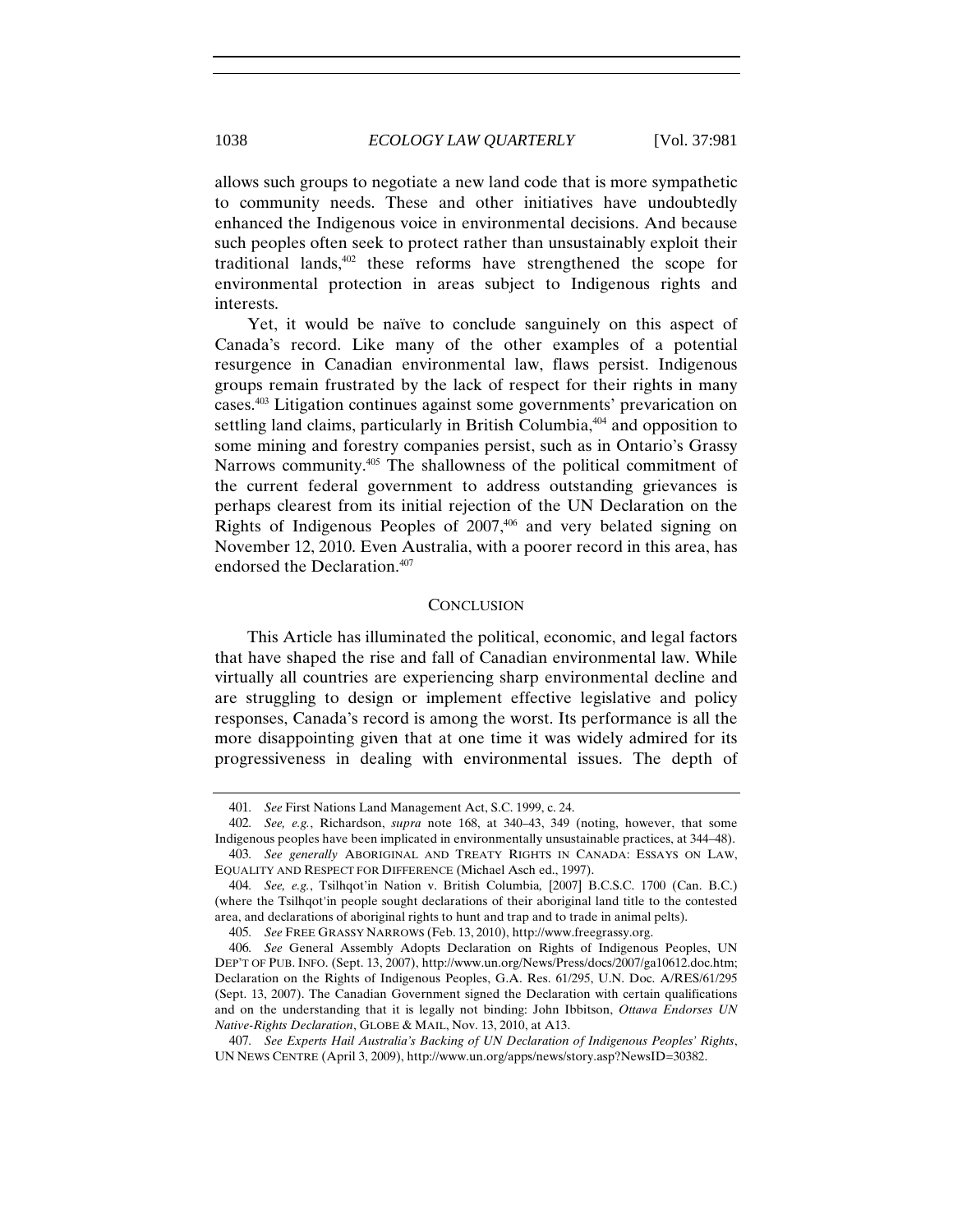allows such groups to negotiate a new land code that is more sympathetic to community needs. These and other initiatives have undoubtedly enhanced the Indigenous voice in environmental decisions. And because such peoples often seek to protect rather than unsustainably exploit their traditional lands,[402] these reforms have strengthened the scope for environmental protection in areas subject to Indigenous rights and interests.

Yet, it would be naïve to conclude sanguinely on this aspect of Canada's record. Like many of the other examples of a potential resurgence in Canadian environmental law, flaws persist. Indigenous groups remain frustrated by the lack of respect for their rights in many cases.[403] Litigation continues against some governments' prevarication on settling land claims, particularly in British Columbia,[404] and opposition to some mining and forestry companies persist, such as in Ontario's Grassy Narrows community.[405] The shallowness of the political commitment of the current federal government to address outstanding grievances is perhaps clearest from its initial rejection of the UN Declaration on the Rights of Indigenous Peoples of 2007,[406] and very belated signing on November 12, 2010. Even Australia, with a poorer record in this area, has endorsed the Declaration.[407]

## CONCLUSION

This Article has illuminated the political, economic, and legal factors that have shaped the rise and fall of Canadian environmental law. While virtually all countries are experiencing sharp environmental decline and are struggling to design or implement effective legislative and policy responses, Canada's record is among the worst. Its performance is all the more disappointing given that at one time it was widely admired for its progressiveness in dealing with environmental issues. The depth of

---

401. *See* First Nations Land Management Act, S.C. 1999, c. 24.

402. *See, e.g.*, Richardson, *supra* note 168, at 340–43, 349 (noting, however, that some Indigenous peoples have been implicated in environmentally unsustainable practices, at 344–48).

403. *See generally* ABORIGINAL AND TREATY RIGHTS IN CANADA: ESSAYS ON LAW, EQUALITY AND RESPECT FOR DIFFERENCE (Michael Asch ed., 1997).

404. *See, e.g.*, Tsilhqot'in Nation v. British Columbia*,* [2007] B.C.S.C. 1700 (Can. B.C.) (where the Tsilhqot'in people sought declarations of their aboriginal land title to the contested area, and declarations of aboriginal rights to hunt and trap and to trade in animal pelts).

405. *See* FREE GRASSY NARROWS (Feb. 13, 2010), http://www.freegrassy.org.

406. *See* General Assembly Adopts Declaration on Rights of Indigenous Peoples, UN DEP'T OF PUB. INFO. (Sept. 13, 2007), http://www.un.org/News/Press/docs/2007/ga10612.doc.htm; Declaration on the Rights of Indigenous Peoples, G.A. Res. 61/295, U.N. Doc. A/RES/61/295 (Sept. 13, 2007). The Canadian Government signed the Declaration with certain qualifications and on the understanding that it is legally not binding: John Ibbitson, *Ottawa Endorses UN Native-Rights Declaration*, GLOBE & MAIL, Nov. 13, 2010, at A13.

407. *See Experts Hail Australia's Backing of UN Declaration of Indigenous Peoples' Rights*, UN NEWS CENTRE (April 3, 2009), http://www.un.org/apps/news/story.asp?NewsID=30382.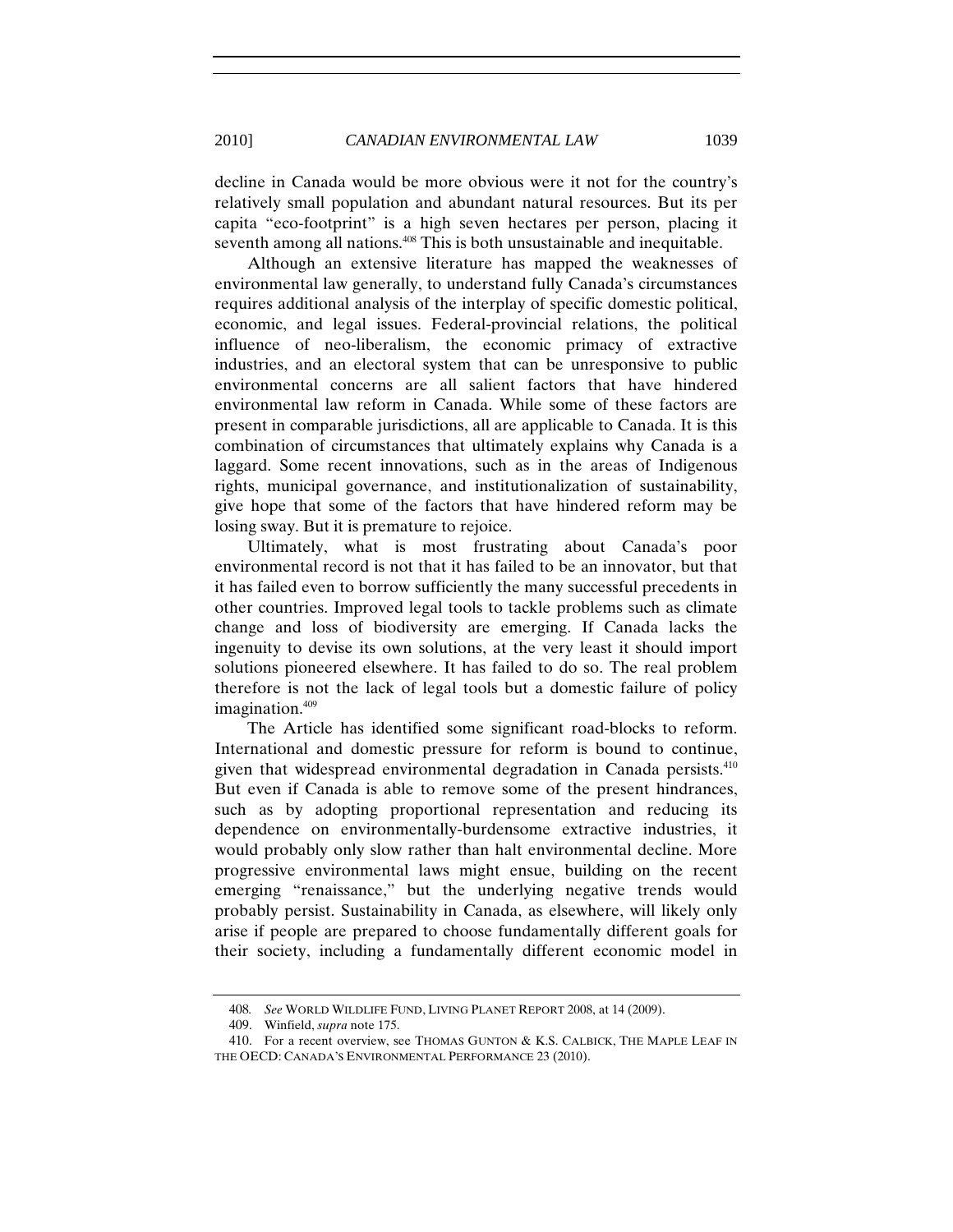decline in Canada would be more obvious were it not for the country's relatively small population and abundant natural resources. But its per capita "eco-footprint" is a high seven hectares per person, placing it seventh among all nations.[408] This is both unsustainable and inequitable.

Although an extensive literature has mapped the weaknesses of environmental law generally, to understand fully Canada's circumstances requires additional analysis of the interplay of specific domestic political, economic, and legal issues. Federal-provincial relations, the political influence of neo-liberalism, the economic primacy of extractive industries, and an electoral system that can be unresponsive to public environmental concerns are all salient factors that have hindered environmental law reform in Canada. While some of these factors are present in comparable jurisdictions, all are applicable to Canada. It is this combination of circumstances that ultimately explains why Canada is a laggard. Some recent innovations, such as in the areas of Indigenous rights, municipal governance, and institutionalization of sustainability, give hope that some of the factors that have hindered reform may be losing sway. But it is premature to rejoice.

Ultimately, what is most frustrating about Canada's poor environmental record is not that it has failed to be an innovator, but that it has failed even to borrow sufficiently the many successful precedents in other countries. Improved legal tools to tackle problems such as climate change and loss of biodiversity are emerging. If Canada lacks the ingenuity to devise its own solutions, at the very least it should import solutions pioneered elsewhere. It has failed to do so. The real problem therefore is not the lack of legal tools but a domestic failure of policy imagination.[409]

The Article has identified some significant road-blocks to reform. International and domestic pressure for reform is bound to continue, given that widespread environmental degradation in Canada persists.[410] But even if Canada is able to remove some of the present hindrances, such as by adopting proportional representation and reducing its dependence on environmentally-burdensome extractive industries, it would probably only slow rather than halt environmental decline. More progressive environmental laws might ensue, building on the recent emerging "renaissance," but the underlying negative trends would probably persist. Sustainability in Canada, as elsewhere, will likely only arise if people are prepared to choose fundamentally different goals for their society, including a fundamentally different economic model in

---

408. *See* WORLD WILDLIFE FUND, LIVING PLANET REPORT 2008, at 14 (2009).

409. Winfield, *supra* note 175.

410. For a recent overview, see THOMAS GUNTON & K.S. CALBICK, THE MAPLE LEAF IN THE OECD: CANADA'S ENVIRONMENTAL PERFORMANCE 23 (2010).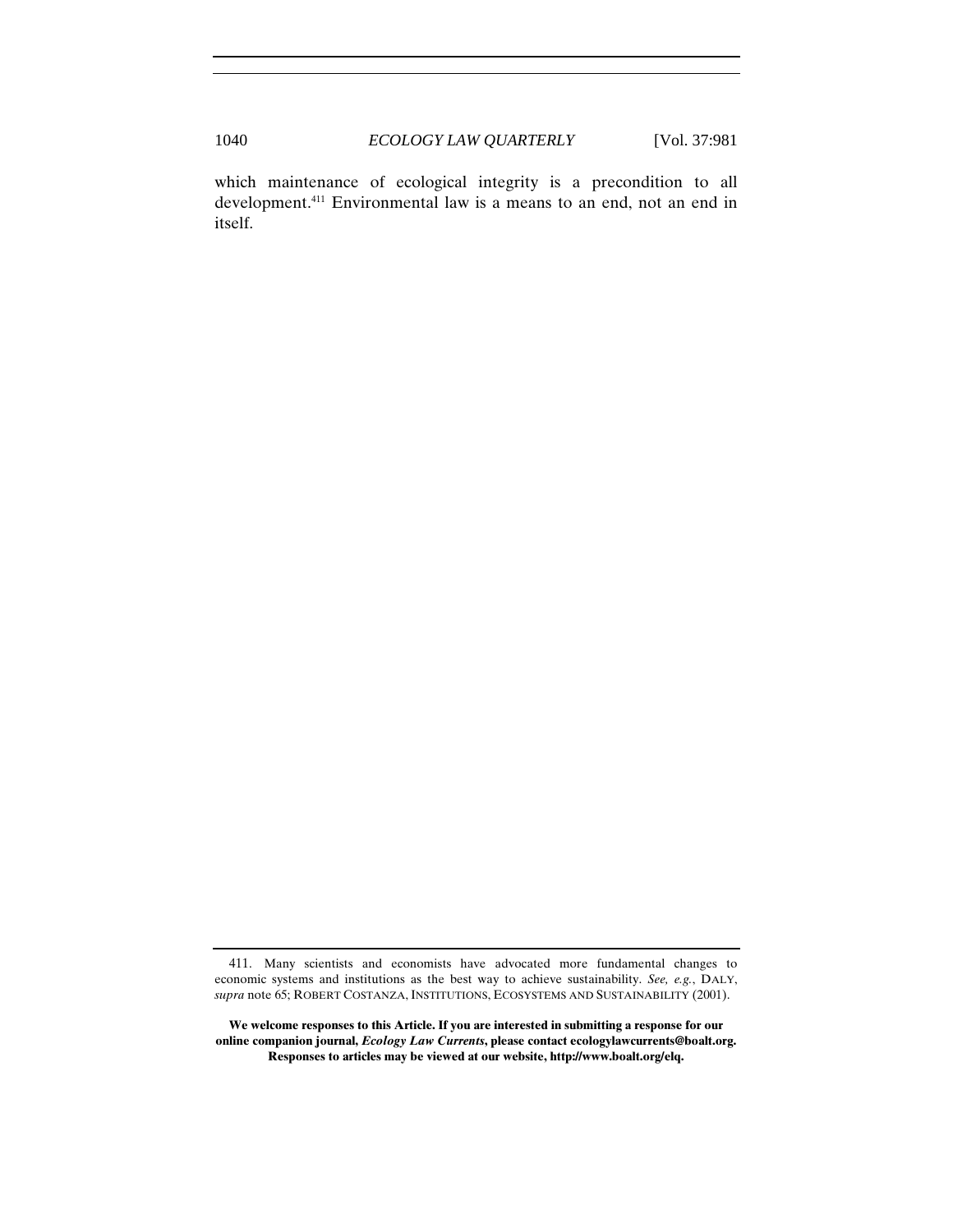which maintenance of ecological integrity is a precondition to all development.[411] Environmental law is a means to an end, not an end in itself.

---

411. Many scientists and economists have advocated more fundamental changes to economic systems and institutions as the best way to achieve sustainability. *See, e.g.*, DALY, *supra* note 65; ROBERT COSTANZA, INSTITUTIONS, ECOSYSTEMS AND SUSTAINABILITY (2001).

**We welcome responses to this Article. If you are interested in submitting a response for our online companion journal, *Ecology Law Currents*, please contact ecologylawcurrents@boalt.org. Responses to articles may be viewed at our website, http://www.boalt.org/elq.**